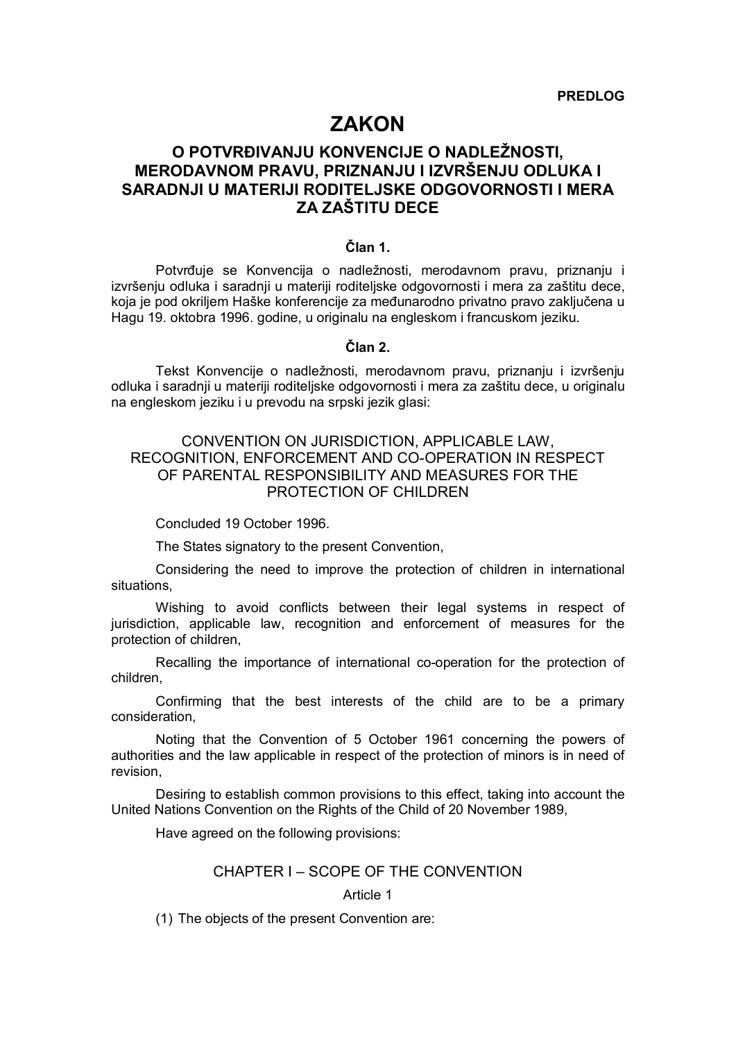**PREDLOG**

# ZAKON

## O POTVRĐIVANJU KONVENCIJE O NADLEŽNOSTI, MERODAVNOM PRAVU, PRIZNANJU I IZVRŠENJU ODLUKA I SARADNJI U MATERIJI RODITELJSKE ODGOVORNOSTI I MERA ZA ZAŠTITU DECE

### Član 1.

Potvrđuje se Konvencija o nadležnosti, merodavnom pravu, priznanju i izvršenju odluka i saradnji u materiji roditeljske odgovornosti i mera za zaštitu dece, koja je pod okriljem Haške konferencije za međunarodno privatno pravo zaključena u Hagu 19. oktobra 1996. godine, u originalu na engleskom i francuskom jeziku.

### Član 2.

Tekst Konvencije o nadležnosti, merodavnom pravu, priznanju i izvršenju odluka i saradnji u materiji roditeljske odgovornosti i mera za zaštitu dece, u originalu na engleskom jeziku i u prevodu na srpski jezik glasi:

## CONVENTION ON JURISDICTION, APPLICABLE LAW, RECOGNITION, ENFORCEMENT AND CO-OPERATION IN RESPECT OF PARENTAL RESPONSIBILITY AND MEASURES FOR THE PROTECTION OF CHILDREN

Concluded 19 October 1996.

The States signatory to the present Convention,

Considering the need to improve the protection of children in international situations,

Wishing to avoid conflicts between their legal systems in respect of jurisdiction, applicable law, recognition and enforcement of measures for the protection of children,

Recalling the importance of international co-operation for the protection of children,

Confirming that the best interests of the child are to be a primary consideration,

Noting that the Convention of 5 October 1961 concerning the powers of authorities and the law applicable in respect of the protection of minors is in need of revision,

Desiring to establish common provisions to this effect, taking into account the United Nations Convention on the Rights of the Child of 20 November 1989,

Have agreed on the following provisions:

### CHAPTER I – SCOPE OF THE CONVENTION

#### Article 1

(1) The objects of the present Convention are: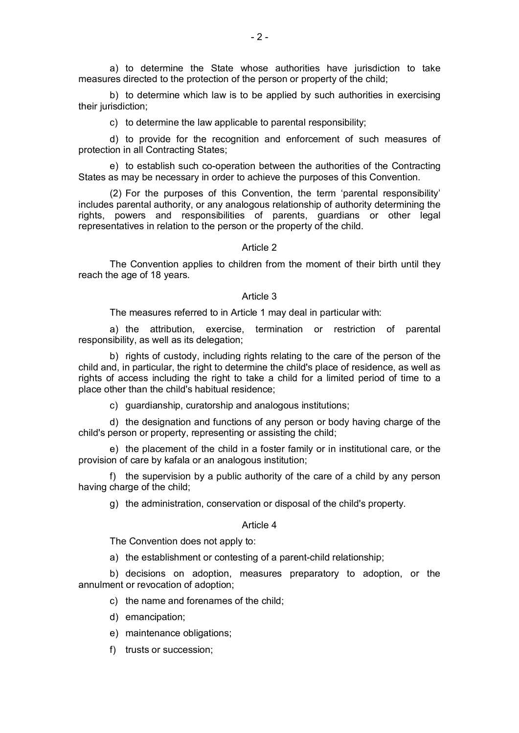a) to determine the State whose authorities have jurisdiction to take measures directed to the protection of the person or property of the child;

b) to determine which law is to be applied by such authorities in exercising their jurisdiction;

c) to determine the law applicable to parental responsibility;

d) to provide for the recognition and enforcement of such measures of protection in all Contracting States;

e) to establish such co-operation between the authorities of the Contracting States as may be necessary in order to achieve the purposes of this Convention.

(2) For the purposes of this Convention, the term 'parental responsibility' includes parental authority, or any analogous relationship of authority determining the rights, powers and responsibilities of parents, guardians or other legal representatives in relation to the person or the property of the child.

Article 2

The Convention applies to children from the moment of their birth until they reach the age of 18 years.

Article 3

The measures referred to in Article 1 may deal in particular with:

a) the attribution, exercise, termination or restriction of parental responsibility, as well as its delegation;

b) rights of custody, including rights relating to the care of the person of the child and, in particular, the right to determine the child's place of residence, as well as rights of access including the right to take a child for a limited period of time to a place other than the child's habitual residence;

c) guardianship, curatorship and analogous institutions;

d) the designation and functions of any person or body having charge of the child's person or property, representing or assisting the child;

e) the placement of the child in a foster family or in institutional care, or the provision of care by kafala or an analogous institution;

f) the supervision by a public authority of the care of a child by any person having charge of the child;

g) the administration, conservation or disposal of the child's property.

Article 4

The Convention does not apply to:

a) the establishment or contesting of a parent-child relationship;

b) decisions on adoption, measures preparatory to adoption, or the annulment or revocation of adoption;

c) the name and forenames of the child;

d) emancipation;

e) maintenance obligations;

f) trusts or succession;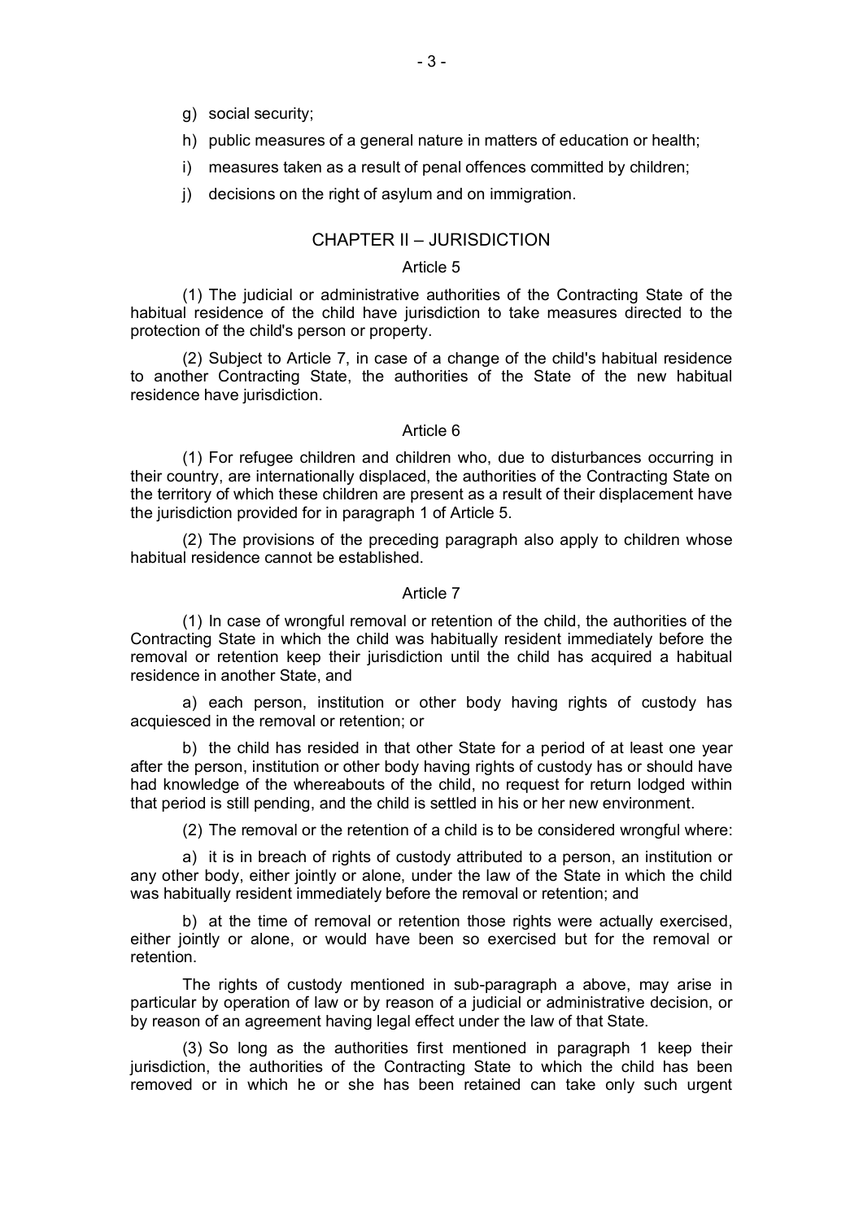g) social security;

h) public measures of a general nature in matters of education or health;

i) measures taken as a result of penal offences committed by children;

j) decisions on the right of asylum and on immigration.

## CHAPTER II – JURISDICTION

### Article 5

(1) The judicial or administrative authorities of the Contracting State of the habitual residence of the child have jurisdiction to take measures directed to the protection of the child's person or property.

(2) Subject to Article 7, in case of a change of the child's habitual residence to another Contracting State, the authorities of the State of the new habitual residence have jurisdiction.

### Article 6

(1) For refugee children and children who, due to disturbances occurring in their country, are internationally displaced, the authorities of the Contracting State on the territory of which these children are present as a result of their displacement have the jurisdiction provided for in paragraph 1 of Article 5.

(2) The provisions of the preceding paragraph also apply to children whose habitual residence cannot be established.

### Article 7

(1) In case of wrongful removal or retention of the child, the authorities of the Contracting State in which the child was habitually resident immediately before the removal or retention keep their jurisdiction until the child has acquired a habitual residence in another State, and

a) each person, institution or other body having rights of custody has acquiesced in the removal or retention; or

b) the child has resided in that other State for a period of at least one year after the person, institution or other body having rights of custody has or should have had knowledge of the whereabouts of the child, no request for return lodged within that period is still pending, and the child is settled in his or her new environment.

(2) The removal or the retention of a child is to be considered wrongful where:

a) it is in breach of rights of custody attributed to a person, an institution or any other body, either jointly or alone, under the law of the State in which the child was habitually resident immediately before the removal or retention; and

b) at the time of removal or retention those rights were actually exercised, either jointly or alone, or would have been so exercised but for the removal or retention.

The rights of custody mentioned in sub-paragraph a above, may arise in particular by operation of law or by reason of a judicial or administrative decision, or by reason of an agreement having legal effect under the law of that State.

(3) So long as the authorities first mentioned in paragraph 1 keep their jurisdiction, the authorities of the Contracting State to which the child has been removed or in which he or she has been retained can take only such urgent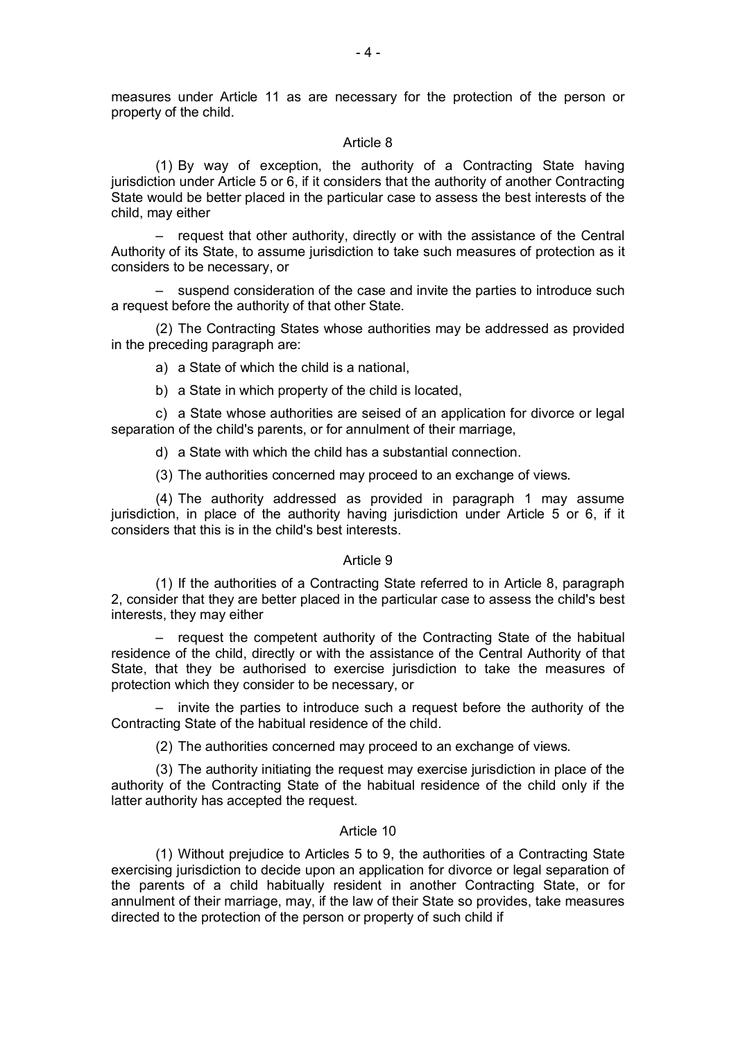measures under Article 11 as are necessary for the protection of the person or property of the child.

### Article 8

(1) By way of exception, the authority of a Contracting State having jurisdiction under Article 5 or 6, if it considers that the authority of another Contracting State would be better placed in the particular case to assess the best interests of the child, may either

– request that other authority, directly or with the assistance of the Central Authority of its State, to assume jurisdiction to take such measures of protection as it considers to be necessary, or

– suspend consideration of the case and invite the parties to introduce such a request before the authority of that other State.

(2) The Contracting States whose authorities may be addressed as provided in the preceding paragraph are:

a) a State of which the child is a national,

b) a State in which property of the child is located,

c) a State whose authorities are seised of an application for divorce or legal separation of the child's parents, or for annulment of their marriage,

d) a State with which the child has a substantial connection.

(3) The authorities concerned may proceed to an exchange of views.

(4) The authority addressed as provided in paragraph 1 may assume jurisdiction, in place of the authority having jurisdiction under Article 5 or 6, if it considers that this is in the child's best interests.

### Article 9

(1) If the authorities of a Contracting State referred to in Article 8, paragraph 2, consider that they are better placed in the particular case to assess the child's best interests, they may either

– request the competent authority of the Contracting State of the habitual residence of the child, directly or with the assistance of the Central Authority of that State, that they be authorised to exercise jurisdiction to take the measures of protection which they consider to be necessary, or

– invite the parties to introduce such a request before the authority of the Contracting State of the habitual residence of the child.

(2) The authorities concerned may proceed to an exchange of views.

(3) The authority initiating the request may exercise jurisdiction in place of the authority of the Contracting State of the habitual residence of the child only if the latter authority has accepted the request.

### Article 10

(1) Without prejudice to Articles 5 to 9, the authorities of a Contracting State exercising jurisdiction to decide upon an application for divorce or legal separation of the parents of a child habitually resident in another Contracting State, or for annulment of their marriage, may, if the law of their State so provides, take measures directed to the protection of the person or property of such child if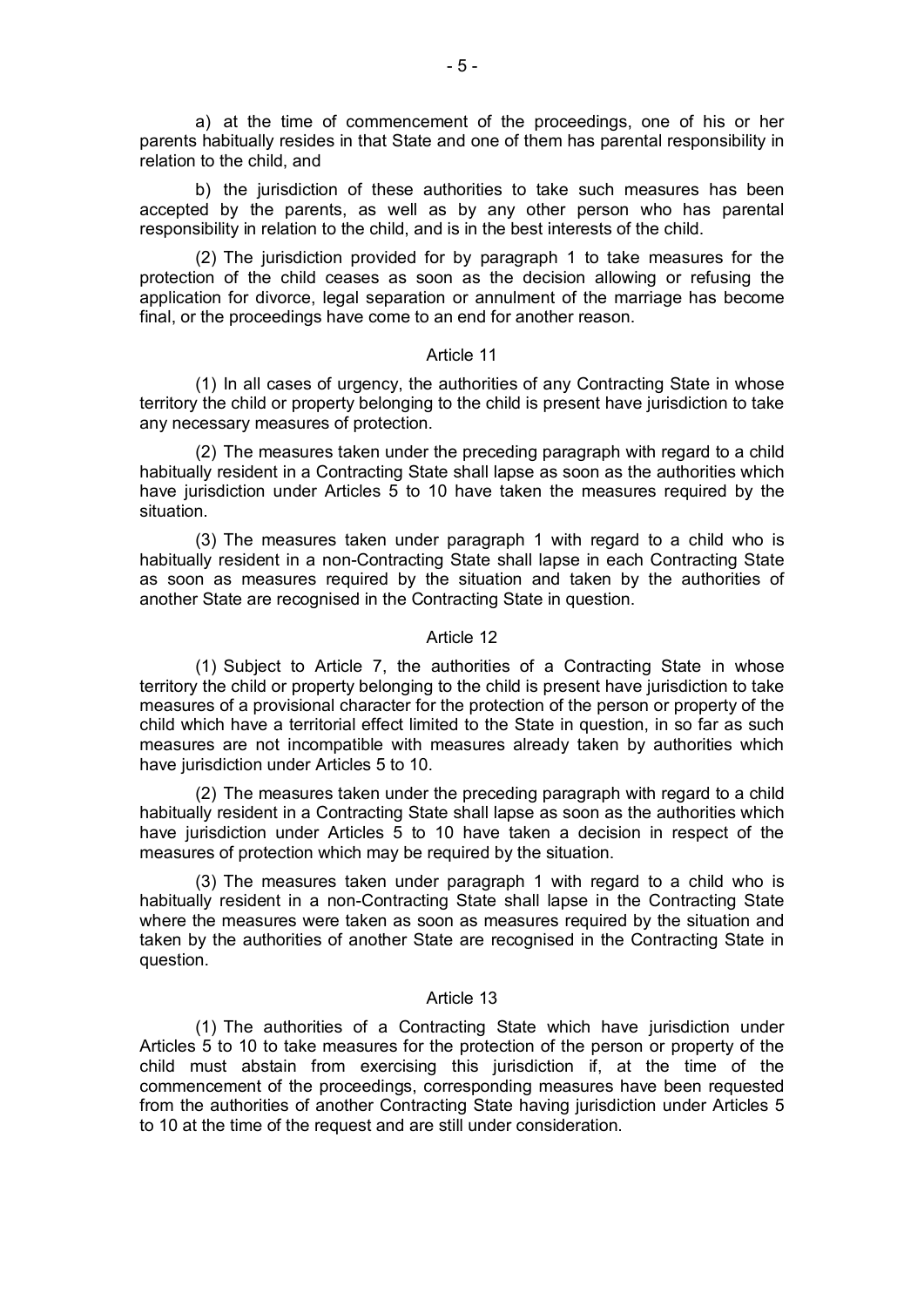a) at the time of commencement of the proceedings, one of his or her parents habitually resides in that State and one of them has parental responsibility in relation to the child, and

b) the jurisdiction of these authorities to take such measures has been accepted by the parents, as well as by any other person who has parental responsibility in relation to the child, and is in the best interests of the child.

(2) The jurisdiction provided for by paragraph 1 to take measures for the protection of the child ceases as soon as the decision allowing or refusing the application for divorce, legal separation or annulment of the marriage has become final, or the proceedings have come to an end for another reason.

Article 11

(1) In all cases of urgency, the authorities of any Contracting State in whose territory the child or property belonging to the child is present have jurisdiction to take any necessary measures of protection.

(2) The measures taken under the preceding paragraph with regard to a child habitually resident in a Contracting State shall lapse as soon as the authorities which have jurisdiction under Articles 5 to 10 have taken the measures required by the situation.

(3) The measures taken under paragraph 1 with regard to a child who is habitually resident in a non-Contracting State shall lapse in each Contracting State as soon as measures required by the situation and taken by the authorities of another State are recognised in the Contracting State in question.

Article 12

(1) Subject to Article 7, the authorities of a Contracting State in whose territory the child or property belonging to the child is present have jurisdiction to take measures of a provisional character for the protection of the person or property of the child which have a territorial effect limited to the State in question, in so far as such measures are not incompatible with measures already taken by authorities which have jurisdiction under Articles 5 to 10.

(2) The measures taken under the preceding paragraph with regard to a child habitually resident in a Contracting State shall lapse as soon as the authorities which have jurisdiction under Articles 5 to 10 have taken a decision in respect of the measures of protection which may be required by the situation.

(3) The measures taken under paragraph 1 with regard to a child who is habitually resident in a non-Contracting State shall lapse in the Contracting State where the measures were taken as soon as measures required by the situation and taken by the authorities of another State are recognised in the Contracting State in question.

Article 13

(1) The authorities of a Contracting State which have jurisdiction under Articles 5 to 10 to take measures for the protection of the person or property of the child must abstain from exercising this jurisdiction if, at the time of the commencement of the proceedings, corresponding measures have been requested from the authorities of another Contracting State having jurisdiction under Articles 5 to 10 at the time of the request and are still under consideration.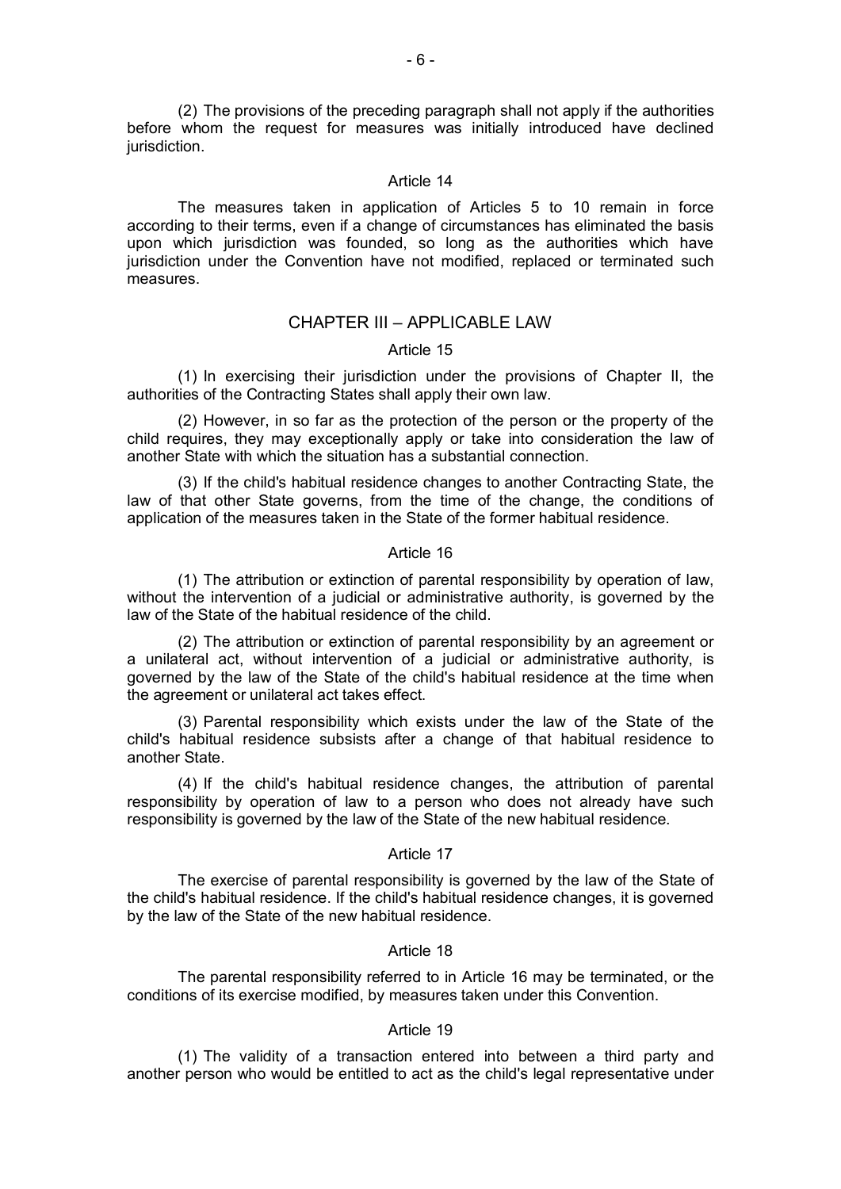(2) The provisions of the preceding paragraph shall not apply if the authorities before whom the request for measures was initially introduced have declined jurisdiction.

### Article 14

The measures taken in application of Articles 5 to 10 remain in force according to their terms, even if a change of circumstances has eliminated the basis upon which jurisdiction was founded, so long as the authorities which have jurisdiction under the Convention have not modified, replaced or terminated such measures.

## CHAPTER III – APPLICABLE LAW

### Article 15

(1) In exercising their jurisdiction under the provisions of Chapter II, the authorities of the Contracting States shall apply their own law.

(2) However, in so far as the protection of the person or the property of the child requires, they may exceptionally apply or take into consideration the law of another State with which the situation has a substantial connection.

(3) If the child's habitual residence changes to another Contracting State, the law of that other State governs, from the time of the change, the conditions of application of the measures taken in the State of the former habitual residence.

### Article 16

(1) The attribution or extinction of parental responsibility by operation of law, without the intervention of a judicial or administrative authority, is governed by the law of the State of the habitual residence of the child.

(2) The attribution or extinction of parental responsibility by an agreement or a unilateral act, without intervention of a judicial or administrative authority, is governed by the law of the State of the child's habitual residence at the time when the agreement or unilateral act takes effect.

(3) Parental responsibility which exists under the law of the State of the child's habitual residence subsists after a change of that habitual residence to another State.

(4) If the child's habitual residence changes, the attribution of parental responsibility by operation of law to a person who does not already have such responsibility is governed by the law of the State of the new habitual residence.

### Article 17

The exercise of parental responsibility is governed by the law of the State of the child's habitual residence. If the child's habitual residence changes, it is governed by the law of the State of the new habitual residence.

### Article 18

The parental responsibility referred to in Article 16 may be terminated, or the conditions of its exercise modified, by measures taken under this Convention.

### Article 19

(1) The validity of a transaction entered into between a third party and another person who would be entitled to act as the child's legal representative under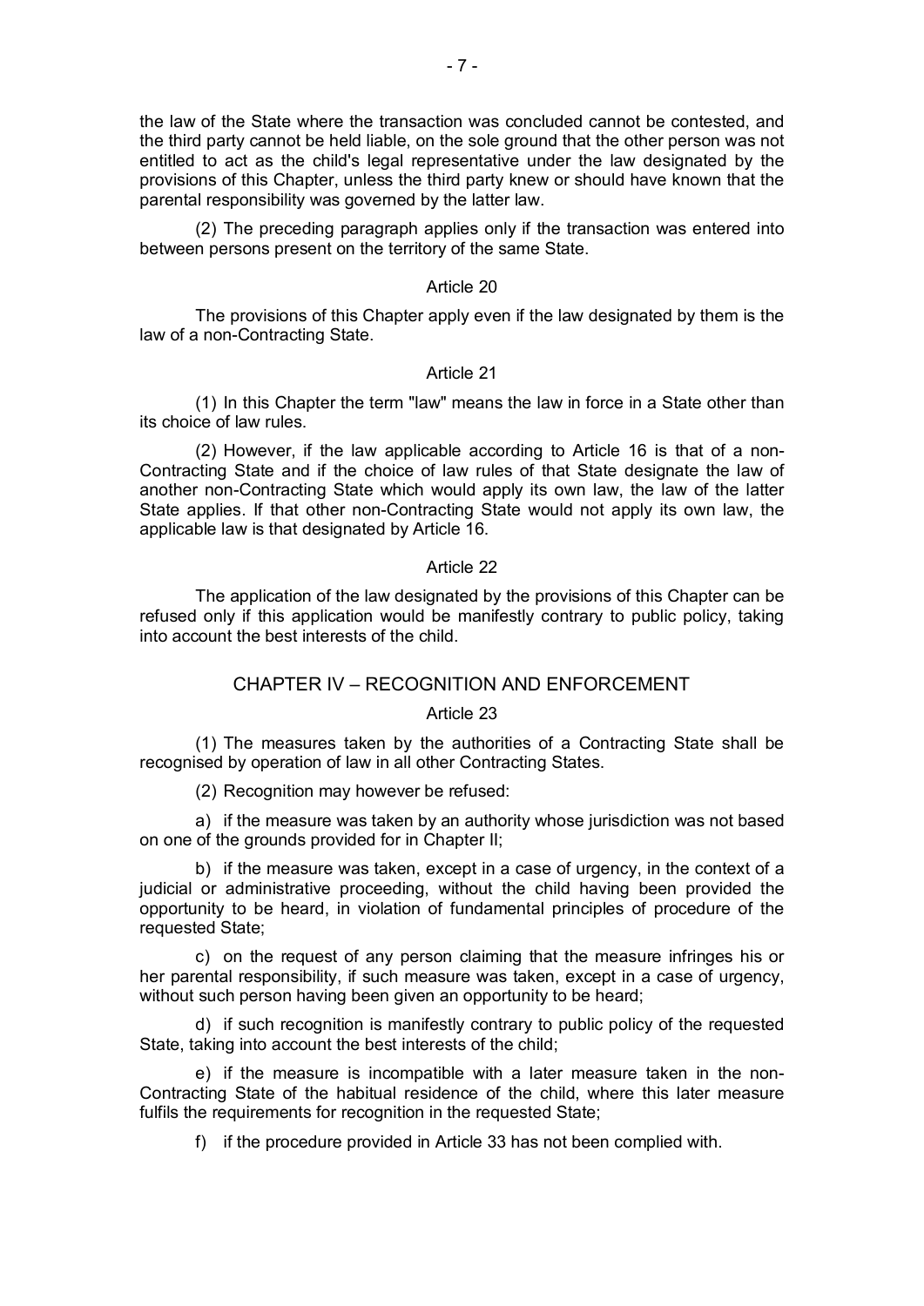the law of the State where the transaction was concluded cannot be contested, and the third party cannot be held liable, on the sole ground that the other person was not entitled to act as the child's legal representative under the law designated by the provisions of this Chapter, unless the third party knew or should have known that the parental responsibility was governed by the latter law.

(2) The preceding paragraph applies only if the transaction was entered into between persons present on the territory of the same State.

Article 20

The provisions of this Chapter apply even if the law designated by them is the law of a non-Contracting State.

Article 21

(1) In this Chapter the term "law" means the law in force in a State other than its choice of law rules.

(2) However, if the law applicable according to Article 16 is that of a non-Contracting State and if the choice of law rules of that State designate the law of another non-Contracting State which would apply its own law, the law of the latter State applies. If that other non-Contracting State would not apply its own law, the applicable law is that designated by Article 16.

Article 22

The application of the law designated by the provisions of this Chapter can be refused only if this application would be manifestly contrary to public policy, taking into account the best interests of the child.

## CHAPTER IV – RECOGNITION AND ENFORCEMENT

Article 23

(1) The measures taken by the authorities of a Contracting State shall be recognised by operation of law in all other Contracting States.

(2) Recognition may however be refused:

a) if the measure was taken by an authority whose jurisdiction was not based on one of the grounds provided for in Chapter II;

b) if the measure was taken, except in a case of urgency, in the context of a judicial or administrative proceeding, without the child having been provided the opportunity to be heard, in violation of fundamental principles of procedure of the requested State;

c) on the request of any person claiming that the measure infringes his or her parental responsibility, if such measure was taken, except in a case of urgency, without such person having been given an opportunity to be heard;

d) if such recognition is manifestly contrary to public policy of the requested State, taking into account the best interests of the child;

e) if the measure is incompatible with a later measure taken in the non-Contracting State of the habitual residence of the child, where this later measure fulfils the requirements for recognition in the requested State;

f) if the procedure provided in Article 33 has not been complied with.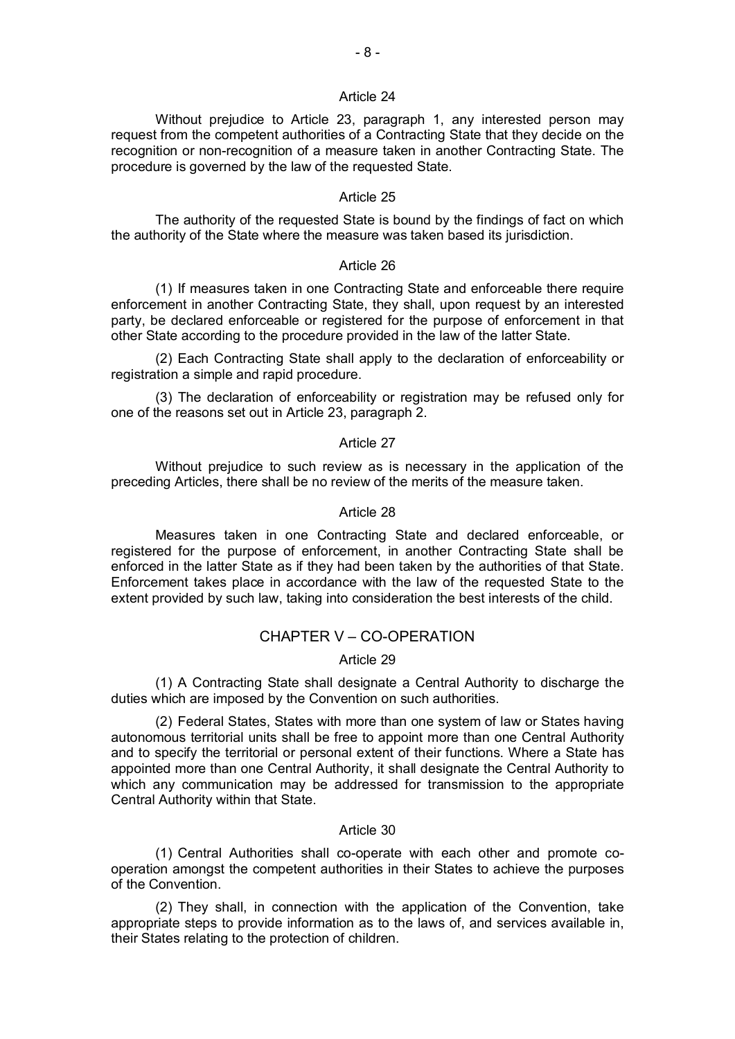### Article 24

Without prejudice to Article 23, paragraph 1, any interested person may request from the competent authorities of a Contracting State that they decide on the recognition or non-recognition of a measure taken in another Contracting State. The procedure is governed by the law of the requested State.

### Article 25

The authority of the requested State is bound by the findings of fact on which the authority of the State where the measure was taken based its jurisdiction.

### Article 26

(1) If measures taken in one Contracting State and enforceable there require enforcement in another Contracting State, they shall, upon request by an interested party, be declared enforceable or registered for the purpose of enforcement in that other State according to the procedure provided in the law of the latter State.

(2) Each Contracting State shall apply to the declaration of enforceability or registration a simple and rapid procedure.

(3) The declaration of enforceability or registration may be refused only for one of the reasons set out in Article 23, paragraph 2.

### Article 27

Without prejudice to such review as is necessary in the application of the preceding Articles, there shall be no review of the merits of the measure taken.

### Article 28

Measures taken in one Contracting State and declared enforceable, or registered for the purpose of enforcement, in another Contracting State shall be enforced in the latter State as if they had been taken by the authorities of that State. Enforcement takes place in accordance with the law of the requested State to the extent provided by such law, taking into consideration the best interests of the child.

## CHAPTER V – CO-OPERATION

### Article 29

(1) A Contracting State shall designate a Central Authority to discharge the duties which are imposed by the Convention on such authorities.

(2) Federal States, States with more than one system of law or States having autonomous territorial units shall be free to appoint more than one Central Authority and to specify the territorial or personal extent of their functions. Where a State has appointed more than one Central Authority, it shall designate the Central Authority to which any communication may be addressed for transmission to the appropriate Central Authority within that State.

### Article 30

(1) Central Authorities shall co-operate with each other and promote co-operation amongst the competent authorities in their States to achieve the purposes of the Convention.

(2) They shall, in connection with the application of the Convention, take appropriate steps to provide information as to the laws of, and services available in, their States relating to the protection of children.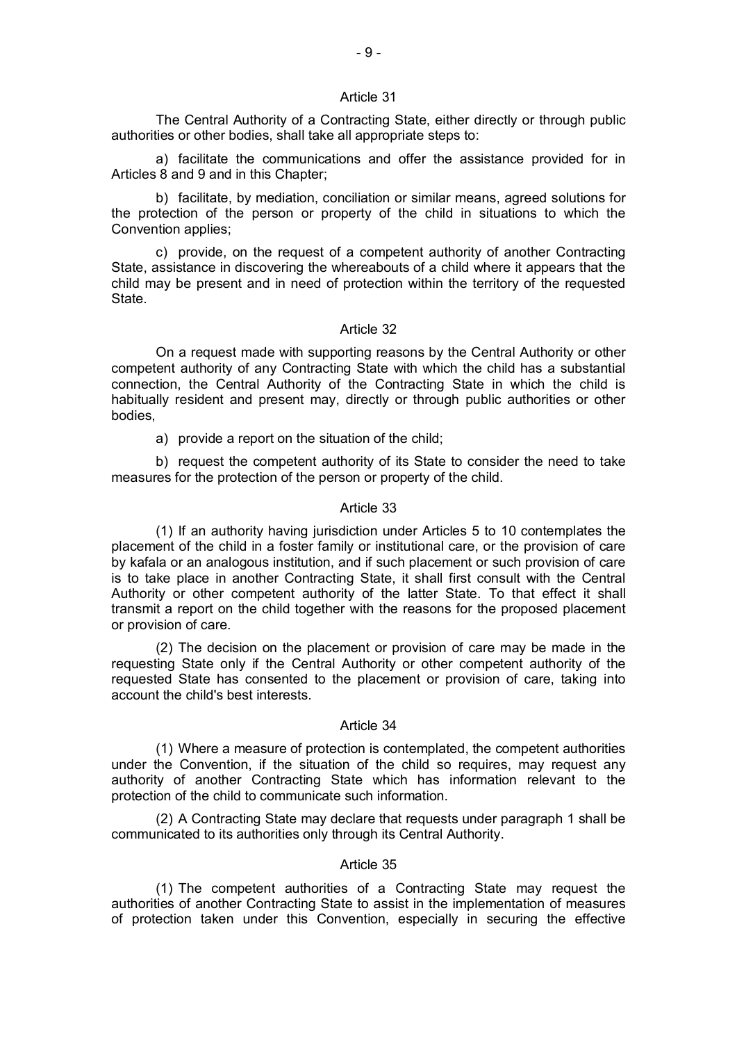### Article 31

The Central Authority of a Contracting State, either directly or through public authorities or other bodies, shall take all appropriate steps to:

a) facilitate the communications and offer the assistance provided for in Articles 8 and 9 and in this Chapter;

b) facilitate, by mediation, conciliation or similar means, agreed solutions for the protection of the person or property of the child in situations to which the Convention applies;

c) provide, on the request of a competent authority of another Contracting State, assistance in discovering the whereabouts of a child where it appears that the child may be present and in need of protection within the territory of the requested State.

### Article 32

On a request made with supporting reasons by the Central Authority or other competent authority of any Contracting State with which the child has a substantial connection, the Central Authority of the Contracting State in which the child is habitually resident and present may, directly or through public authorities or other bodies,

a) provide a report on the situation of the child;

b) request the competent authority of its State to consider the need to take measures for the protection of the person or property of the child.

### Article 33

(1) If an authority having jurisdiction under Articles 5 to 10 contemplates the placement of the child in a foster family or institutional care, or the provision of care by kafala or an analogous institution, and if such placement or such provision of care is to take place in another Contracting State, it shall first consult with the Central Authority or other competent authority of the latter State. To that effect it shall transmit a report on the child together with the reasons for the proposed placement or provision of care.

(2) The decision on the placement or provision of care may be made in the requesting State only if the Central Authority or other competent authority of the requested State has consented to the placement or provision of care, taking into account the child's best interests.

### Article 34

(1) Where a measure of protection is contemplated, the competent authorities under the Convention, if the situation of the child so requires, may request any authority of another Contracting State which has information relevant to the protection of the child to communicate such information.

(2) A Contracting State may declare that requests under paragraph 1 shall be communicated to its authorities only through its Central Authority.

### Article 35

(1) The competent authorities of a Contracting State may request the authorities of another Contracting State to assist in the implementation of measures of protection taken under this Convention, especially in securing the effective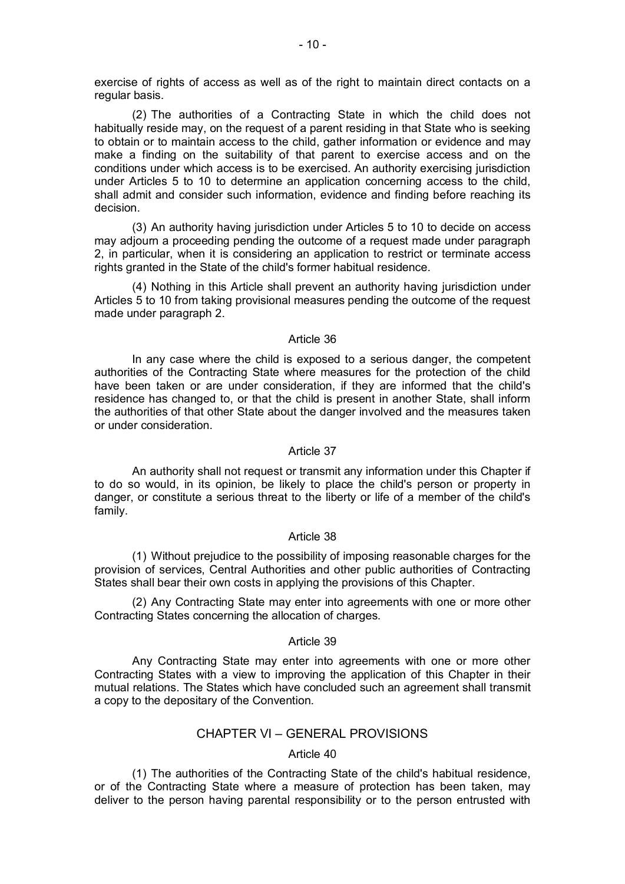exercise of rights of access as well as of the right to maintain direct contacts on a regular basis.

(2) The authorities of a Contracting State in which the child does not habitually reside may, on the request of a parent residing in that State who is seeking to obtain or to maintain access to the child, gather information or evidence and may make a finding on the suitability of that parent to exercise access and on the conditions under which access is to be exercised. An authority exercising jurisdiction under Articles 5 to 10 to determine an application concerning access to the child, shall admit and consider such information, evidence and finding before reaching its decision.

(3) An authority having jurisdiction under Articles 5 to 10 to decide on access may adjourn a proceeding pending the outcome of a request made under paragraph 2, in particular, when it is considering an application to restrict or terminate access rights granted in the State of the child's former habitual residence.

(4) Nothing in this Article shall prevent an authority having jurisdiction under Articles 5 to 10 from taking provisional measures pending the outcome of the request made under paragraph 2.

### Article 36

In any case where the child is exposed to a serious danger, the competent authorities of the Contracting State where measures for the protection of the child have been taken or are under consideration, if they are informed that the child's residence has changed to, or that the child is present in another State, shall inform the authorities of that other State about the danger involved and the measures taken or under consideration.

### Article 37

An authority shall not request or transmit any information under this Chapter if to do so would, in its opinion, be likely to place the child's person or property in danger, or constitute a serious threat to the liberty or life of a member of the child's family.

### Article 38

(1) Without prejudice to the possibility of imposing reasonable charges for the provision of services, Central Authorities and other public authorities of Contracting States shall bear their own costs in applying the provisions of this Chapter.

(2) Any Contracting State may enter into agreements with one or more other Contracting States concerning the allocation of charges.

### Article 39

Any Contracting State may enter into agreements with one or more other Contracting States with a view to improving the application of this Chapter in their mutual relations. The States which have concluded such an agreement shall transmit a copy to the depositary of the Convention.

## CHAPTER VI – GENERAL PROVISIONS

### Article 40

(1) The authorities of the Contracting State of the child's habitual residence, or of the Contracting State where a measure of protection has been taken, may deliver to the person having parental responsibility or to the person entrusted with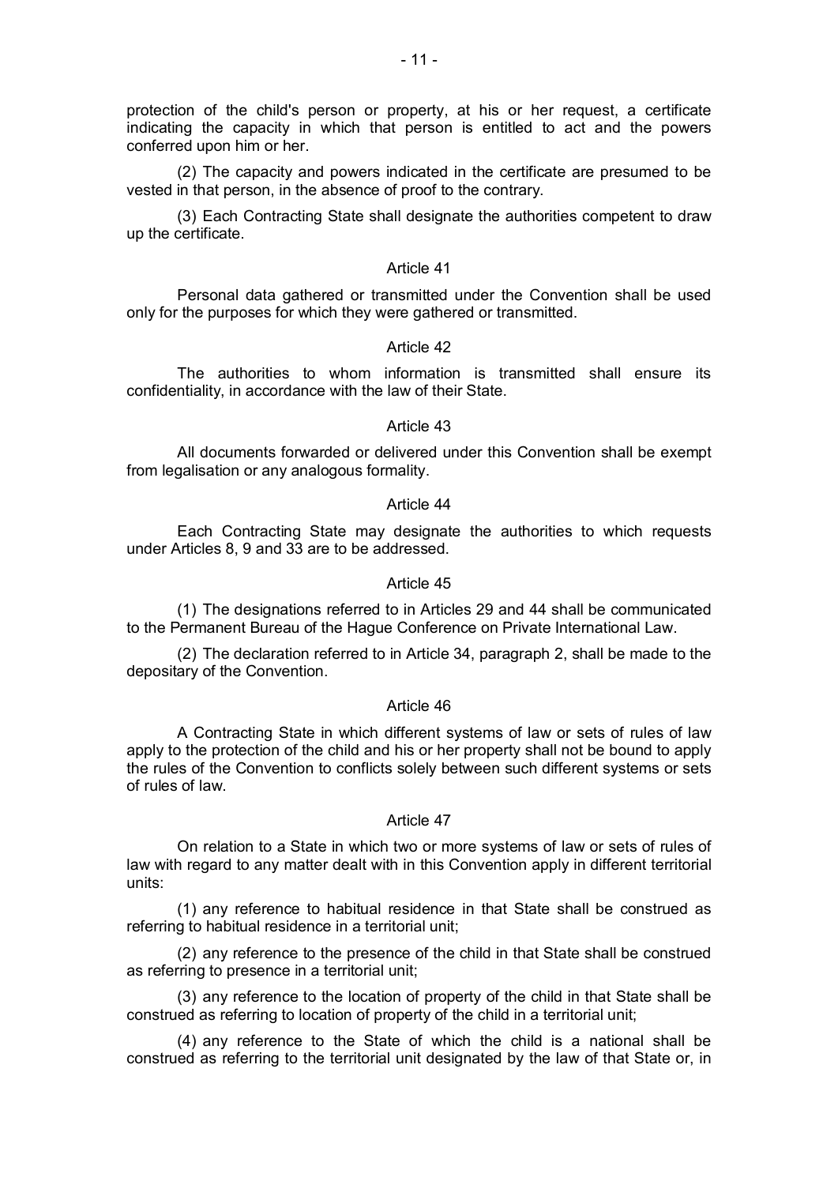protection of the child's person or property, at his or her request, a certificate indicating the capacity in which that person is entitled to act and the powers conferred upon him or her.

(2) The capacity and powers indicated in the certificate are presumed to be vested in that person, in the absence of proof to the contrary.

(3) Each Contracting State shall designate the authorities competent to draw up the certificate.

Article 41

Personal data gathered or transmitted under the Convention shall be used only for the purposes for which they were gathered or transmitted.

Article 42

The authorities to whom information is transmitted shall ensure its confidentiality, in accordance with the law of their State.

Article 43

All documents forwarded or delivered under this Convention shall be exempt from legalisation or any analogous formality.

Article 44

Each Contracting State may designate the authorities to which requests under Articles 8, 9 and 33 are to be addressed.

Article 45

(1) The designations referred to in Articles 29 and 44 shall be communicated to the Permanent Bureau of the Hague Conference on Private International Law.

(2) The declaration referred to in Article 34, paragraph 2, shall be made to the depositary of the Convention.

Article 46

A Contracting State in which different systems of law or sets of rules of law apply to the protection of the child and his or her property shall not be bound to apply the rules of the Convention to conflicts solely between such different systems or sets of rules of law.

Article 47

On relation to a State in which two or more systems of law or sets of rules of law with regard to any matter dealt with in this Convention apply in different territorial units:

(1) any reference to habitual residence in that State shall be construed as referring to habitual residence in a territorial unit;

(2) any reference to the presence of the child in that State shall be construed as referring to presence in a territorial unit;

(3) any reference to the location of property of the child in that State shall be construed as referring to location of property of the child in a territorial unit;

(4) any reference to the State of which the child is a national shall be construed as referring to the territorial unit designated by the law of that State or, in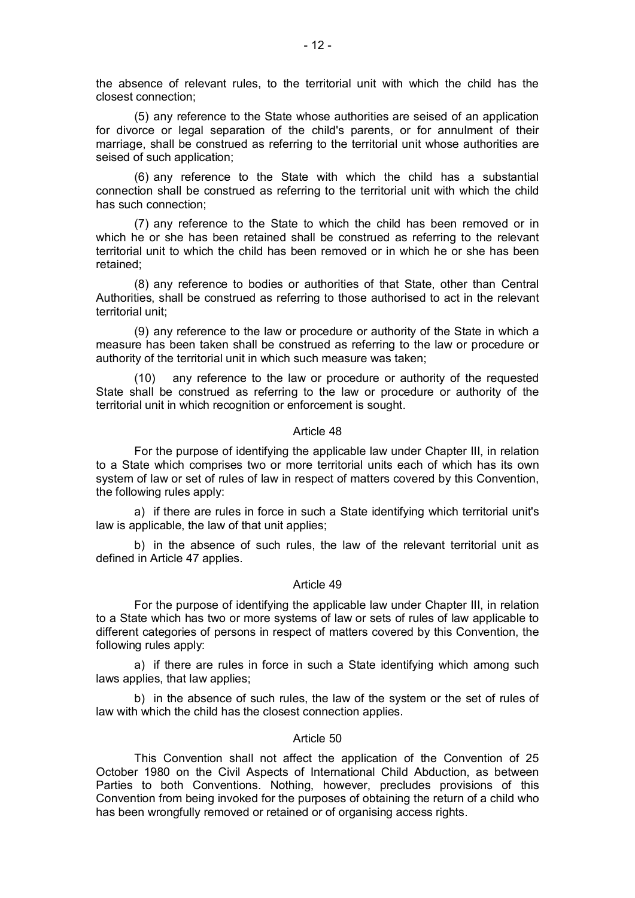the absence of relevant rules, to the territorial unit with which the child has the closest connection;

(5) any reference to the State whose authorities are seised of an application for divorce or legal separation of the child's parents, or for annulment of their marriage, shall be construed as referring to the territorial unit whose authorities are seised of such application;

(6) any reference to the State with which the child has a substantial connection shall be construed as referring to the territorial unit with which the child has such connection;

(7) any reference to the State to which the child has been removed or in which he or she has been retained shall be construed as referring to the relevant territorial unit to which the child has been removed or in which he or she has been retained;

(8) any reference to bodies or authorities of that State, other than Central Authorities, shall be construed as referring to those authorised to act in the relevant territorial unit;

(9) any reference to the law or procedure or authority of the State in which a measure has been taken shall be construed as referring to the law or procedure or authority of the territorial unit in which such measure was taken;

(10) any reference to the law or procedure or authority of the requested State shall be construed as referring to the law or procedure or authority of the territorial unit in which recognition or enforcement is sought.

### Article 48

For the purpose of identifying the applicable law under Chapter III, in relation to a State which comprises two or more territorial units each of which has its own system of law or set of rules of law in respect of matters covered by this Convention, the following rules apply:

a) if there are rules in force in such a State identifying which territorial unit's law is applicable, the law of that unit applies;

b) in the absence of such rules, the law of the relevant territorial unit as defined in Article 47 applies.

### Article 49

For the purpose of identifying the applicable law under Chapter III, in relation to a State which has two or more systems of law or sets of rules of law applicable to different categories of persons in respect of matters covered by this Convention, the following rules apply:

a) if there are rules in force in such a State identifying which among such laws applies, that law applies;

b) in the absence of such rules, the law of the system or the set of rules of law with which the child has the closest connection applies.

### Article 50

This Convention shall not affect the application of the Convention of 25 October 1980 on the Civil Aspects of International Child Abduction, as between Parties to both Conventions. Nothing, however, precludes provisions of this Convention from being invoked for the purposes of obtaining the return of a child who has been wrongfully removed or retained or of organising access rights.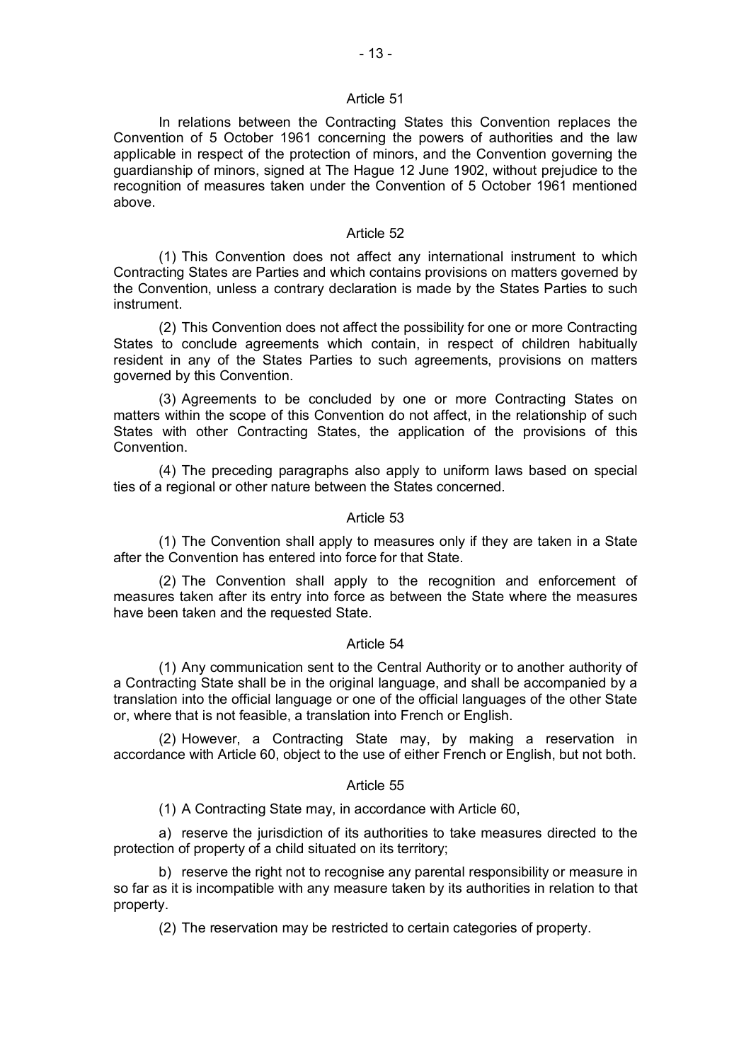### Article 51

In relations between the Contracting States this Convention replaces the Convention of 5 October 1961 concerning the powers of authorities and the law applicable in respect of the protection of minors, and the Convention governing the guardianship of minors, signed at The Hague 12 June 1902, without prejudice to the recognition of measures taken under the Convention of 5 October 1961 mentioned above.

### Article 52

(1) This Convention does not affect any international instrument to which Contracting States are Parties and which contains provisions on matters governed by the Convention, unless a contrary declaration is made by the States Parties to such instrument.

(2) This Convention does not affect the possibility for one or more Contracting States to conclude agreements which contain, in respect of children habitually resident in any of the States Parties to such agreements, provisions on matters governed by this Convention.

(3) Agreements to be concluded by one or more Contracting States on matters within the scope of this Convention do not affect, in the relationship of such States with other Contracting States, the application of the provisions of this Convention.

(4) The preceding paragraphs also apply to uniform laws based on special ties of a regional or other nature between the States concerned.

### Article 53

(1) The Convention shall apply to measures only if they are taken in a State after the Convention has entered into force for that State.

(2) The Convention shall apply to the recognition and enforcement of measures taken after its entry into force as between the State where the measures have been taken and the requested State.

### Article 54

(1) Any communication sent to the Central Authority or to another authority of a Contracting State shall be in the original language, and shall be accompanied by a translation into the official language or one of the official languages of the other State or, where that is not feasible, a translation into French or English.

(2) However, a Contracting State may, by making a reservation in accordance with Article 60, object to the use of either French or English, but not both.

### Article 55

(1) A Contracting State may, in accordance with Article 60,

a) reserve the jurisdiction of its authorities to take measures directed to the protection of property of a child situated on its territory;

b) reserve the right not to recognise any parental responsibility or measure in so far as it is incompatible with any measure taken by its authorities in relation to that property.

(2) The reservation may be restricted to certain categories of property.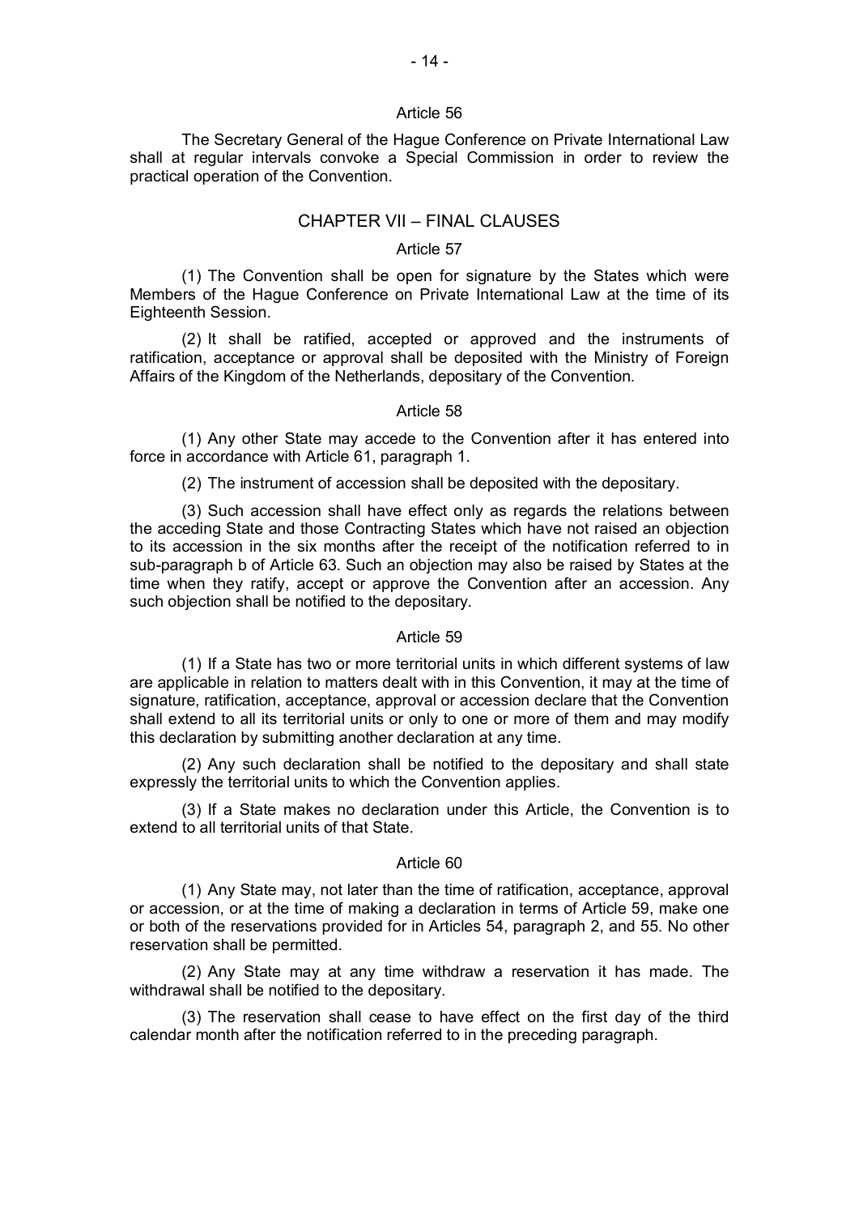### Article 56

The Secretary General of the Hague Conference on Private International Law shall at regular intervals convoke a Special Commission in order to review the practical operation of the Convention.

## CHAPTER VII – FINAL CLAUSES

### Article 57

(1) The Convention shall be open for signature by the States which were Members of the Hague Conference on Private International Law at the time of its Eighteenth Session.

(2) It shall be ratified, accepted or approved and the instruments of ratification, acceptance or approval shall be deposited with the Ministry of Foreign Affairs of the Kingdom of the Netherlands, depositary of the Convention.

### Article 58

(1) Any other State may accede to the Convention after it has entered into force in accordance with Article 61, paragraph 1.

(2) The instrument of accession shall be deposited with the depositary.

(3) Such accession shall have effect only as regards the relations between the acceding State and those Contracting States which have not raised an objection to its accession in the six months after the receipt of the notification referred to in sub-paragraph b of Article 63. Such an objection may also be raised by States at the time when they ratify, accept or approve the Convention after an accession. Any such objection shall be notified to the depositary.

### Article 59

(1) If a State has two or more territorial units in which different systems of law are applicable in relation to matters dealt with in this Convention, it may at the time of signature, ratification, acceptance, approval or accession declare that the Convention shall extend to all its territorial units or only to one or more of them and may modify this declaration by submitting another declaration at any time.

(2) Any such declaration shall be notified to the depositary and shall state expressly the territorial units to which the Convention applies.

(3) If a State makes no declaration under this Article, the Convention is to extend to all territorial units of that State.

### Article 60

(1) Any State may, not later than the time of ratification, acceptance, approval or accession, or at the time of making a declaration in terms of Article 59, make one or both of the reservations provided for in Articles 54, paragraph 2, and 55. No other reservation shall be permitted.

(2) Any State may at any time withdraw a reservation it has made. The withdrawal shall be notified to the depositary.

(3) The reservation shall cease to have effect on the first day of the third calendar month after the notification referred to in the preceding paragraph.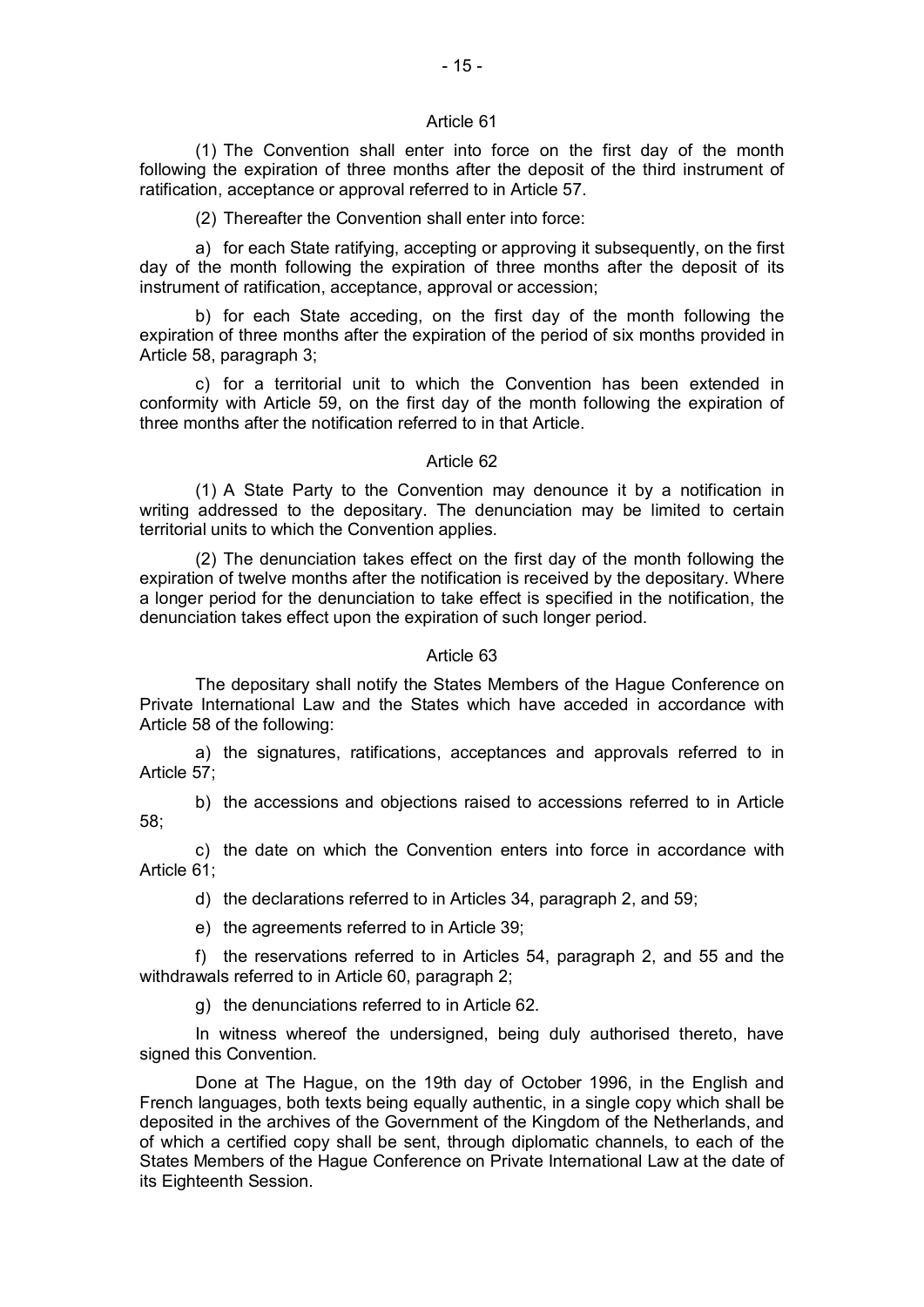### Article 61

(1) The Convention shall enter into force on the first day of the month following the expiration of three months after the deposit of the third instrument of ratification, acceptance or approval referred to in Article 57.

(2) Thereafter the Convention shall enter into force:

a) for each State ratifying, accepting or approving it subsequently, on the first day of the month following the expiration of three months after the deposit of its instrument of ratification, acceptance, approval or accession;

b) for each State acceding, on the first day of the month following the expiration of three months after the expiration of the period of six months provided in Article 58, paragraph 3;

c) for a territorial unit to which the Convention has been extended in conformity with Article 59, on the first day of the month following the expiration of three months after the notification referred to in that Article.

### Article 62

(1) A State Party to the Convention may denounce it by a notification in writing addressed to the depositary. The denunciation may be limited to certain territorial units to which the Convention applies.

(2) The denunciation takes effect on the first day of the month following the expiration of twelve months after the notification is received by the depositary. Where a longer period for the denunciation to take effect is specified in the notification, the denunciation takes effect upon the expiration of such longer period.

### Article 63

The depositary shall notify the States Members of the Hague Conference on Private International Law and the States which have acceded in accordance with Article 58 of the following:

a) the signatures, ratifications, acceptances and approvals referred to in Article 57;

b) the accessions and objections raised to accessions referred to in Article 58;

c) the date on which the Convention enters into force in accordance with Article 61;

d) the declarations referred to in Articles 34, paragraph 2, and 59;

e) the agreements referred to in Article 39;

f) the reservations referred to in Articles 54, paragraph 2, and 55 and the withdrawals referred to in Article 60, paragraph 2;

g) the denunciations referred to in Article 62.

In witness whereof the undersigned, being duly authorised thereto, have signed this Convention.

Done at The Hague, on the 19th day of October 1996, in the English and French languages, both texts being equally authentic, in a single copy which shall be deposited in the archives of the Government of the Kingdom of the Netherlands, and of which a certified copy shall be sent, through diplomatic channels, to each of the States Members of the Hague Conference on Private International Law at the date of its Eighteenth Session.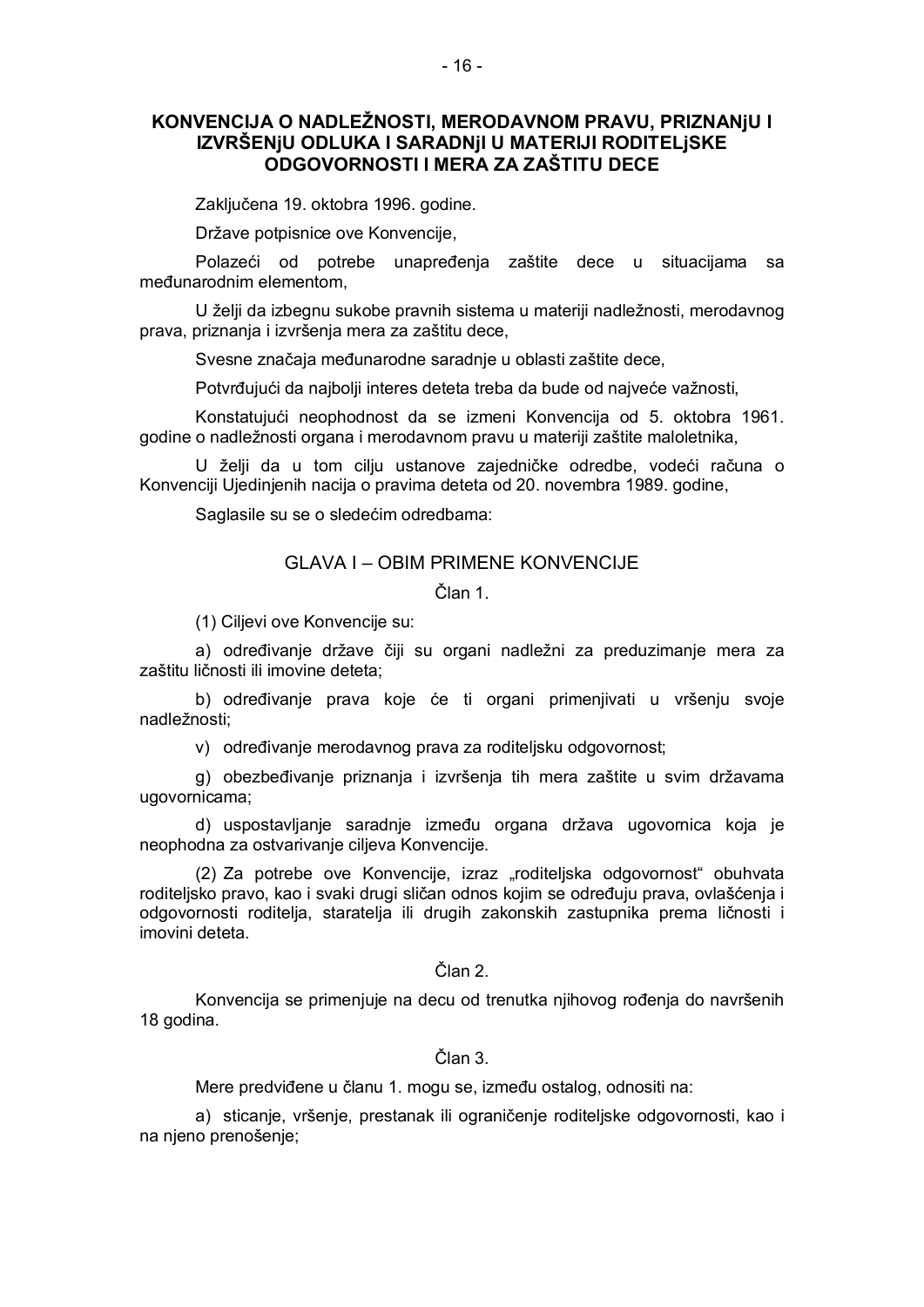## KONVENCIJA O NADLEŽNOSTI, MERODAVNOM PRAVU, PRIZNANjU I IZVRŠENjU ODLUKA I SARADNjI U MATERIJI RODITELjSKE ODGOVORNOSTI I MERA ZA ZAŠTITU DECE

Zaključena 19. oktobra 1996. godine.

Države potpisnice ove Konvencije,

Polazeći od potrebe unapređenja zaštite dece u situacijama sa međunarodnim elementom,

U želji da izbegnu sukobe pravnih sistema u materiji nadležnosti, merodavnog prava, priznanja i izvršenja mera za zaštitu dece,

Svesne značaja međunarodne saradnje u oblasti zaštite dece,

Potvrđujući da najbolji interes deteta treba da bude od najveće važnosti,

Konstatujući neophodnost da se izmeni Konvencija od 5. oktobra 1961. godine o nadležnosti organa i merodavnom pravu u materiji zaštite maloletnika,

U želji da u tom cilju ustanove zajedničke odredbe, vodeći računa o Konvenciji Ujedinjenih nacija o pravima deteta od 20. novembra 1989. godine,

Saglasile su se o sledećim odredbama:

### GLAVA I – OBIM PRIMENE KONVENCIJE

#### Član 1.

(1) Ciljevi ove Konvencije su:

a) određivanje države čiji su organi nadležni za preduzimanje mera za zaštitu ličnosti ili imovine deteta;

b) određivanje prava koje će ti organi primenjivati u vršenju svoje nadležnosti;

v) određivanje merodavnog prava za roditeljsku odgovornost;

g) obezbeđivanje priznanja i izvršenja tih mera zaštite u svim državama ugovornicama;

d) uspostavljanje saradnje između organa država ugovornica koja je neophodna za ostvarivanje ciljeva Konvencije.

(2) Za potrebe ove Konvencije, izraz „roditeljska odgovornost“ obuhvata roditeljsko pravo, kao i svaki drugi sličan odnos kojim se određuju prava, ovlašćenja i odgovornosti roditelja, staratelja ili drugih zakonskih zastupnika prema ličnosti i imovini deteta.

#### Član 2.

Konvencija se primenjuje na decu od trenutka njihovog rođenja do navršenih 18 godina.

#### Član 3.

Mere predviđene u članu 1. mogu se, između ostalog, odnositi na:

a) sticanje, vršenje, prestanak ili ograničenje roditeljske odgovornosti, kao i na njeno prenošenje;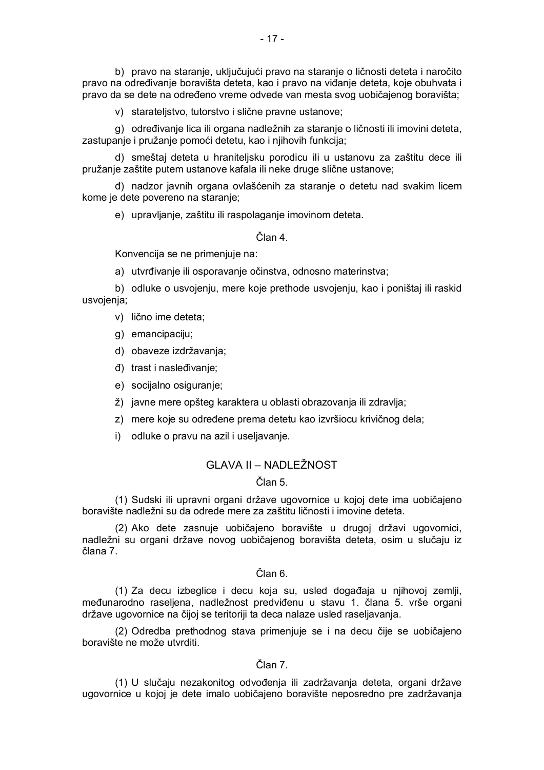b) pravo na staranje, uključujući pravo na staranje o ličnosti deteta i naročito pravo na određivanje boravišta deteta, kao i pravo na viđanje deteta, koje obuhvata i pravo da se dete na određeno vreme odvede van mesta svog uobičajenog boravišta;

v) starateljstvo, tutorstvo i slične pravne ustanove;

g) određivanje lica ili organa nadležnih za staranje o ličnosti ili imovini deteta, zastupanje i pružanje pomoći detetu, kao i njihovih funkcija;

d) smeštaj deteta u hraniteljsku porodicu ili u ustanovu za zaštitu dece ili pružanje zaštite putem ustanove kafala ili neke druge slične ustanove;

đ) nadzor javnih organa ovlašćenih za staranje o detetu nad svakim licem kome je dete povereno na staranje;

e) upravljanje, zaštitu ili raspolaganje imovinom deteta.

Član 4.

Konvencija se ne primenjuje na:

a) utvrđivanje ili osporavanje očinstva, odnosno materinstva;

b) odluke o usvojenju, mere koje prethode usvojenju, kao i poništaj ili raskid usvojenja;

v) lično ime deteta;

g) emancipaciju;

d) obaveze izdržavanja;

đ) trast i nasleđivanje;

e) socijalno osiguranje;

ž) javne mere opšteg karaktera u oblasti obrazovanja ili zdravlja;

z) mere koje su određene prema detetu kao izvršiocu krivičnog dela;

i) odluke o pravu na azil i useljavanje.

## GLAVA II – NADLEŽNOST

Član 5.

(1) Sudski ili upravni organi države ugovornice u kojoj dete ima uobičajeno boravište nadležni su da odrede mere za zaštitu ličnosti i imovine deteta.

(2) Ako dete zasnuje uobičajeno boravište u drugoj državi ugovornici, nadležni su organi države novog uobičajenog boravišta deteta, osim u slučaju iz člana 7.

Član 6.

(1) Za decu izbeglice i decu koja su, usled događaja u njihovoj zemlji, međunarodno raseljena, nadležnost predviđenu u stavu 1. člana 5. vrše organi države ugovornice na čijoj se teritoriji ta deca nalaze usled raseljavanja.

(2) Odredba prethodnog stava primenjuje se i na decu čije se uobičajeno boravište ne može utvrditi.

Član 7.

(1) U slučaju nezakonitog odvođenja ili zadržavanja deteta, organi države ugovornice u kojoj je dete imalo uobičajeno boravište neposredno pre zadržavanja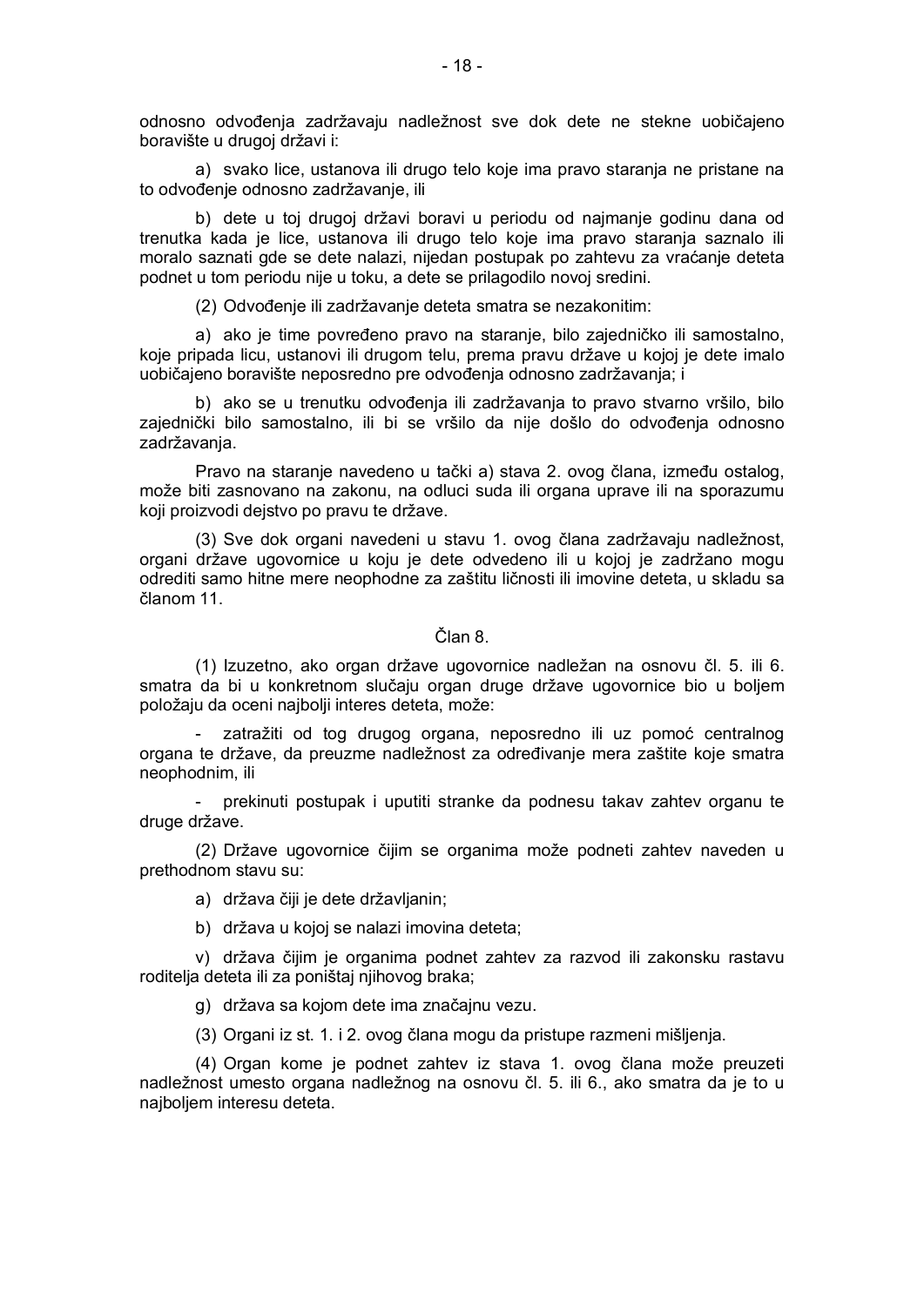odnosno odvođenja zadržavaju nadležnost sve dok dete ne stekne uobičajeno boravište u drugoj državi i:

a) svako lice, ustanova ili drugo telo koje ima pravo staranja ne pristane na to odvođenje odnosno zadržavanje, ili

b) dete u toj drugoj državi boravi u periodu od najmanje godinu dana od trenutka kada je lice, ustanova ili drugo telo koje ima pravo staranja saznalo ili moralo saznati gde se dete nalazi, nijedan postupak po zahtevu za vraćanje deteta podnet u tom periodu nije u toku, a dete se prilagodilo novoj sredini.

(2) Odvođenje ili zadržavanje deteta smatra se nezakonitim:

a) ako je time povređeno pravo na staranje, bilo zajedničko ili samostalno, koje pripada licu, ustanovi ili drugom telu, prema pravu države u kojoj je dete imalo uobičajeno boravište neposredno pre odvođenja odnosno zadržavanja; i

b) ako se u trenutku odvođenja ili zadržavanja to pravo stvarno vršilo, bilo zajednički bilo samostalno, ili bi se vršilo da nije došlo do odvođenja odnosno zadržavanja.

Pravo na staranje navedeno u tački a) stava 2. ovog člana, između ostalog, može biti zasnovano na zakonu, na odluci suda ili organa uprave ili na sporazumu koji proizvodi dejstvo po pravu te države.

(3) Sve dok organi navedeni u stavu 1. ovog člana zadržavaju nadležnost, organi države ugovornice u koju je dete odvedeno ili u kojoj je zadržano mogu odrediti samo hitne mere neophodne za zaštitu ličnosti ili imovine deteta, u skladu sa članom 11.

Član 8.

(1) Izuzetno, ako organ države ugovornice nadležan na osnovu čl. 5. ili 6. smatra da bi u konkretnom slučaju organ druge države ugovornice bio u boljem položaju da oceni najbolji interes deteta, može:

- zatražiti od tog drugog organa, neposredno ili uz pomoć centralnog organa te države, da preuzme nadležnost za određivanje mera zaštite koje smatra neophodnim, ili

- prekinuti postupak i uputiti stranke da podnesu takav zahtev organu te druge države.

(2) Države ugovornice čijim se organima može podneti zahtev naveden u prethodnom stavu su:

a) država čiji je dete državljanin;

b) država u kojoj se nalazi imovina deteta;

v) država čijim je organima podnet zahtev za razvod ili zakonsku rastavu roditelja deteta ili za poništaj njihovog braka;

g) država sa kojom dete ima značajnu vezu.

(3) Organi iz st. 1. i 2. ovog člana mogu da pristupe razmeni mišljenja.

(4) Organ kome je podnet zahtev iz stava 1. ovog člana može preuzeti nadležnost umesto organa nadležnog na osnovu čl. 5. ili 6., ako smatra da je to u najboljem interesu deteta.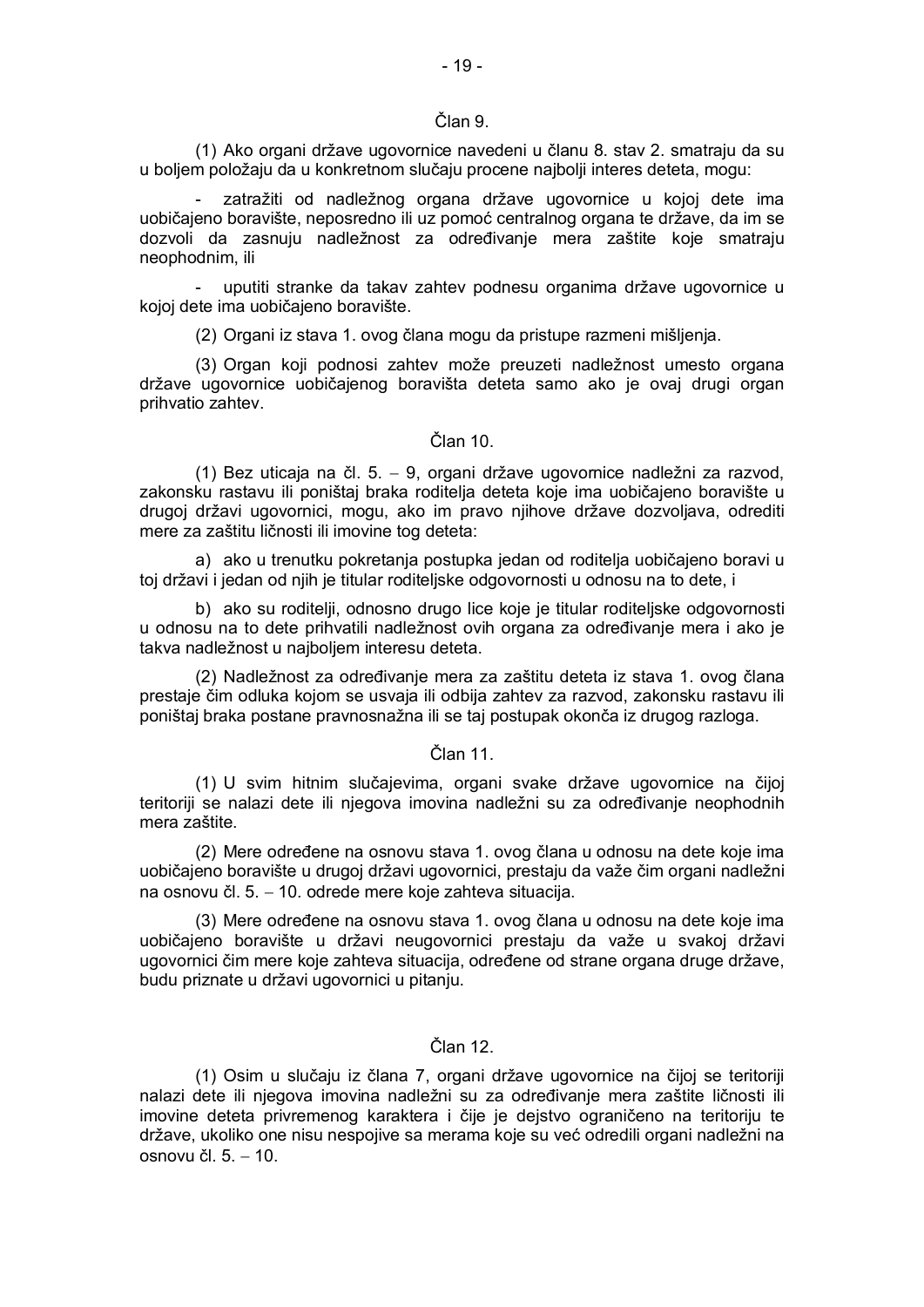Član 9.

(1) Ako organi države ugovornice navedeni u članu 8. stav 2. smatraju da su u boljem položaju da u konkretnom slučaju procene najbolji interes deteta, mogu:

- zatražiti od nadležnog organa države ugovornice u kojoj dete ima uobičajeno boravište, neposredno ili uz pomoć centralnog organa te države, da im se dozvoli da zasnuju nadležnost za određivanje mera zaštite koje smatraju neophodnim, ili

- uputiti stranke da takav zahtev podnesu organima države ugovornice u kojoj dete ima uobičajeno boravište.

(2) Organi iz stava 1. ovog člana mogu da pristupe razmeni mišljenja.

(3) Organ koji podnosi zahtev može preuzeti nadležnost umesto organa države ugovornice uobičajenog boravišta deteta samo ako je ovaj drugi organ prihvatio zahtev.

Član 10.

(1) Bez uticaja na čl. 5. – 9, organi države ugovornice nadležni za razvod, zakonsku rastavu ili poništaj braka roditelja deteta koje ima uobičajeno boravište u drugoj državi ugovornici, mogu, ako im pravo njihove države dozvoljava, odrediti mere za zaštitu ličnosti ili imovine tog deteta:

a) ako u trenutku pokretanja postupka jedan od roditelja uobičajeno boravi u toj državi i jedan od njih je titular roditeljske odgovornosti u odnosu na to dete, i

b) ako su roditelji, odnosno drugo lice koje je titular roditeljske odgovornosti u odnosu na to dete prihvatili nadležnost ovih organa za određivanje mera i ako je takva nadležnost u najboljem interesu deteta.

(2) Nadležnost za određivanje mera za zaštitu deteta iz stava 1. ovog člana prestaje čim odluka kojom se usvaja ili odbija zahtev za razvod, zakonsku rastavu ili poništaj braka postane pravnosnažna ili se taj postupak okonča iz drugog razloga.

Član 11.

(1) U svim hitnim slučajevima, organi svake države ugovornice na čijoj teritoriji se nalazi dete ili njegova imovina nadležni su za određivanje neophodnih mera zaštite.

(2) Mere određene na osnovu stava 1. ovog člana u odnosu na dete koje ima uobičajeno boravište u drugoj državi ugovornici, prestaju da važe čim organi nadležni na osnovu čl. 5. – 10. odrede mere koje zahteva situacija.

(3) Mere određene na osnovu stava 1. ovog člana u odnosu na dete koje ima uobičajeno boravište u državi neugovornici prestaju da važe u svakoj državi ugovornici čim mere koje zahteva situacija, određene od strane organa druge države, budu priznate u državi ugovornici u pitanju.

Član 12.

(1) Osim u slučaju iz člana 7, organi države ugovornice na čijoj se teritoriji nalazi dete ili njegova imovina nadležni su za određivanje mera zaštite ličnosti ili imovine deteta privremenog karaktera i čije je dejstvo ograničeno na teritoriju te države, ukoliko one nisu nespojive sa merama koje su već odredili organi nadležni na osnovu čl. 5. – 10.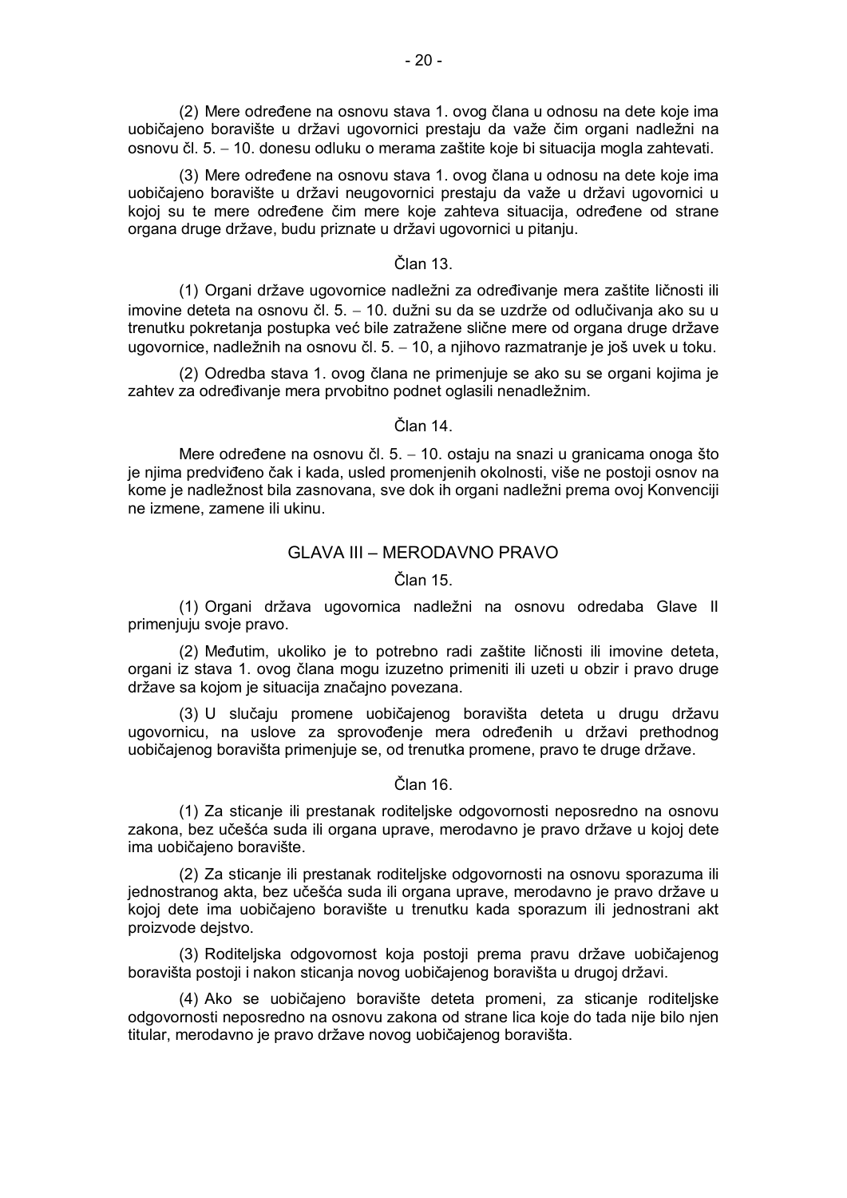(2) Mere određene na osnovu stava 1. ovog člana u odnosu na dete koje ima uobičajeno boravište u državi ugovornici prestaju da važe čim organi nadležni na osnovu čl. 5. – 10. donesu odluku o merama zaštite koje bi situacija mogla zahtevati.

(3) Mere određene na osnovu stava 1. ovog člana u odnosu na dete koje ima uobičajeno boravište u državi neugovornici prestaju da važe u državi ugovornici u kojoj su te mere određene čim mere koje zahteva situacija, određene od strane organa druge države, budu priznate u državi ugovornici u pitanju.

Član 13.

(1) Organi države ugovornice nadležni za određivanje mera zaštite ličnosti ili imovine deteta na osnovu čl. 5. – 10. dužni su da se uzdrže od odlučivanja ako su u trenutku pokretanja postupka već bile zatražene slične mere od organa druge države ugovornice, nadležnih na osnovu čl. 5. – 10, a njihovo razmatranje je još uvek u toku.

(2) Odredba stava 1. ovog člana ne primenjuje se ako su se organi kojima je zahtev za određivanje mera prvobitno podnet oglasili nenadležnim.

Član 14.

Mere određene na osnovu čl. 5. – 10. ostaju na snazi u granicama onoga što je njima predviđeno čak i kada, usled promenjenih okolnosti, više ne postoji osnov na kome je nadležnost bila zasnovana, sve dok ih organi nadležni prema ovoj Konvenciji ne izmene, zamene ili ukinu.

## GLAVA III – MERODAVNO PRAVO

Član 15.

(1) Organi država ugovornica nadležni na osnovu odredaba Glave II primenjuju svoje pravo.

(2) Međutim, ukoliko je to potrebno radi zaštite ličnosti ili imovine deteta, organi iz stava 1. ovog člana mogu izuzetno primeniti ili uzeti u obzir i pravo druge države sa kojom je situacija značajno povezana.

(3) U slučaju promene uobičajenog boravišta deteta u drugu državu ugovornicu, na uslove za sprovođenje mera određenih u državi prethodnog uobičajenog boravišta primenjuje se, od trenutka promene, pravo te druge države.

Član 16.

(1) Za sticanje ili prestanak roditeljske odgovornosti neposredno na osnovu zakona, bez učešća suda ili organa uprave, merodavno je pravo države u kojoj dete ima uobičajeno boravište.

(2) Za sticanje ili prestanak roditeljske odgovornosti na osnovu sporazuma ili jednostranog akta, bez učešća suda ili organa uprave, merodavno je pravo države u kojoj dete ima uobičajeno boravište u trenutku kada sporazum ili jednostrani akt proizvode dejstvo.

(3) Roditeljska odgovornost koja postoji prema pravu države uobičajenog boravišta postoji i nakon sticanja novog uobičajenog boravišta u drugoj državi.

(4) Ako se uobičajeno boravište deteta promeni, za sticanje roditeljske odgovornosti neposredno na osnovu zakona od strane lica koje do tada nije bilo njen titular, merodavno je pravo države novog uobičajenog boravišta.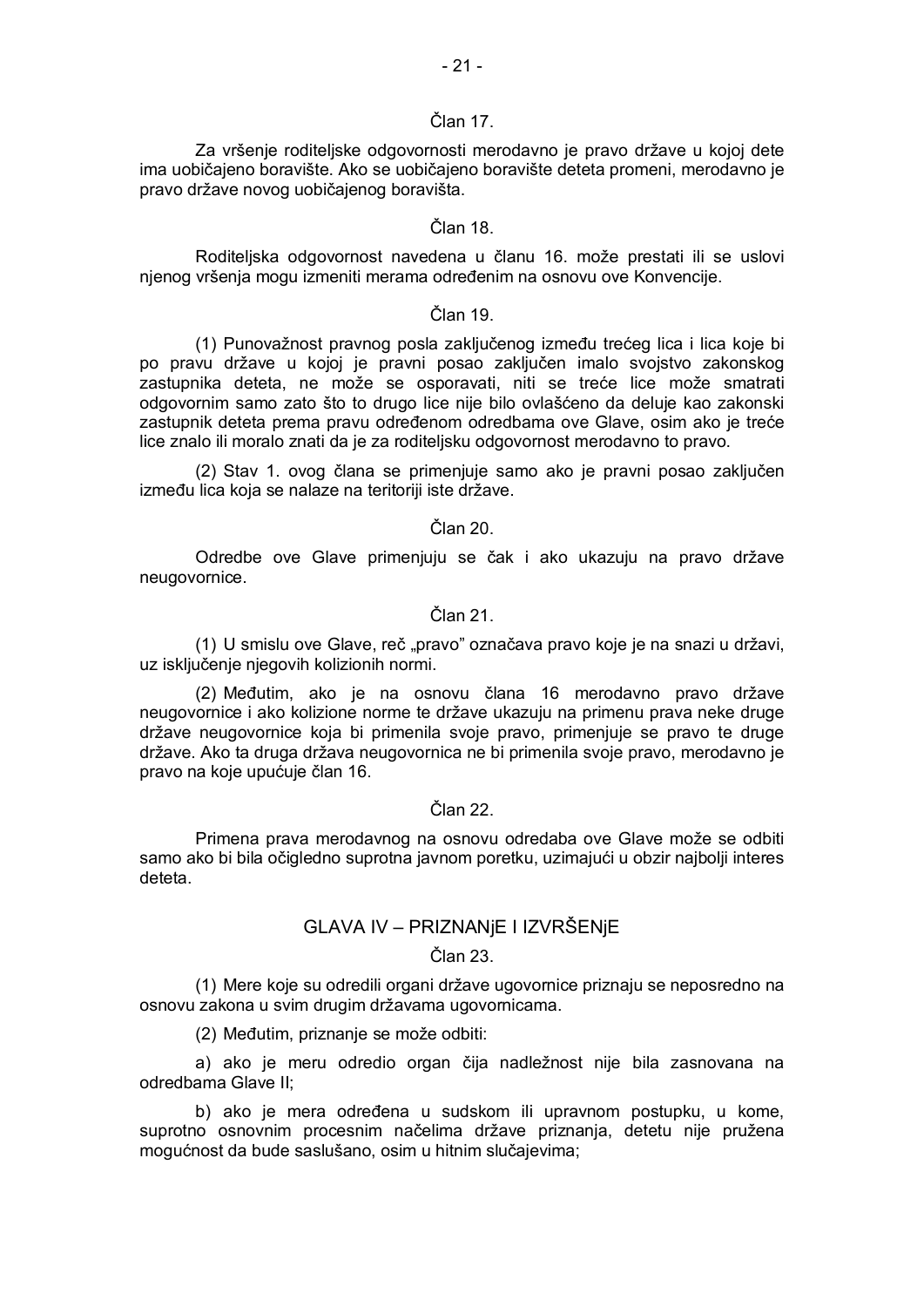Član 17.

Za vršenje roditeljske odgovornosti merodavno je pravo države u kojoj dete ima uobičajeno boravište. Ako se uobičajeno boravište deteta promeni, merodavno je pravo države novog uobičajenog boravišta.

Član 18.

Roditeljska odgovornost navedena u članu 16. može prestati ili se uslovi njenog vršenja mogu izmeniti merama određenim na osnovu ove Konvencije.

Član 19.

(1) Punovažnost pravnog posla zaključenog između trećeg lica i lica koje bi po pravu države u kojoj je pravni posao zaključen imalo svojstvo zakonskog zastupnika deteta, ne može se osporavati, niti se treće lice može smatrati odgovornim samo zato što to drugo lice nije bilo ovlašćeno da deluje kao zakonski zastupnik deteta prema pravu određenom odredbama ove Glave, osim ako je treće lice znalo ili moralo znati da je za roditeljsku odgovornost merodavno to pravo.

(2) Stav 1. ovog člana se primenjuje samo ako je pravni posao zaključen između lica koja se nalaze na teritoriji iste države.

Član 20.

Odredbe ove Glave primenjuju se čak i ako ukazuju na pravo države neugovornice.

Član 21.

(1) U smislu ove Glave, reč „pravo” označava pravo koje je na snazi u državi, uz isključenje njegovih kolizionih normi.

(2) Međutim, ako je na osnovu člana 16 merodavno pravo države neugovornice i ako kolizione norme te države ukazuju na primenu prava neke druge države neugovornice koja bi primenila svoje pravo, primenjuje se pravo te druge države. Ako ta druga država neugovornica ne bi primenila svoje pravo, merodavno je pravo na koje upućuje član 16.

Član 22.

Primena prava merodavnog na osnovu odredaba ove Glave može se odbiti samo ako bi bila očigledno suprotna javnom poretku, uzimajući u obzir najbolji interes deteta.

## GLAVA IV – PRIZNANjE I IZVRŠENjE

Član 23.

(1) Mere koje su odredili organi države ugovornice priznaju se neposredno na osnovu zakona u svim drugim državama ugovornicama.

(2) Međutim, priznanje se može odbiti:

a) ako je meru odredio organ čija nadležnost nije bila zasnovana na odredbama Glave II;

b) ako je mera određena u sudskom ili upravnom postupku, u kome, suprotno osnovnim procesnim načelima države priznanja, detetu nije pružena mogućnost da bude saslušano, osim u hitnim slučajevima;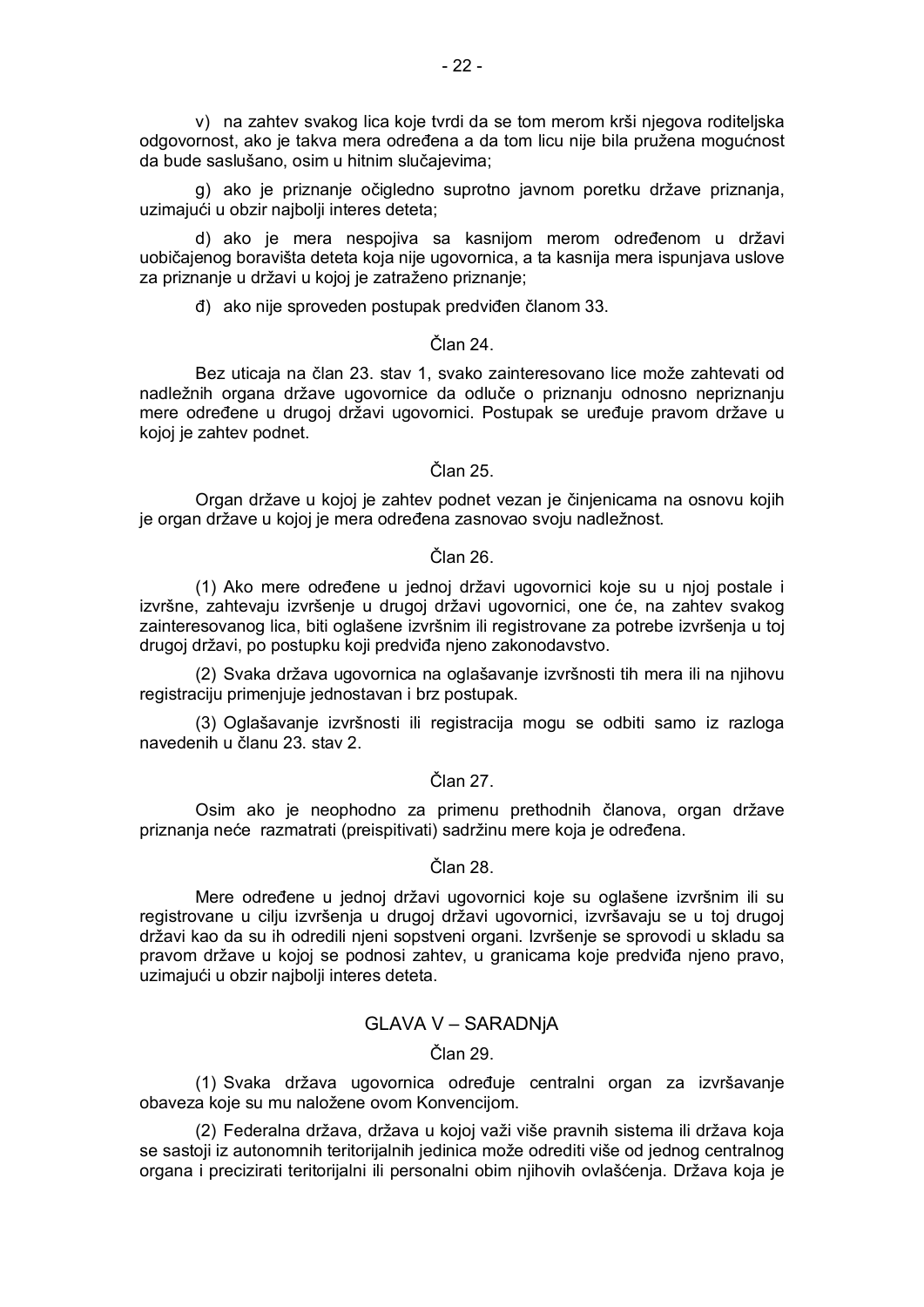v) na zahtev svakog lica koje tvrdi da se tom merom krši njegova roditeljska odgovornost, ako je takva mera određena a da tom licu nije bila pružena mogućnost da bude saslušano, osim u hitnim slučajevima;

g) ako je priznanje očigledno suprotno javnom poretku države priznanja, uzimajući u obzir najbolji interes deteta;

d) ako je mera nespojiva sa kasnijom merom određenom u državi uobičajenog boravišta deteta koja nije ugovornica, a ta kasnija mera ispunjava uslove za priznanje u državi u kojoj je zatraženo priznanje;

đ) ako nije sproveden postupak predviđen članom 33.

Član 24.

Bez uticaja na član 23. stav 1, svako zainteresovano lice može zahtevati od nadležnih organa države ugovornice da odluče o priznanju odnosno nepriznanju mere određene u drugoj državi ugovornici. Postupak se uređuje pravom države u kojoj je zahtev podnet.

Član 25.

Organ države u kojoj je zahtev podnet vezan je činjenicama na osnovu kojih je organ države u kojoj je mera određena zasnovao svoju nadležnost.

Član 26.

(1) Ako mere određene u jednoj državi ugovornici koje su u njoj postale i izvršne, zahtevaju izvršenje u drugoj državi ugovornici, one će, na zahtev svakog zainteresovanog lica, biti oglašene izvršnim ili registrovane za potrebe izvršenja u toj drugoj državi, po postupku koji predviđa njeno zakonodavstvo.

(2) Svaka država ugovornica na oglašavanje izvršnosti tih mera ili na njihovu registraciju primenjuje jednostavan i brz postupak.

(3) Oglašavanje izvršnosti ili registracija mogu se odbiti samo iz razloga navedenih u članu 23. stav 2.

Član 27.

Osim ako je neophodno za primenu prethodnih članova, organ države priznanja neće razmatrati (preispitivati) sadržinu mere koja je određena.

Član 28.

Mere određene u jednoj državi ugovornici koje su oglašene izvršnim ili su registrovane u cilju izvršenja u drugoj državi ugovornici, izvršavaju se u toj drugoj državi kao da su ih odredili njeni sopstveni organi. Izvršenje se sprovodi u skladu sa pravom države u kojoj se podnosi zahtev, u granicama koje predviđa njeno pravo, uzimajući u obzir najbolji interes deteta.

## GLAVA V – SARADNjA

Član 29.

(1) Svaka država ugovornica određuje centralni organ za izvršavanje obaveza koje su mu naložene ovom Konvencijom.

(2) Federalna država, država u kojoj važi više pravnih sistema ili država koja se sastoji iz autonomnih teritorijalnih jedinica može odrediti više od jednog centralnog organa i precizirati teritorijalni ili personalni obim njihovih ovlašćenja. Država koja je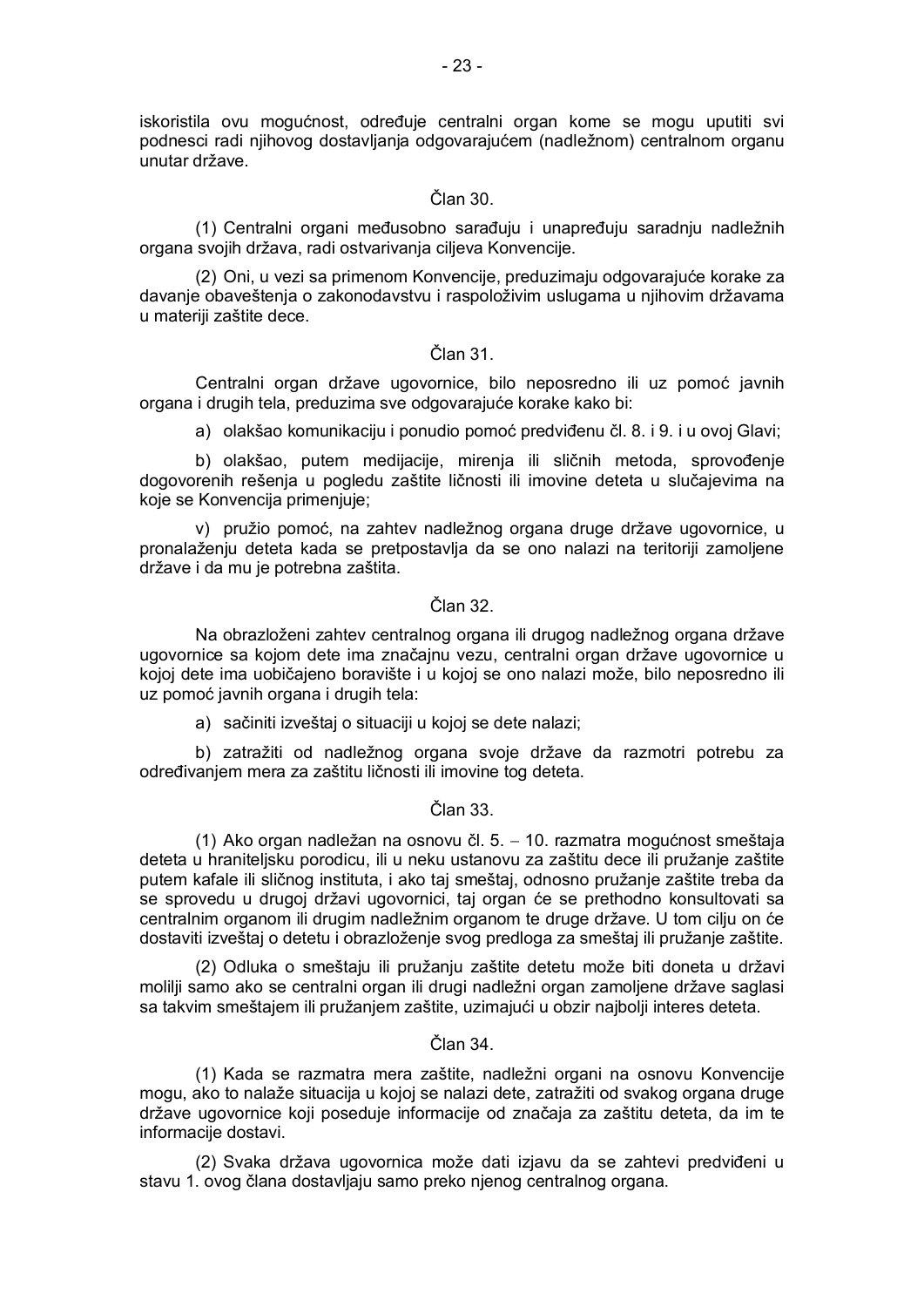iskoristila ovu mogućnost, određuje centralni organ kome se mogu uputiti svi podnesci radi njihovog dostavljanja odgovarajućem (nadležnom) centralnom organu unutar države.

Član 30.

(1) Centralni organi međusobno sarađuju i unapređuju saradnju nadležnih organa svojih država, radi ostvarivanja ciljeva Konvencije.

(2) Oni, u vezi sa primenom Konvencije, preduzimaju odgovarajuće korake za davanje obaveštenja o zakonodavstvu i raspoloživim uslugama u njihovim državama u materiji zaštite dece.

Član 31.

Centralni organ države ugovornice, bilo neposredno ili uz pomoć javnih organa i drugih tela, preduzima sve odgovarajuće korake kako bi:

a) olakšao komunikaciju i ponudio pomoć predviđenu čl. 8. i 9. i u ovoj Glavi;

b) olakšao, putem medijacije, mirenja ili sličnih metoda, sprovođenje dogovorenih rešenja u pogledu zaštite ličnosti ili imovine deteta u slučajevima na koje se Konvencija primenjuje;

v) pružio pomoć, na zahtev nadležnog organa druge države ugovornice, u pronalaženju deteta kada se pretpostavlja da se ono nalazi na teritoriji zamoljene države i da mu je potrebna zaštita.

Član 32.

Na obrazloženi zahtev centralnog organa ili drugog nadležnog organa države ugovornice sa kojom dete ima značajnu vezu, centralni organ države ugovornice u kojoj dete ima uobičajeno boravište i u kojoj se ono nalazi može, bilo neposredno ili uz pomoć javnih organa i drugih tela:

a) sačiniti izveštaj o situaciji u kojoj se dete nalazi;

b) zatražiti od nadležnog organa svoje države da razmotri potrebu za određivanjem mera za zaštitu ličnosti ili imovine tog deteta.

Član 33.

(1) Ako organ nadležan na osnovu čl. 5. – 10. razmatra mogućnost smeštaja deteta u hraniteljsku porodicu, ili u neku ustanovu za zaštitu dece ili pružanje zaštite putem kafale ili sličnog instituta, i ako taj smeštaj, odnosno pružanje zaštite treba da se sprovedu u drugoj državi ugovornici, taj organ će se prethodno konsultovati sa centralnim organom ili drugim nadležnim organom te druge države. U tom cilju on će dostaviti izveštaj o detetu i obrazloženje svog predloga za smeštaj ili pružanje zaštite.

(2) Odluka o smeštaju ili pružanju zaštite detetu može biti doneta u državi molilji samo ako se centralni organ ili drugi nadležni organ zamoljene države saglasi sa takvim smeštajem ili pružanjem zaštite, uzimajući u obzir najbolji interes deteta.

Član 34.

(1) Kada se razmatra mera zaštite, nadležni organi na osnovu Konvencije mogu, ako to nalaže situacija u kojoj se nalazi dete, zatražiti od svakog organa druge države ugovornice koji poseduje informacije od značaja za zaštitu deteta, da im te informacije dostavi.

(2) Svaka država ugovornica može dati izjavu da se zahtevi predviđeni u stavu 1. ovog člana dostavljaju samo preko njenog centralnog organa.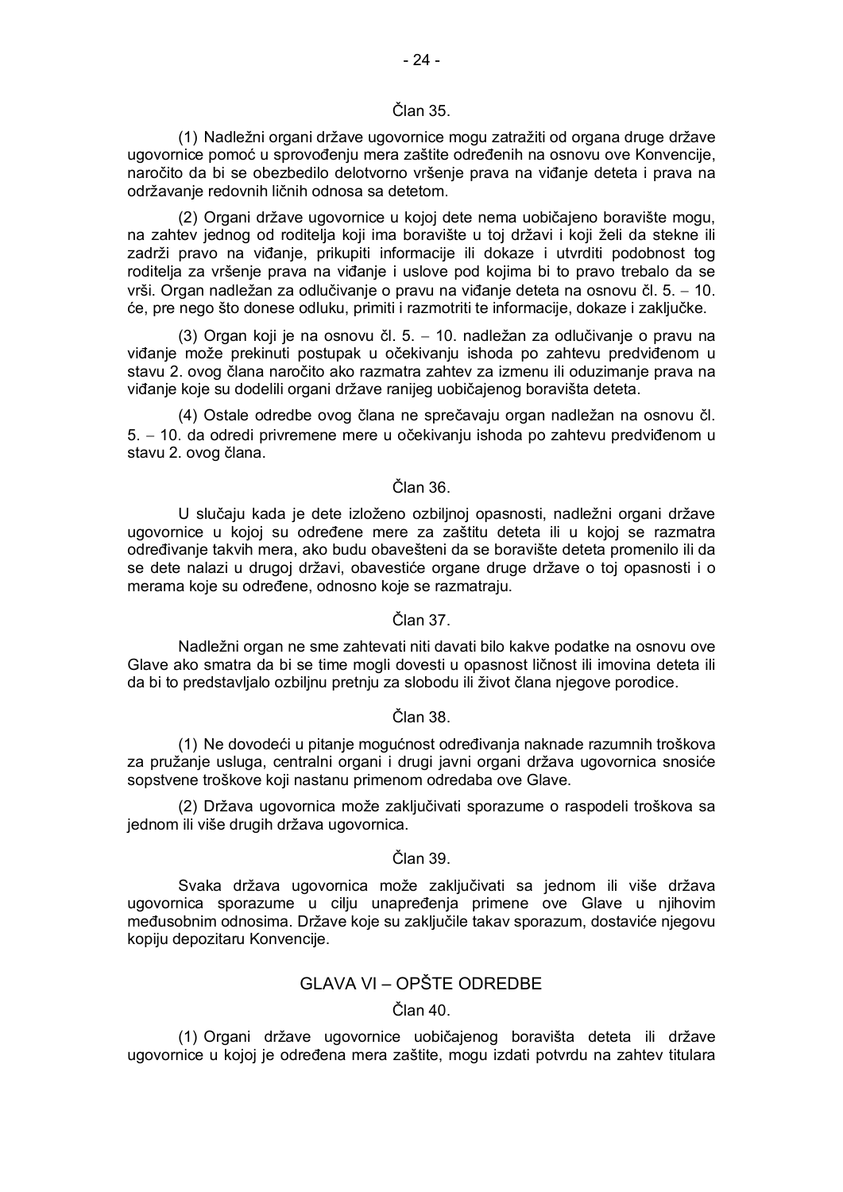Član 35.

(1) Nadležni organi države ugovornice mogu zatražiti od organa druge države ugovornice pomoć u sprovođenju mera zaštite određenih na osnovu ove Konvencije, naročito da bi se obezbedilo delotvorno vršenje prava na viđanje deteta i prava na održavanje redovnih ličnih odnosa sa detetom.

(2) Organi države ugovornice u kojoj dete nema uobičajeno boravište mogu, na zahtev jednog od roditelja koji ima boravište u toj državi i koji želi da stekne ili zadrži pravo na viđanje, prikupiti informacije ili dokaze i utvrditi podobnost tog roditelja za vršenje prava na viđanje i uslove pod kojima bi to pravo trebalo da se vrši. Organ nadležan za odlučivanje o pravu na viđanje deteta na osnovu čl. 5. – 10. će, pre nego što donese odluku, primiti i razmotriti te informacije, dokaze i zaključke.

(3) Organ koji je na osnovu čl. 5. – 10. nadležan za odlučivanje o pravu na viđanje može prekinuti postupak u očekivanju ishoda po zahtevu predviđenom u stavu 2. ovog člana naročito ako razmatra zahtev za izmenu ili oduzimanje prava na viđanje koje su dodelili organi države ranijeg uobičajenog boravišta deteta.

(4) Ostale odredbe ovog člana ne sprečavaju organ nadležan na osnovu čl. 5. – 10. da odredi privremene mere u očekivanju ishoda po zahtevu predviđenom u stavu 2. ovog člana.

Član 36.

U slučaju kada je dete izloženo ozbiljnoj opasnosti, nadležni organi države ugovornice u kojoj su određene mere za zaštitu deteta ili u kojoj se razmatra određivanje takvih mera, ako budu obavešteni da se boravište deteta promenilo ili da se dete nalazi u drugoj državi, obavestiće organe druge države o toj opasnosti i o merama koje su određene, odnosno koje se razmatraju.

Član 37.

Nadležni organ ne sme zahtevati niti davati bilo kakve podatke na osnovu ove Glave ako smatra da bi se time mogli dovesti u opasnost ličnost ili imovina deteta ili da bi to predstavljalo ozbiljnu pretnju za slobodu ili život člana njegove porodice.

Član 38.

(1) Ne dovodeći u pitanje mogućnost određivanja naknade razumnih troškova za pružanje usluga, centralni organi i drugi javni organi država ugovornica snosiće sopstvene troškove koji nastanu primenom odredaba ove Glave.

(2) Država ugovornica može zaključivati sporazume o raspodeli troškova sa jednom ili više drugih država ugovornica.

Član 39.

Svaka država ugovornica može zaključivati sa jednom ili više država ugovornica sporazume u cilju unapređenja primene ove Glave u njihovim međusobnim odnosima. Države koje su zaključile takav sporazum, dostaviće njegovu kopiju depozitaru Konvencije.

## GLAVA VI – OPŠTE ODREDBE

Član 40.

(1) Organi države ugovornice uobičajenog boravišta deteta ili države ugovornice u kojoj je određena mera zaštite, mogu izdati potvrdu na zahtev titulara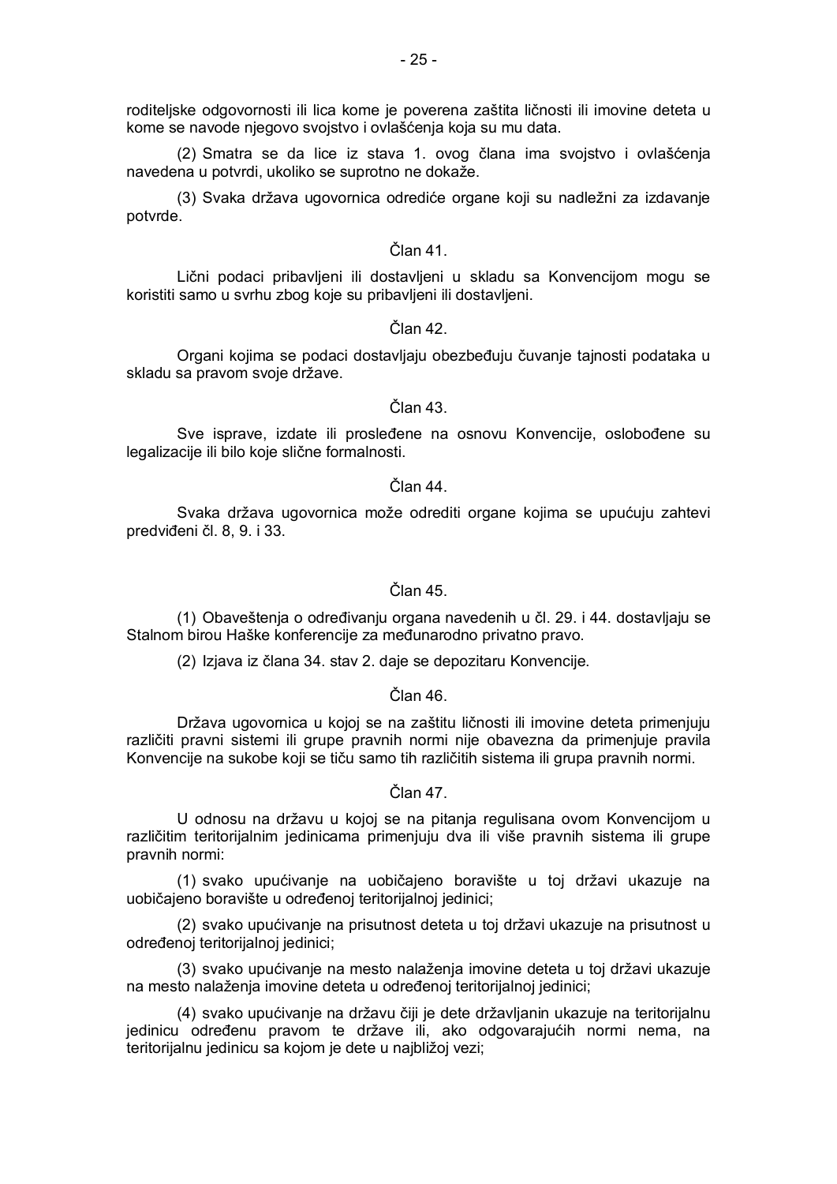roditeljske odgovornosti ili lica kome je poverena zaštita ličnosti ili imovine deteta u kome se navode njegovo svojstvo i ovlašćenja koja su mu data.

(2) Smatra se da lice iz stava 1. ovog člana ima svojstvo i ovlašćenja navedena u potvrdi, ukoliko se suprotno ne dokaže.

(3) Svaka država ugovornica odrediće organe koji su nadležni za izdavanje potvrde.

Član 41.

Lični podaci pribavljeni ili dostavljeni u skladu sa Konvencijom mogu se koristiti samo u svrhu zbog koje su pribavljeni ili dostavljeni.

Član 42.

Organi kojima se podaci dostavljaju obezbeđuju čuvanje tajnosti podataka u skladu sa pravom svoje države.

Član 43.

Sve isprave, izdate ili prosleđene na osnovu Konvencije, oslobođene su legalizacije ili bilo koje slične formalnosti.

Član 44.

Svaka država ugovornica može odrediti organe kojima se upućuju zahtevi predviđeni čl. 8, 9. i 33.

Član 45.

(1) Obaveštenja o određivanju organa navedenih u čl. 29. i 44. dostavljaju se Stalnom birou Haške konferencije za međunarodno privatno pravo.

(2) Izjava iz člana 34. stav 2. daje se depozitaru Konvencije.

Član 46.

Država ugovornica u kojoj se na zaštitu ličnosti ili imovine deteta primenjuju različiti pravni sistemi ili grupe pravnih normi nije obavezna da primenjuje pravila Konvencije na sukobe koji se tiču samo tih različitih sistema ili grupa pravnih normi.

Član 47.

U odnosu na državu u kojoj se na pitanja regulisana ovom Konvencijom u različitim teritorijalnim jedinicama primenjuju dva ili više pravnih sistema ili grupe pravnih normi:

(1) svako upućivanje na uobičajeno boravište u toj državi ukazuje na uobičajeno boravište u određenoj teritorijalnoj jedinici;

(2) svako upućivanje na prisutnost deteta u toj državi ukazuje na prisutnost u određenoj teritorijalnoj jedinici;

(3) svako upućivanje na mesto nalaženja imovine deteta u toj državi ukazuje na mesto nalaženja imovine deteta u određenoj teritorijalnoj jedinici;

(4) svako upućivanje na državu čiji je dete državljanin ukazuje na teritorijalnu jedinicu određenu pravom te države ili, ako odgovarajućih normi nema, na teritorijalnu jedinicu sa kojom je dete u najbližoj vezi;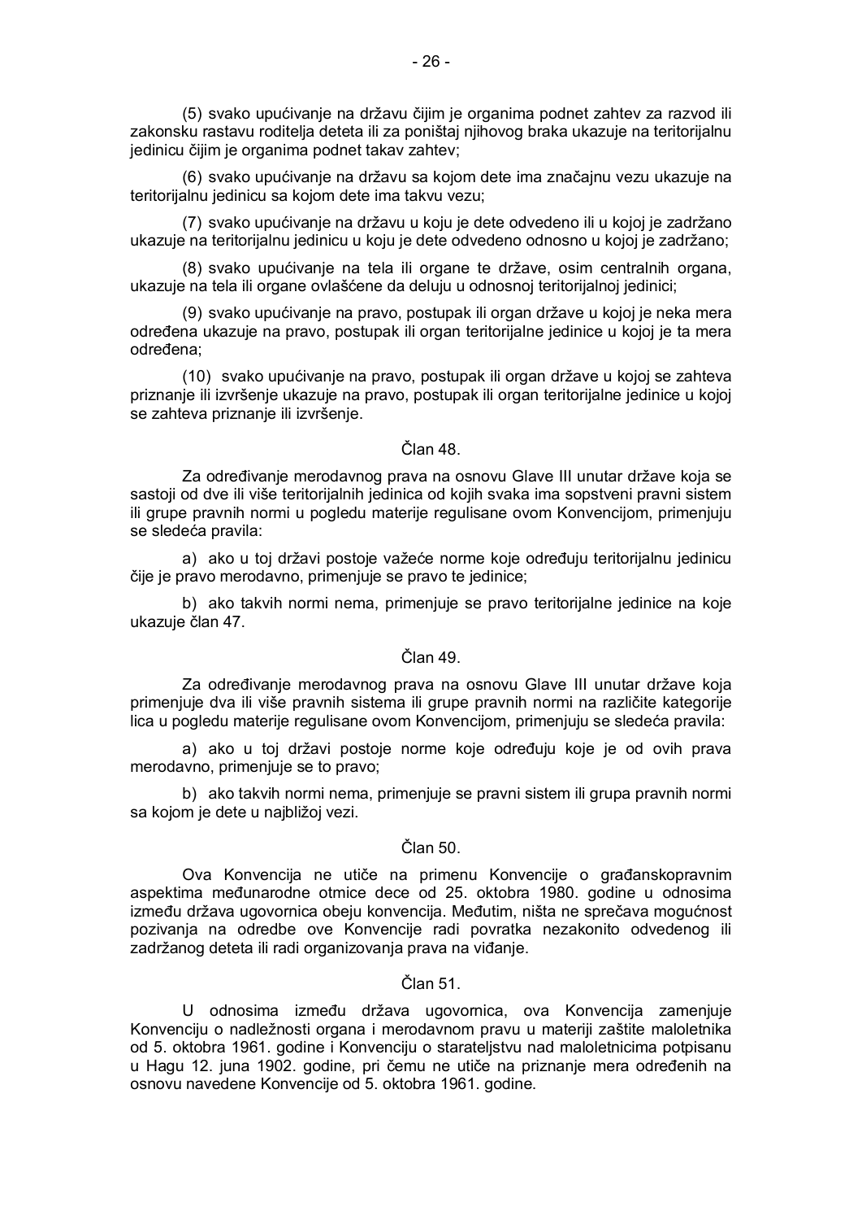(5) svako upućivanje na državu čijim je organima podnet zahtev za razvod ili zakonsku rastavu roditelja deteta ili za poništaj njihovog braka ukazuje na teritorijalnu jedinicu čijim je organima podnet takav zahtev;

(6) svako upućivanje na državu sa kojom dete ima značajnu vezu ukazuje na teritorijalnu jedinicu sa kojom dete ima takvu vezu;

(7) svako upućivanje na državu u koju je dete odvedeno ili u kojoj je zadržano ukazuje na teritorijalnu jedinicu u koju je dete odvedeno odnosno u kojoj je zadržano;

(8) svako upućivanje na tela ili organe te države, osim centralnih organa, ukazuje na tela ili organe ovlašćene da deluju u odnosnoj teritorijalnoj jedinici;

(9) svako upućivanje na pravo, postupak ili organ države u kojoj je neka mera određena ukazuje na pravo, postupak ili organ teritorijalne jedinice u kojoj je ta mera određena;

(10) svako upućivanje na pravo, postupak ili organ države u kojoj se zahteva priznanje ili izvršenje ukazuje na pravo, postupak ili organ teritorijalne jedinice u kojoj se zahteva priznanje ili izvršenje.

### Član 48.

Za određivanje merodavnog prava na osnovu Glave III unutar države koja se sastoji od dve ili više teritorijalnih jedinica od kojih svaka ima sopstveni pravni sistem ili grupe pravnih normi u pogledu materije regulisane ovom Konvencijom, primenjuju se sledeća pravila:

a) ako u toj državi postoje važeće norme koje određuju teritorijalnu jedinicu čije je pravo merodavno, primenjuje se pravo te jedinice;

b) ako takvih normi nema, primenjuje se pravo teritorijalne jedinice na koje ukazuje član 47.

### Član 49.

Za određivanje merodavnog prava na osnovu Glave III unutar države koja primenjuje dva ili više pravnih sistema ili grupe pravnih normi na različite kategorije lica u pogledu materije regulisane ovom Konvencijom, primenjuju se sledeća pravila:

a) ako u toj državi postoje norme koje određuju koje je od ovih prava merodavno, primenjuje se to pravo;

b) ako takvih normi nema, primenjuje se pravni sistem ili grupa pravnih normi sa kojom je dete u najbližoj vezi.

### Član 50.

Ova Konvencija ne utiče na primenu Konvencije o građanskopravnim aspektima međunarodne otmice dece od 25. oktobra 1980. godine u odnosima između država ugovornica obeju konvencija. Međutim, ništa ne sprečava mogućnost pozivanja na odredbe ove Konvencije radi povratka nezakonito odvedenog ili zadržanog deteta ili radi organizovanja prava na viđanje.

### Član 51.

U odnosima između država ugovornica, ova Konvencija zamenjuje Konvenciju o nadležnosti organa i merodavnom pravu u materiji zaštite maloletnika od 5. oktobra 1961. godine i Konvenciju o starateljstvu nad maloletnicima potpisanu u Hagu 12. juna 1902. godine, pri čemu ne utiče na priznanje mera određenih na osnovu navedene Konvencije od 5. oktobra 1961. godine.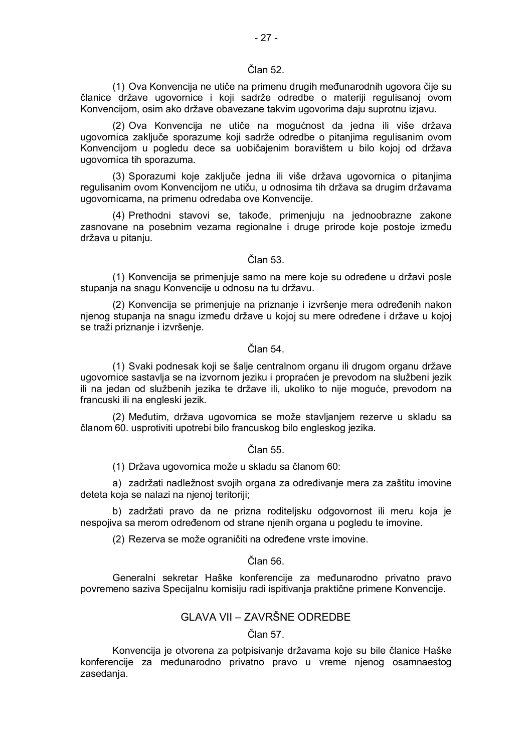Član 52.

(1) Ova Konvencija ne utiče na primenu drugih međunarodnih ugovora čije su članice države ugovornice i koji sadrže odredbe o materiji regulisanoj ovom Konvencijom, osim ako države obavezane takvim ugovorima daju suprotnu izjavu.

(2) Ova Konvencija ne utiče na mogućnost da jedna ili više država ugovornica zaključe sporazume koji sadrže odredbe o pitanjima regulisanim ovom Konvencijom u pogledu dece sa uobičajenim boravištem u bilo kojoj od država ugovornica tih sporazuma.

(3) Sporazumi koje zaključe jedna ili više država ugovornica o pitanjima regulisanim ovom Konvencijom ne utiču, u odnosima tih država sa drugim državama ugovornicama, na primenu odredaba ove Konvencije.

(4) Prethodni stavovi se, takođe, primenjuju na jednoobrazne zakone zasnovane na posebnim vezama regionalne i druge prirode koje postoje između država u pitanju.

Član 53.

(1) Konvencija se primenjuje samo na mere koje su određene u državi posle stupanja na snagu Konvencije u odnosu na tu državu.

(2) Konvencija se primenjuje na priznanje i izvršenje mera određenih nakon njenog stupanja na snagu između države u kojoj su mere određene i države u kojoj se traži priznanje i izvršenje.

Član 54.

(1) Svaki podnesak koji se šalje centralnom organu ili drugom organu države ugovornice sastavlja se na izvornom jeziku i propraćen je prevodom na službeni jezik ili na jedan od službenih jezika te države ili, ukoliko to nije moguće, prevodom na francuski ili na engleski jezik.

(2) Međutim, država ugovornica se može stavljanjem rezerve u skladu sa članom 60. usprotiviti upotrebi bilo francuskog bilo engleskog jezika.

Član 55.

(1) Država ugovornica može u skladu sa članom 60:

a) zadržati nadležnost svojih organa za određivanje mera za zaštitu imovine deteta koja se nalazi na njenoj teritoriji;

b) zadržati pravo da ne prizna roditeljsku odgovornost ili meru koja je nespojiva sa merom određenom od strane njenih organa u pogledu te imovine.

(2) Rezerva se može ograničiti na određene vrste imovine.

Član 56.

Generalni sekretar Haške konferencije za međunarodno privatno pravo povremeno saziva Specijalnu komisiju radi ispitivanja praktične primene Konvencije.

## GLAVA VII – ZAVRŠNE ODREDBE

Član 57.

Konvencija je otvorena za potpisivanje državama koje su bile članice Haške konferencije za međunarodno privatno pravo u vreme njenog osamnaestog zasedanja.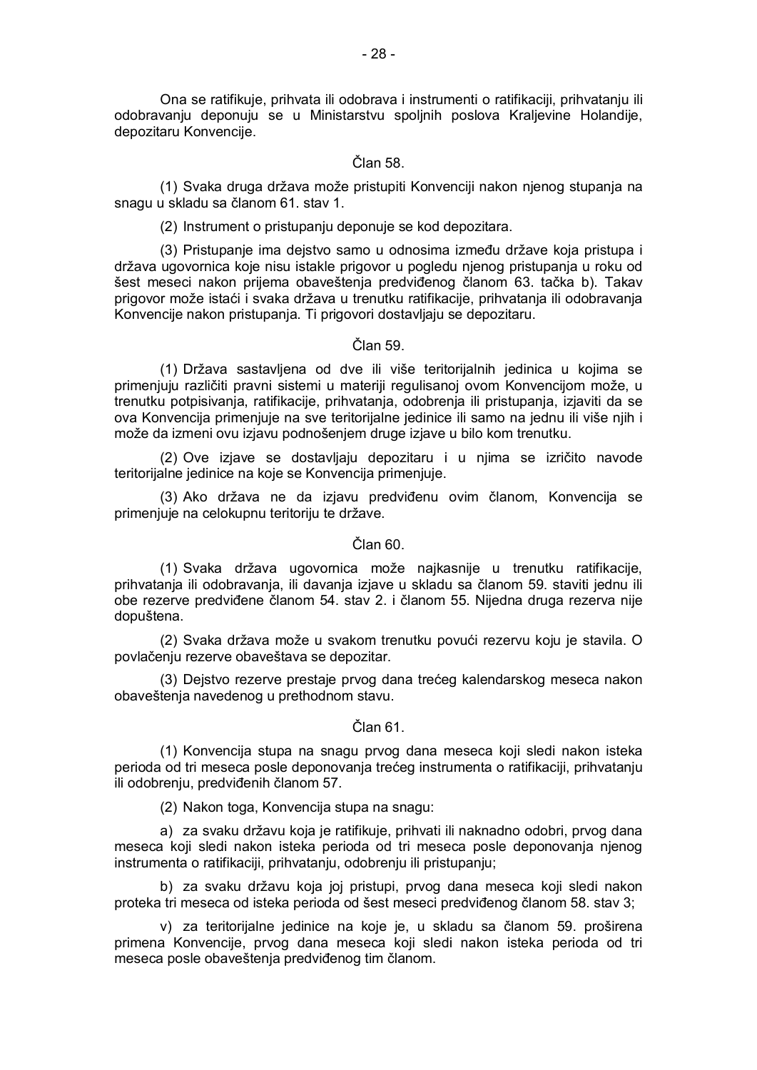Ona se ratifikuje, prihvata ili odobrava i instrumenti o ratifikaciji, prihvatanju ili odobravanju deponuju se u Ministarstvu spoljnih poslova Kraljevine Holandije, depozitaru Konvencije.

### Član 58.

(1) Svaka druga država može pristupiti Konvenciji nakon njenog stupanja na snagu u skladu sa članom 61. stav 1.

(2) Instrument o pristupanju deponuje se kod depozitara.

(3) Pristupanje ima dejstvo samo u odnosima između države koja pristupa i država ugovornica koje nisu istakle prigovor u pogledu njenog pristupanja u roku od šest meseci nakon prijema obaveštenja predviđenog članom 63. tačka b). Takav prigovor može istaći i svaka država u trenutku ratifikacije, prihvatanja ili odobravanja Konvencije nakon pristupanja. Ti prigovori dostavljaju se depozitaru.

### Član 59.

(1) Država sastavljena od dve ili više teritorijalnih jedinica u kojima se primenjuju različiti pravni sistemi u materiji regulisanoj ovom Konvencijom može, u trenutku potpisivanja, ratifikacije, prihvatanja, odobrenja ili pristupanja, izjaviti da se ova Konvencija primenjuje na sve teritorijalne jedinice ili samo na jednu ili više njih i može da izmeni ovu izjavu podnošenjem druge izjave u bilo kom trenutku.

(2) Ove izjave se dostavljaju depozitaru i u njima se izričito navode teritorijalne jedinice na koje se Konvencija primenjuje.

(3) Ako država ne da izjavu predviđenu ovim članom, Konvencija se primenjuje na celokupnu teritoriju te države.

### Član 60.

(1) Svaka država ugovornica može najkasnije u trenutku ratifikacije, prihvatanja ili odobravanja, ili davanja izjave u skladu sa članom 59. staviti jednu ili obe rezerve predviđene članom 54. stav 2. i članom 55. Nijedna druga rezerva nije dopuštena.

(2) Svaka država može u svakom trenutku povući rezervu koju je stavila. O povlačenju rezerve obaveštava se depozitar.

(3) Dejstvo rezerve prestaje prvog dana trećeg kalendarskog meseca nakon obaveštenja navedenog u prethodnom stavu.

### Član 61.

(1) Konvencija stupa na snagu prvog dana meseca koji sledi nakon isteka perioda od tri meseca posle deponovanja trećeg instrumenta o ratifikaciji, prihvatanju ili odobrenju, predviđenih članom 57.

(2) Nakon toga, Konvencija stupa na snagu:

a) za svaku državu koja je ratifikuje, prihvati ili naknadno odobri, prvog dana meseca koji sledi nakon isteka perioda od tri meseca posle deponovanja njenog instrumenta o ratifikaciji, prihvatanju, odobrenju ili pristupanju;

b) za svaku državu koja joj pristupi, prvog dana meseca koji sledi nakon proteka tri meseca od isteka perioda od šest meseci predviđenog članom 58. stav 3;

v) za teritorijalne jedinice na koje je, u skladu sa članom 59. proširena primena Konvencije, prvog dana meseca koji sledi nakon isteka perioda od tri meseca posle obaveštenja predviđenog tim članom.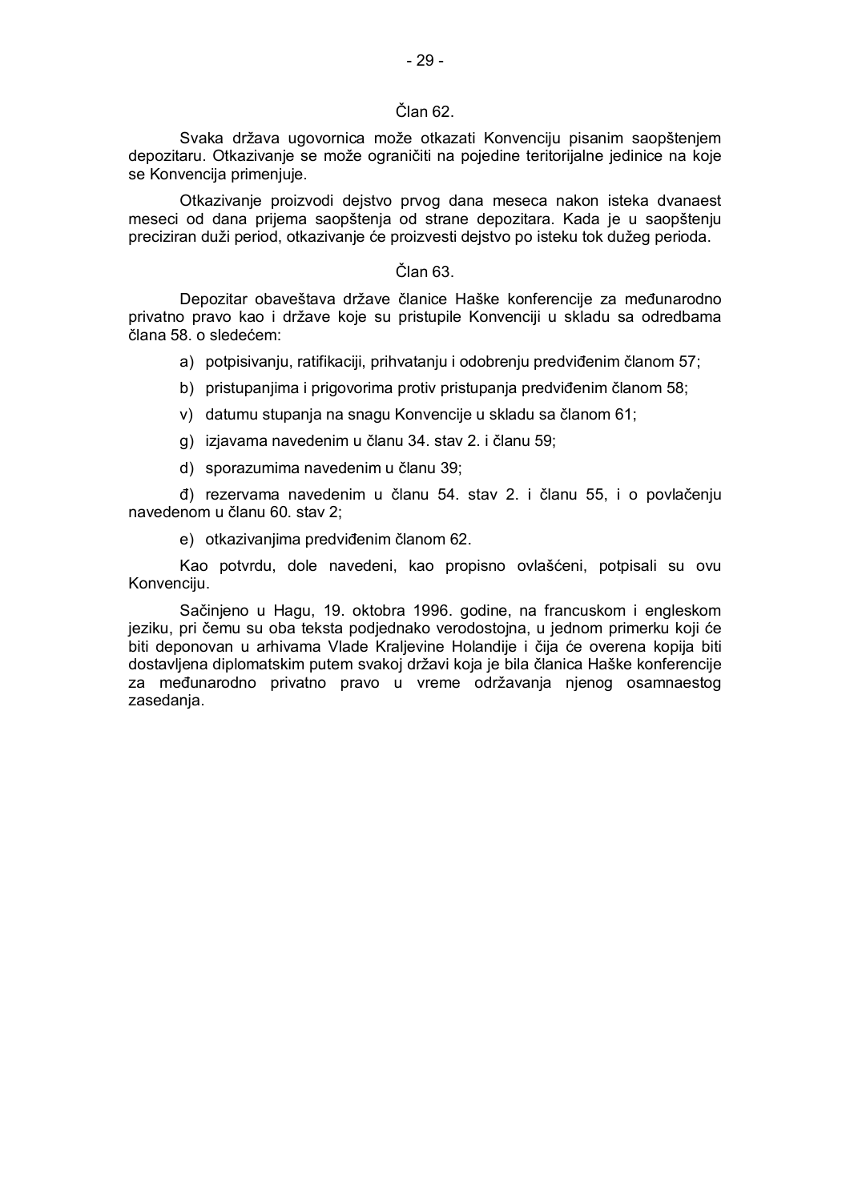### Član 62.

Svaka država ugovornica može otkazati Konvenciju pisanim saopštenjem depozitaru. Otkazivanje se može ograničiti na pojedine teritorijalne jedinice na koje se Konvencija primenjuje.

Otkazivanje proizvodi dejstvo prvog dana meseca nakon isteka dvanaest meseci od dana prijema saopštenja od strane depozitara. Kada je u saopštenju preciziran duži period, otkazivanje će proizvesti dejstvo po isteku tok dužeg perioda.

### Član 63.

Depozitar obaveštava države članice Haške konferencije za međunarodno privatno pravo kao i države koje su pristupile Konvenciji u skladu sa odredbama člana 58. o sledećem:

a) potpisivanju, ratifikaciji, prihvatanju i odobrenju predviđenim članom 57;

b) pristupanjima i prigovorima protiv pristupanja predviđenim članom 58;

v) datumu stupanja na snagu Konvencije u skladu sa članom 61;

g) izjavama navedenim u članu 34. stav 2. i članu 59;

d) sporazumima navedenim u članu 39;

đ) rezervama navedenim u članu 54. stav 2. i članu 55, i o povlačenju navedenom u članu 60. stav 2;

e) otkazivanjima predviđenim članom 62.

Kao potvrdu, dole navedeni, kao propisno ovlašćeni, potpisali su ovu Konvenciju.

Sačinjeno u Hagu, 19. oktobra 1996. godine, na francuskom i engleskom jeziku, pri čemu su oba teksta podjednako verodostojna, u jednom primerku koji će biti deponovan u arhivama Vlade Kraljevine Holandije i čija će overena kopija biti dostavljena diplomatskim putem svakoj državi koja je bila članica Haške konferencije za međunarodno privatno pravo u vreme održavanja njenog osamnaestog zasedanja.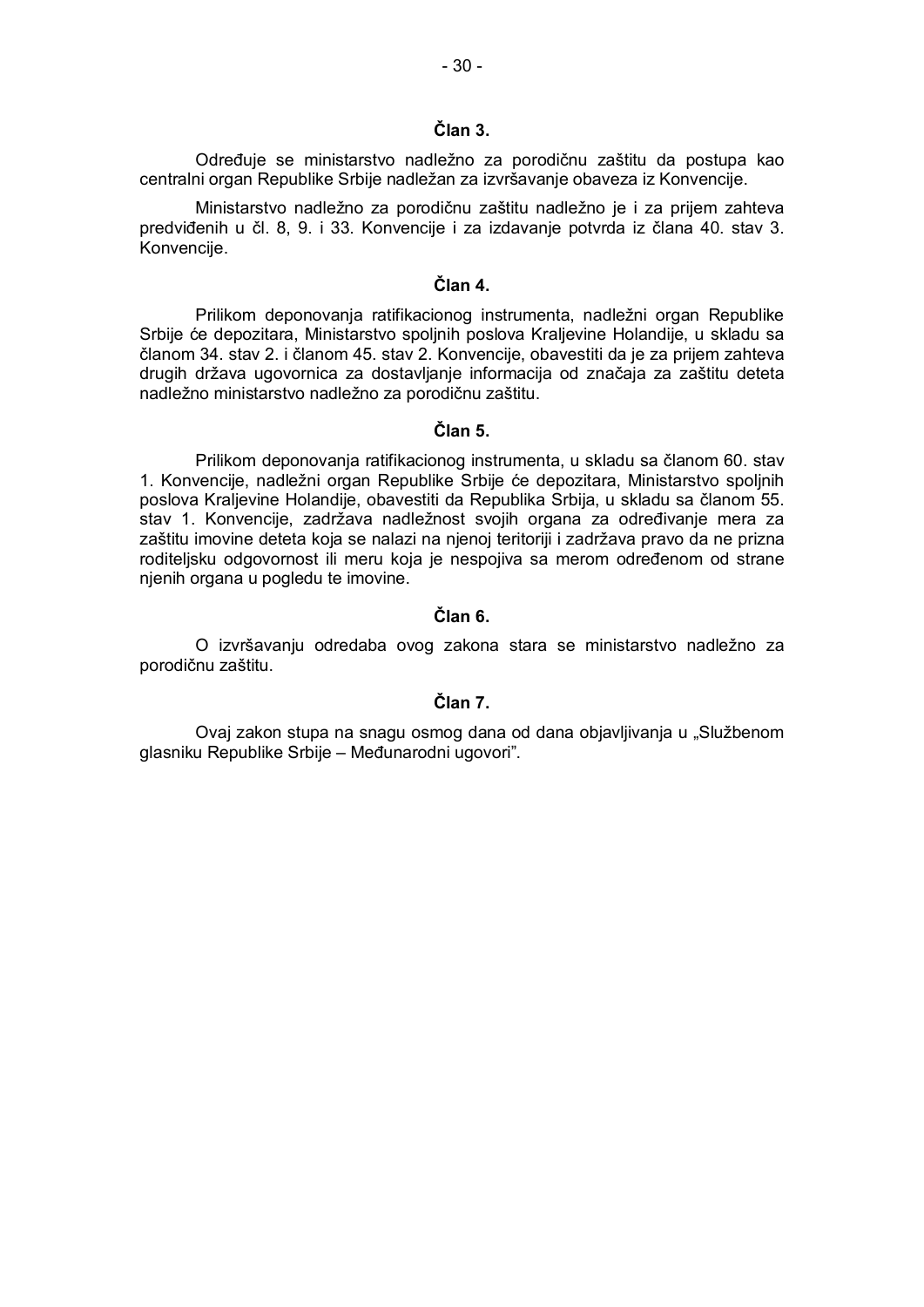### Član 3.

Određuje se ministarstvo nadležno za porodičnu zaštitu da postupa kao centralni organ Republike Srbije nadležan za izvršavanje obaveza iz Konvencije.

Ministarstvo nadležno za porodičnu zaštitu nadležno je i za prijem zahteva predviđenih u čl. 8, 9. i 33. Konvencije i za izdavanje potvrda iz člana 40. stav 3. Konvencije.

### Član 4.

Prilikom deponovanja ratifikacionog instrumenta, nadležni organ Republike Srbije će depozitara, Ministarstvo spoljnih poslova Kraljevine Holandije, u skladu sa članom 34. stav 2. i članom 45. stav 2. Konvencije, obavestiti da je za prijem zahteva drugih država ugovornica za dostavljanje informacija od značaja za zaštitu deteta nadležno ministarstvo nadležno za porodičnu zaštitu.

### Član 5.

Prilikom deponovanja ratifikacionog instrumenta, u skladu sa članom 60. stav 1. Konvencije, nadležni organ Republike Srbije će depozitara, Ministarstvo spoljnih poslova Kraljevine Holandije, obavestiti da Republika Srbija, u skladu sa članom 55. stav 1. Konvencije, zadržava nadležnost svojih organa za određivanje mera za zaštitu imovine deteta koja se nalazi na njenoj teritoriji i zadržava pravo da ne prizna roditeljsku odgovornost ili meru koja je nespojiva sa merom određenom od strane njenih organa u pogledu te imovine.

### Član 6.

O izvršavanju odredaba ovog zakona stara se ministarstvo nadležno za porodičnu zaštitu.

### Član 7.

Ovaj zakon stupa na snagu osmog dana od dana objavljivanja u „Službenom glasniku Republike Srbije – Međunarodni ugovori”.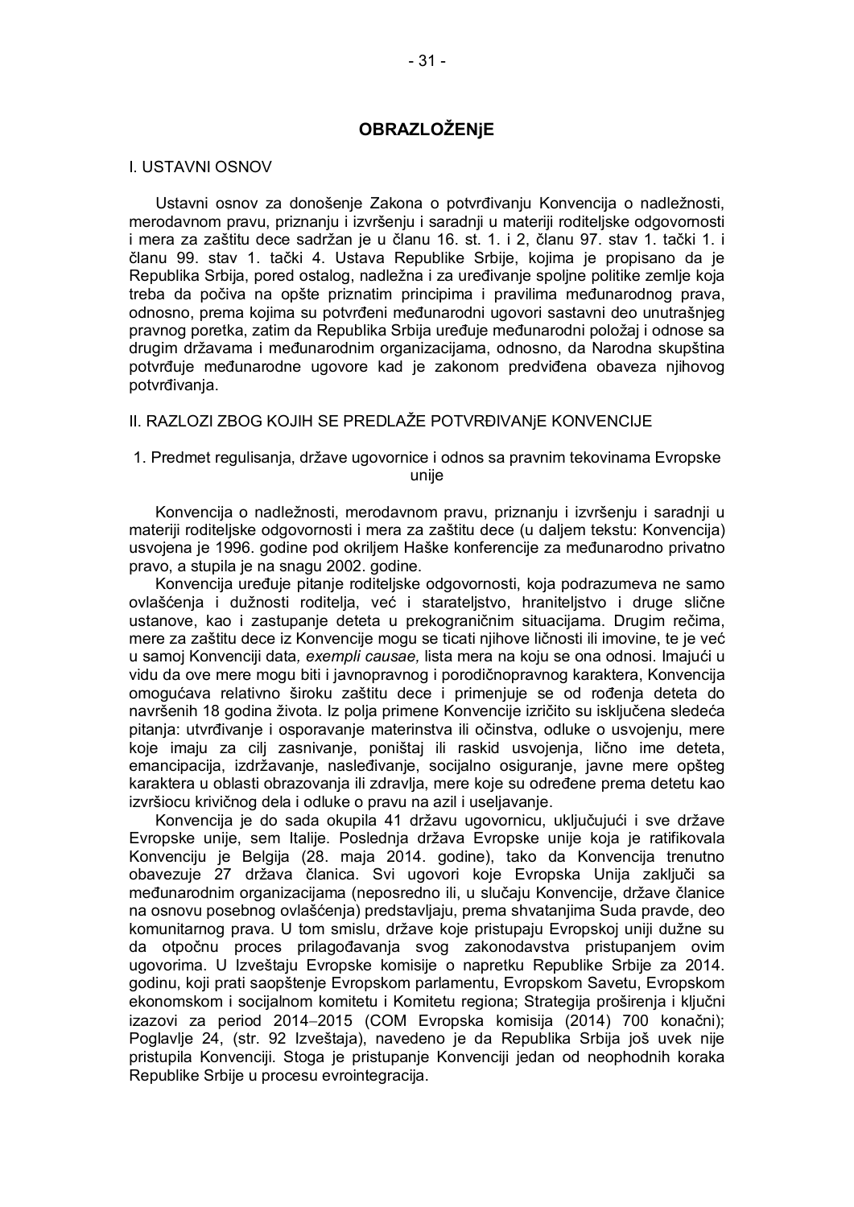# OBRAZLOŽENjE

## I. USTAVNI OSNOV

Ustavni osnov za donošenje Zakona o potvrđivanju Konvencija o nadležnosti, merodavnom pravu, priznanju i izvršenju i saradnji u materiji roditeljske odgovornosti i mera za zaštitu dece sadržan je u članu 16. st. 1. i 2, članu 97. stav 1. tački 1. i članu 99. stav 1. tački 4. Ustava Republike Srbije, kojima je propisano da je Republika Srbija, pored ostalog, nadležna i za uređivanje spoljne politike zemlje koja treba da počiva na opšte priznatim principima i pravilima međunarodnog prava, odnosno, prema kojima su potvrđeni međunarodni ugovori sastavni deo unutrašnjeg pravnog poretka, zatim da Republika Srbija uređuje međunarodni položaj i odnose sa drugim državama i međunarodnim organizacijama, odnosno, da Narodna skupština potvrđuje međunarodne ugovore kad je zakonom predviđena obaveza njihovog potvrđivanja.

## II. RAZLOZI ZBOG KOJIH SE PREDLAŽE POTVRĐIVANjE KONVENCIJE

### 1. Predmet regulisanja, države ugovornice i odnos sa pravnim tekovinama Evropske unije

Konvencija o nadležnosti, merodavnom pravu, priznanju i izvršenju i saradnji u materiji roditeljske odgovornosti i mera za zaštitu dece (u daljem tekstu: Konvencija) usvojena je 1996. godine pod okriljem Haške konferencije za međunarodno privatno pravo, a stupila je na snagu 2002. godine.

Konvencija uređuje pitanje roditeljske odgovornosti, koja podrazumeva ne samo ovlašćenja i dužnosti roditelja, već i starateljstvo, hraniteljstvo i druge slične ustanove, kao i zastupanje deteta u prekograničnim situacijama. Drugim rečima, mere za zaštitu dece iz Konvencije mogu se ticati njihove ličnosti ili imovine, te je već u samoj Konvenciji data, *exempli causae,* lista mera na koju se ona odnosi. Imajući u vidu da ove mere mogu biti i javnopravnog i porodičnopravnog karaktera, Konvencija omogućava relativno široku zaštitu dece i primenjuje se od rođenja deteta do navršenih 18 godina života. Iz polja primene Konvencije izričito su isključena sledeća pitanja: utvrđivanje i osporavanje materinstva ili očinstva, odluke o usvojenju, mere koje imaju za cilj zasnivanje, poništaj ili raskid usvojenja, lično ime deteta, emancipacija, izdržavanje, nasleđivanje, socijalno osiguranje, javne mere opšteg karaktera u oblasti obrazovanja ili zdravlja, mere koje su određene prema detetu kao izvršiocu krivičnog dela i odluke o pravu na azil i useljavanje.

Konvencija je do sada okupila 41 državu ugovornicu, uključujući i sve države Evropske unije, sem Italije. Poslednja država Evropske unije koja je ratifikovala Konvenciju je Belgija (28. maja 2014. godine), tako da Konvencija trenutno obavezuje 27 država članica. Svi ugovori koje Evropska Unija zaključi sa međunarodnim organizacijama (neposredno ili, u slučaju Konvencije, države članice na osnovu posebnog ovlašćenja) predstavljaju, prema shvatanjima Suda pravde, deo komunitarnog prava. U tom smislu, države koje pristupaju Evropskoj uniji dužne su da otpočnu proces prilagođavanja svog zakonodavstva pristupanjem ovim ugovorima. U Izveštaju Evropske komisije o napretku Republike Srbije za 2014. godinu, koji prati saopštenje Evropskom parlamentu, Evropskom Savetu, Evropskom ekonomskom i socijalnom komitetu i Komitetu regiona; Strategija proširenja i ključni izazovi za period 2014–2015 (COM Evropska komisija (2014) 700 konačni); Poglavlje 24, (str. 92 Izveštaja), navedeno je da Republika Srbija još uvek nije pristupila Konvenciji. Stoga je pristupanje Konvenciji jedan od neophodnih koraka Republike Srbije u procesu evrointegracija.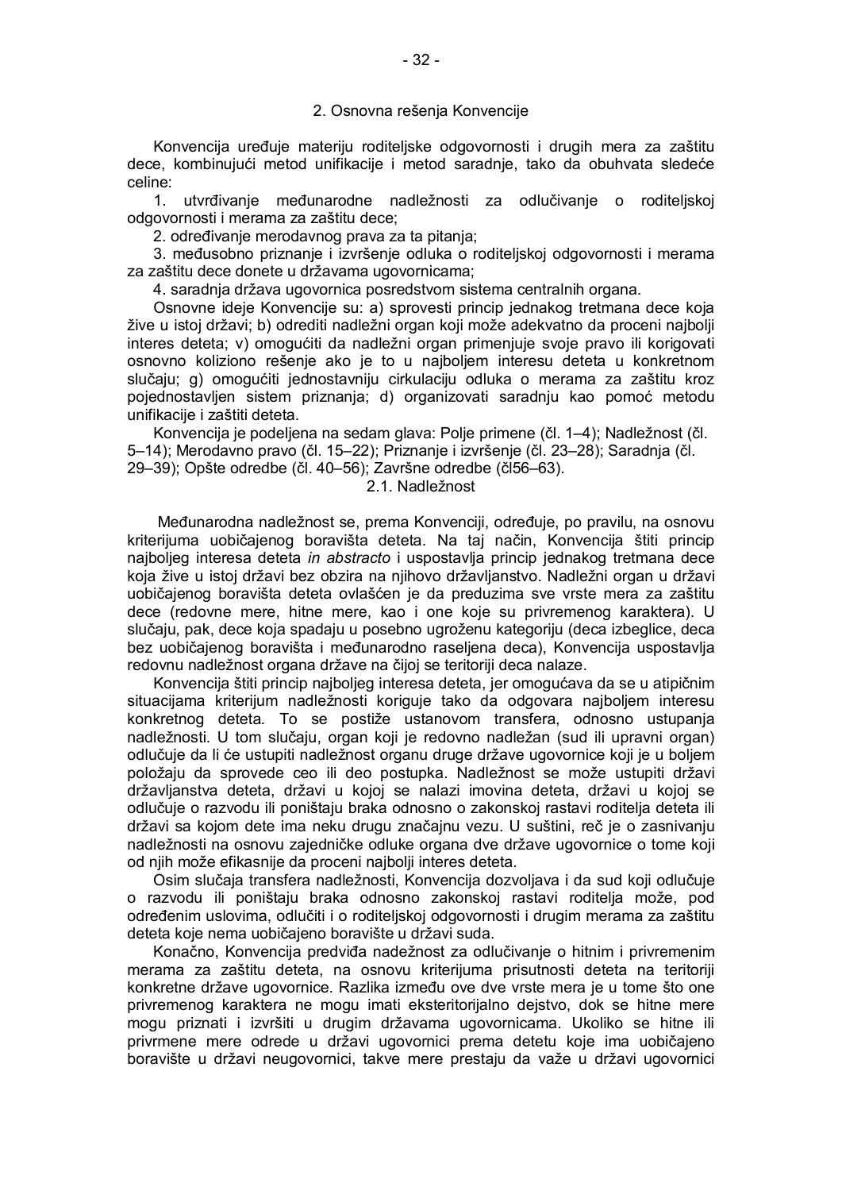## 2. Osnovna rešenja Konvencije

Konvencija uređuje materiju roditeljske odgovornosti i drugih mera za zaštitu dece, kombinujući metod unifikacije i metod saradnje, tako da obuhvata sledeće celine:

1. utvrđivanje međunarodne nadležnosti za odlučivanje o roditeljskoj odgovornosti i merama za zaštitu dece;
2. određivanje merodavnog prava za ta pitanja;
3. međusobno priznanje i izvršenje odluka o roditeljskoj odgovornosti i merama za zaštitu dece donete u državama ugovornicama;
4. saradnja država ugovornica posredstvom sistema centralnih organa.

Osnovne ideje Konvencije su: a) sprovesti princip jednakog tretmana dece koja žive u istoj državi; b) odrediti nadležni organ koji može adekvatno da proceni najbolji interes deteta; v) omogućiti da nadležni organ primenjuje svoje pravo ili korigovati osnovno koliziono rešenje ako je to u najboljem interesu deteta u konkretnom slučaju; g) omogućiti jednostavniju cirkulaciju odluka o merama za zaštitu kroz pojednostavljen sistem priznanja; d) organizovati saradnju kao pomoć metodu unifikacije i zaštiti deteta.

Konvencija je podeljena na sedam glava: Polje primene (čl. 1–4); Nadležnost (čl. 5–14); Merodavno pravo (čl. 15–22); Priznanje i izvršenje (čl. 23–28); Saradnja (čl. 29–39); Opšte odredbe (čl. 40–56); Završne odredbe (čl56–63).

### 2.1. Nadležnost

Međunarodna nadležnost se, prema Konvenciji, određuje, po pravilu, na osnovu kriterijuma uobičajenog boravišta deteta. Na taj način, Konvencija štiti princip najboljeg interesa deteta *in abstracto* i uspostavlja princip jednakog tretmana dece koja žive u istoj državi bez obzira na njihovo državljanstvo. Nadležni organ u državi uobičajenog boravišta deteta ovlašćen je da preduzima sve vrste mera za zaštitu dece (redovne mere, hitne mere, kao i one koje su privremenog karaktera). U slučaju, pak, dece koja spadaju u posebno ugroženu kategoriju (deca izbeglice, deca bez uobičajenog boravišta i međunarodno raseljena deca), Konvencija uspostavlja redovnu nadležnost organa države na čijoj se teritoriji deca nalaze.

Konvencija štiti princip najboljeg interesa deteta, jer omogućava da se u atipičnim situacijama kriterijum nadležnosti koriguje tako da odgovara najboljem interesu konkretnog deteta. To se postiže ustanovom transfera, odnosno ustupanja nadležnosti. U tom slučaju, organ koji je redovno nadležan (sud ili upravni organ) odlučuje da li će ustupiti nadležnost organu druge države ugovornice koji je u boljem položaju da sprovede ceo ili deo postupka. Nadležnost se može ustupiti državi državljanstva deteta, državi u kojoj se nalazi imovina deteta, državi u kojoj se odlučuje o razvodu ili poništaju braka odnosno o zakonskoj rastavi roditelja deteta ili državi sa kojom dete ima neku drugu značajnu vezu. U suštini, reč je o zasnivanju nadležnosti na osnovu zajedničke odluke organa dve države ugovornice o tome koji od njih može efikasnije da proceni najbolji interes deteta.

Osim slučaja transfera nadležnosti, Konvencija dozvoljava i da sud koji odlučuje o razvodu ili poništaju braka odnosno zakonskoj rastavi roditelja može, pod određenim uslovima, odlučiti i o roditeljskoj odgovornosti i drugim merama za zaštitu deteta koje nema uobičajeno boravište u državi suda.

Konačno, Konvencija predviđa nadežnost za odlučivanje o hitnim i privremenim merama za zaštitu deteta, na osnovu kriterijuma prisutnosti deteta na teritoriji konkretne države ugovornice. Razlika između ove dve vrste mera je u tome što one privremenog karaktera ne mogu imati eksteritorijalno dejstvo, dok se hitne mere mogu priznati i izvršiti u drugim državama ugovornicama. Ukoliko se hitne ili privrmene mere odrede u državi ugovornici prema detetu koje ima uobičajeno boravište u državi neugovornici, takve mere prestaju da važe u državi ugovornici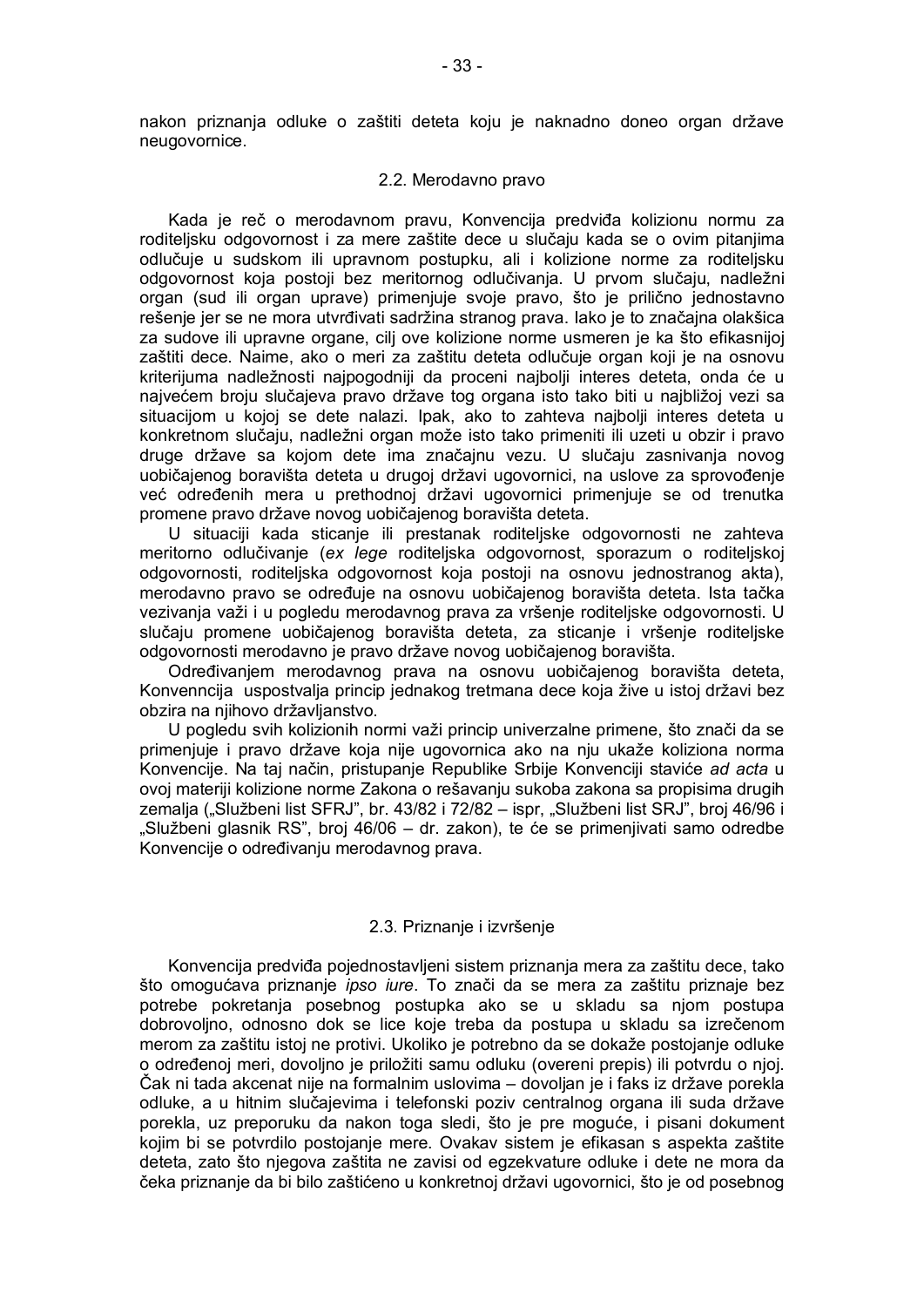nakon priznanja odluke o zaštiti deteta koju je naknadno doneo organ države neugovornice.

### 2.2. Merodavno pravo

Kada je reč o merodavnom pravu, Konvencija predviđa kolizionu normu za roditeljsku odgovornost i za mere zaštite dece u slučaju kada se o ovim pitanjima odlučuje u sudskom ili upravnom postupku, ali i kolizione norme za roditeljsku odgovornost koja postoji bez meritornog odlučivanja. U prvom slučaju, nadležni organ (sud ili organ uprave) primenjuje svoje pravo, što je prilično jednostavno rešenje jer se ne mora utvrđivati sadržina stranog prava. Iako je to značajna olakšica za sudove ili upravne organe, cilj ove kolizione norme usmeren je ka što efikasnijoj zaštiti dece. Naime, ako o meri za zaštitu deteta odlučuje organ koji je na osnovu kriterijuma nadležnosti najpogodniji da proceni najbolji interes deteta, onda će u najvećem broju slučajeva pravo države tog organa isto tako biti u najbližoj vezi sa situacijom u kojoj se dete nalazi. Ipak, ako to zahteva najbolji interes deteta u konkretnom slučaju, nadležni organ može isto tako primeniti ili uzeti u obzir i pravo druge države sa kojom dete ima značajnu vezu. U slučaju zasnivanja novog uobičajenog boravišta deteta u drugoj državi ugovornici, na uslove za sprovođenje već određenih mera u prethodnoj državi ugovornici primenjuje se od trenutka promene pravo države novog uobičajenog boravišta deteta.

U situaciji kada sticanje ili prestanak roditeljske odgovornosti ne zahteva meritorno odlučivanje (*ex lege* roditeljska odgovornost, sporazum o roditeljskoj odgovornosti, roditeljska odgovornost koja postoji na osnovu jednostranog akta), merodavno pravo se određuje na osnovu uobičajenog boravišta deteta. Ista tačka vezivanja važi i u pogledu merodavnog prava za vršenje roditeljske odgovornosti. U slučaju promene uobičajenog boravišta deteta, za sticanje i vršenje roditeljske odgovornosti merodavno je pravo države novog uobičajenog boravišta.

Određivanjem merodavnog prava na osnovu uobičajenog boravišta deteta, Konvenncija uspostvalja princip jednakog tretmana dece koja žive u istoj državi bez obzira na njihovo državljanstvo.

U pogledu svih kolizionih normi važi princip univerzalne primene, što znači da se primenjuje i pravo države koja nije ugovornica ako na nju ukaže koliziona norma Konvencije. Na taj način, pristupanje Republike Srbije Konvenciji staviće *ad acta* u ovoj materiji kolizione norme Zakona o rešavanju sukoba zakona sa propisima drugih zemalja („Službeni list SFRJ", br. 43/82 i 72/82 – ispr, „Službeni list SRJ", broj 46/96 i „Službeni glasnik RS", broj 46/06 – dr. zakon), te će se primenjivati samo odredbe Konvencije o određivanju merodavnog prava.

### 2.3. Priznanje i izvršenje

Konvencija predviđa pojednostavljeni sistem priznanja mera za zaštitu dece, tako što omogućava priznanje *ipso iure*. To znači da se mera za zaštitu priznaje bez potrebe pokretanja posebnog postupka ako se u skladu sa njom postupa dobrovoljno, odnosno dok se lice koje treba da postupa u skladu sa izrečenom merom za zaštitu istoj ne protivi. Ukoliko je potrebno da se dokaže postojanje odluke o određenoj meri, dovoljno je priložiti samu odluku (overeni prepis) ili potvrdu o njoj. Čak ni tada akcenat nije na formalnim uslovima – dovoljan je i faks iz države porekla odluke, a u hitnim slučajevima i telefonski poziv centralnog organa ili suda države porekla, uz preporuku da nakon toga sledi, što je pre moguće, i pisani dokument kojim bi se potvrdilo postojanje mere. Ovakav sistem je efikasan s aspekta zaštite deteta, zato što njegova zaštita ne zavisi od egzekvature odluke i dete ne mora da čeka priznanje da bi bilo zaštićeno u konkretnoj državi ugovornici, što je od posebnog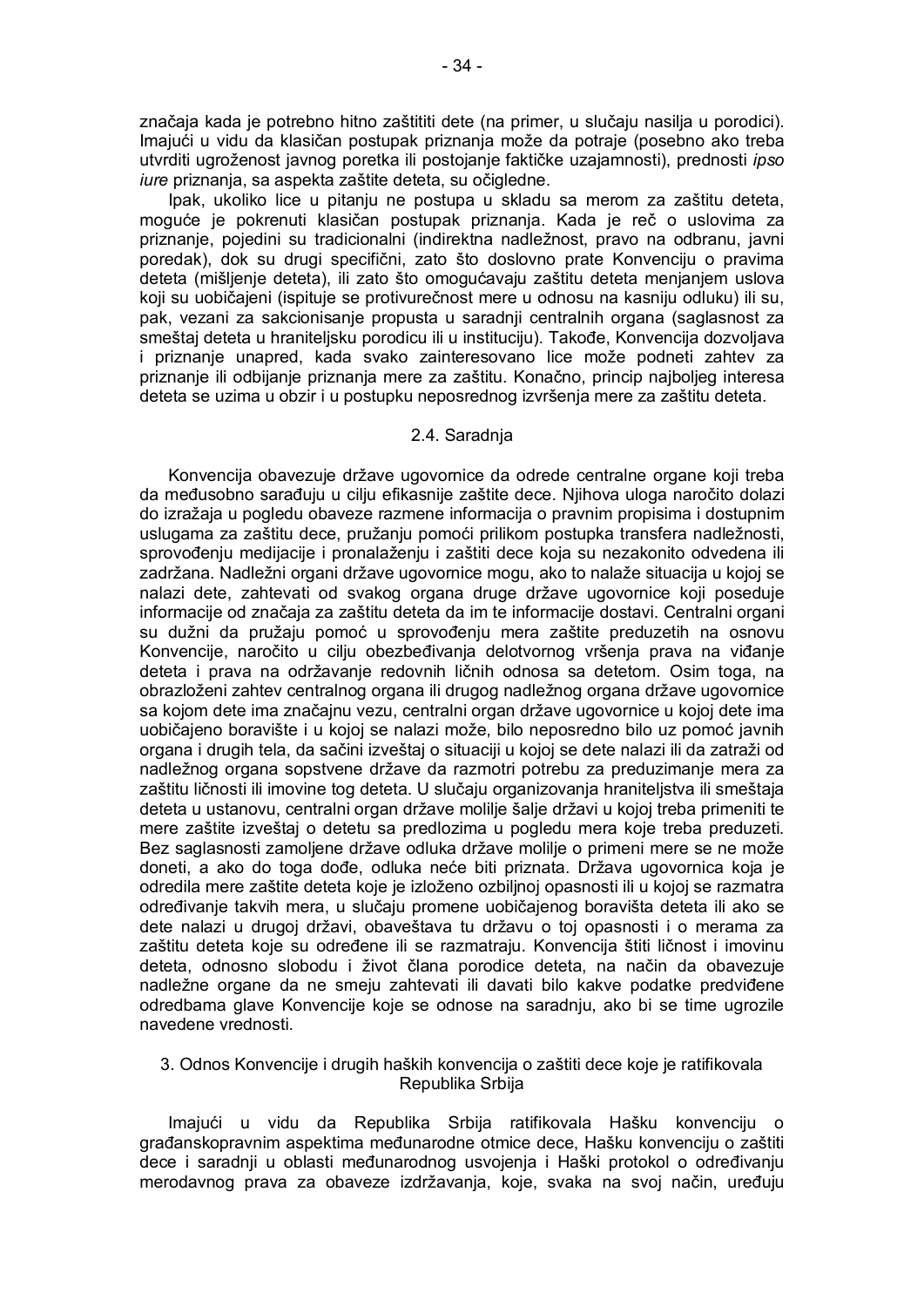značaja kada je potrebno hitno zaštititi dete (na primer, u slučaju nasilja u porodici). Imajući u vidu da klasičan postupak priznanja može da potraje (posebno ako treba utvrditi ugroženost javnog poretka ili postojanje faktičke uzajamnosti), prednosti *ipso iure* priznanja, sa aspekta zaštite deteta, su očigledne.

Ipak, ukoliko lice u pitanju ne postupa u skladu sa merom za zaštitu deteta, moguće je pokrenuti klasičan postupak priznanja. Kada je reč o uslovima za priznanje, pojedini su tradicionalni (indirektna nadležnost, pravo na odbranu, javni poredak), dok su drugi specifični, zato što doslovno prate Konvenciju o pravima deteta (mišljenje deteta), ili zato što omogućavaju zaštitu deteta menjanjem uslova koji su uobičajeni (ispituje se protivurečnost mere u odnosu na kasniju odluku) ili su, pak, vezani za sakcionisanje propusta u saradnji centralnih organa (saglasnost za smeštaj deteta u hraniteljsku porodicu ili u instituciju). Takođe, Konvencija dozvoljava i priznanje unapred, kada svako zainteresovano lice može podneti zahtev za priznanje ili odbijanje priznanja mere za zaštitu. Konačno, princip najboljeg interesa deteta se uzima u obzir i u postupku neposrednog izvršenja mere za zaštitu deteta.

### 2.4. Saradnja

Konvencija obavezuje države ugovornice da odrede centralne organe koji treba da međusobno sarađuju u cilju efikasnije zaštite dece. Njihova uloga naročito dolazi do izražaja u pogledu obaveze razmene informacija o pravnim propisima i dostupnim uslugama za zaštitu dece, pružanju pomoći prilikom postupka transfera nadležnosti, sprovođenju medijacije i pronalaženju i zaštiti dece koja su nezakonito odvedena ili zadržana. Nadležni organi države ugovornice mogu, ako to nalaže situacija u kojoj se nalazi dete, zahtevati od svakog organa druge države ugovornice koji poseduje informacije od značaja za zaštitu deteta da im te informacije dostavi. Centralni organi su dužni da pružaju pomoć u sprovođenju mera zaštite preduzetih na osnovu Konvencije, naročito u cilju obezbeđivanja delotvornog vršenja prava na viđanje deteta i prava na održavanje redovnih ličnih odnosa sa detetom. Osim toga, na obrazloženi zahtev centralnog organa ili drugog nadležnog organa države ugovornice sa kojom dete ima značajnu vezu, centralni organ države ugovornice u kojoj dete ima uobičajeno boravište i u kojoj se nalazi može, bilo neposredno bilo uz pomoć javnih organa i drugih tela, da sačini izveštaj o situaciji u kojoj se dete nalazi ili da zatraži od nadležnog organa sopstvene države da razmotri potrebu za preduzimanje mera za zaštitu ličnosti ili imovine tog deteta. U slučaju organizovanja hraniteljstva ili smeštaja deteta u ustanovu, centralni organ države molilje šalje državi u kojoj treba primeniti te mere zaštite izveštaj o detetu sa predlozima u pogledu mera koje treba preduzeti. Bez saglasnosti zamoljene države odluka države molilje o primeni mere se ne može doneti, a ako do toga dođe, odluka neće biti priznata. Država ugovornica koja je odredila mere zaštite deteta koje je izloženo ozbiljnoj opasnosti ili u kojoj se razmatra određivanje takvih mera, u slučaju promene uobičajenog boravišta deteta ili ako se dete nalazi u drugoj državi, obaveštava tu državu o toj opasnosti i o merama za zaštitu deteta koje su određene ili se razmatraju. Konvencija štiti ličnost i imovinu deteta, odnosno slobodu i život člana porodice deteta, na način da obavezuje nadležne organe da ne smeju zahtevati ili davati bilo kakve podatke predviđene odredbama glave Konvencije koje se odnose na saradnju, ako bi se time ugrozile navedene vrednosti.

## 3. Odnos Konvencije i drugih haških konvencija o zaštiti dece koje je ratifikovala Republika Srbija

Imajući u vidu da Republika Srbija ratifikovala Hašku konvenciju o građanskopravnim aspektima međunarodne otmice dece, Hašku konvenciju o zaštiti dece i saradnji u oblasti međunarodnog usvojenja i Haški protokol o određivanju merodavnog prava za obaveze izdržavanja, koje, svaka na svoj način, uređuju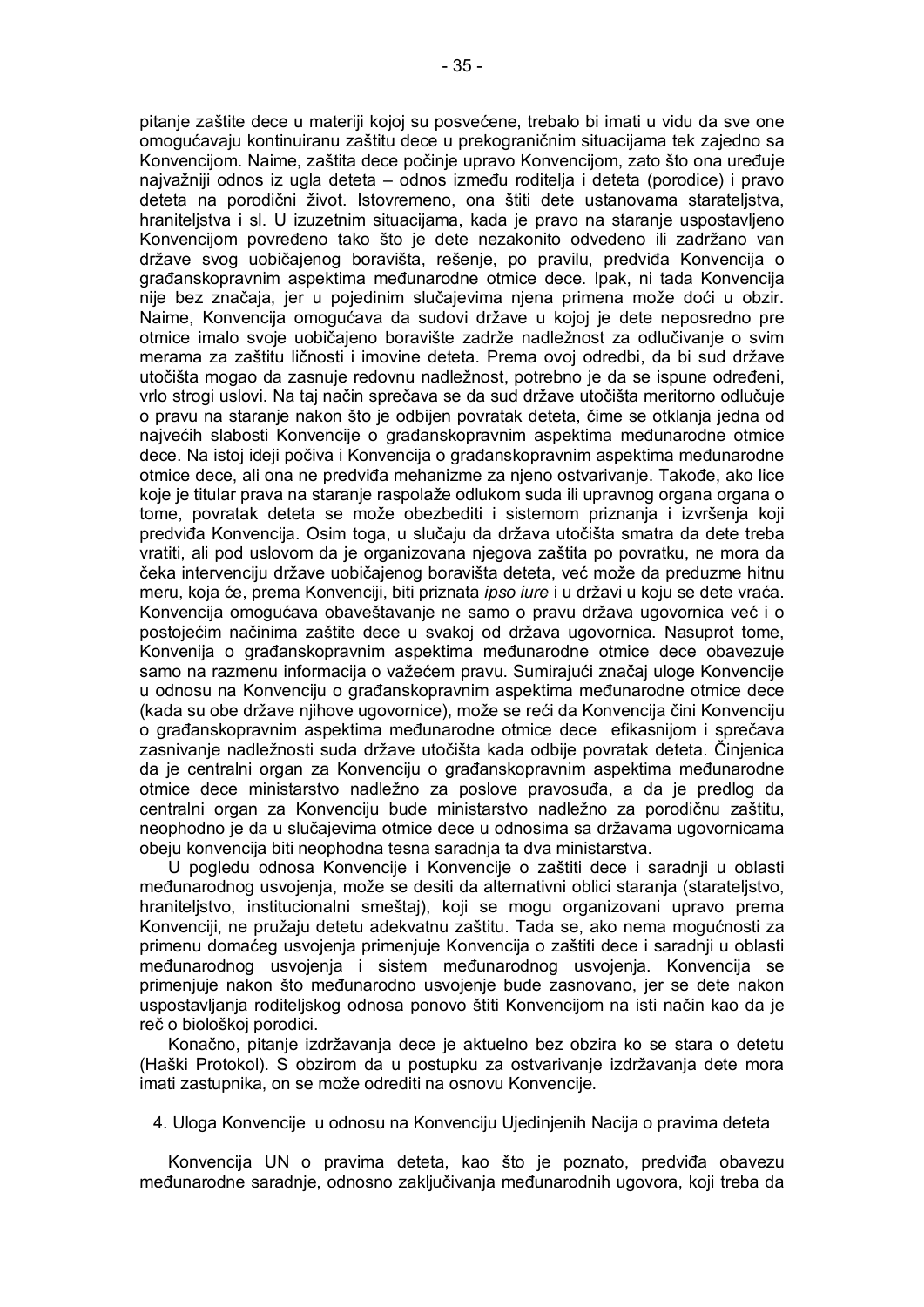pitanje zaštite dece u materiji kojoj su posvećene, trebalo bi imati u vidu da sve one omogućavaju kontinuiranu zaštitu dece u prekograničnim situacijama tek zajedno sa Konvencijom. Naime, zaštita dece počinje upravo Konvencijom, zato što ona uređuje najvažniji odnos iz ugla deteta – odnos između roditelja i deteta (porodice) i pravo deteta na porodični život. Istovremeno, ona štiti dete ustanovama starateljstva, hraniteljstva i sl. U izuzetnim situacijama, kada je pravo na staranje uspostavljeno Konvencijom povređeno tako što je dete nezakonito odvedeno ili zadržano van države svog uobičajenog boravišta, rešenje, po pravilu, predviđa Konvencija o građanskopravnim aspektima međunarodne otmice dece. Ipak, ni tada Konvencija nije bez značaja, jer u pojedinim slučajevima njena primena može doći u obzir. Naime, Konvencija omogućava da sudovi države u kojoj je dete neposredno pre otmice imalo svoje uobičajeno boravište zadrže nadležnost za odlučivanje o svim merama za zaštitu ličnosti i imovine deteta. Prema ovoj odredbi, da bi sud države utočišta mogao da zasnuje redovnu nadležnost, potrebno je da se ispune određeni, vrlo strogi uslovi. Na taj način sprečava se da sud države utočišta meritorno odlučuje o pravu na staranje nakon što je odbijen povratak deteta, čime se otklanja jedna od najvećih slabosti Konvencije o građanskopravnim aspektima međunarodne otmice dece. Na istoj ideji počiva i Konvencija o građanskopravnim aspektima međunarodne otmice dece, ali ona ne predviđa mehanizme za njeno ostvarivanje. Takođe, ako lice koje je titular prava na staranje raspolaže odlukom suda ili upravnog organa organa o tome, povratak deteta se može obezbediti i sistemom priznanja i izvršenja koji predviđa Konvencija. Osim toga, u slučaju da država utočišta smatra da dete treba vratiti, ali pod uslovom da je organizovana njegova zaštita po povratku, ne mora da čeka intervenciju države uobičajenog boravišta deteta, već može da preduzme hitnu meru, koja će, prema Konvenciji, biti priznata *ipso iure* i u državi u koju se dete vraća. Konvencija omogućava obaveštavanje ne samo o pravu država ugovornica već i o postojećim načinima zaštite dece u svakoj od država ugovornica. Nasuprot tome, Konvenija o građanskopravnim aspektima međunarodne otmice dece obavezuje samo na razmenu informacija o važećem pravu. Sumirajući značaj uloge Konvencije u odnosu na Konvenciju o građanskopravnim aspektima međunarodne otmice dece (kada su obe države njihove ugovornice), može se reći da Konvencija čini Konvenciju o građanskopravnim aspektima međunarodne otmice dece efikasnijom i sprečava zasnivanje nadležnosti suda države utočišta kada odbije povratak deteta. Činjenica da je centralni organ za Konvenciju o građanskopravnim aspektima međunarodne otmice dece ministarstvo nadležno za poslove pravosuđa, a da je predlog da centralni organ za Konvenciju bude ministarstvo nadležno za porodičnu zaštitu, neophodno je da u slučajevima otmice dece u odnosima sa državama ugovornicama obeju konvencija biti neophodna tesna saradnja ta dva ministarstva.

U pogledu odnosa Konvencije i Konvencije o zaštiti dece i saradnji u oblasti međunarodnog usvojenja, može se desiti da alternativni oblici staranja (starateljstvo, hraniteljstvo, institucionalni smeštaj), koji se mogu organizovani upravo prema Konvenciji, ne pružaju detetu adekvatnu zaštitu. Tada se, ako nema mogućnosti za primenu domaćeg usvojenja primenjuje Konvencija o zaštiti dece i saradnji u oblasti međunarodnog usvojenja i sistem međunarodnog usvojenja. Konvencija se primenjuje nakon što međunarodno usvojenje bude zasnovano, jer se dete nakon uspostavljanja roditeljskog odnosa ponovo štiti Konvencijom na isti način kao da je reč o biološkoj porodici.

Konačno, pitanje izdržavanja dece je aktuelno bez obzira ko se stara o detetu (Haški Protokol). S obzirom da u postupku za ostvarivanje izdržavanja dete mora imati zastupnika, on se može odrediti na osnovu Konvencije.

### 4. Uloga Konvencije u odnosu na Konvenciju Ujedinjenih Nacija o pravima deteta

Konvencija UN o pravima deteta, kao što je poznato, predviđa obavezu međunarodne saradnje, odnosno zaključivanja međunarodnih ugovora, koji treba da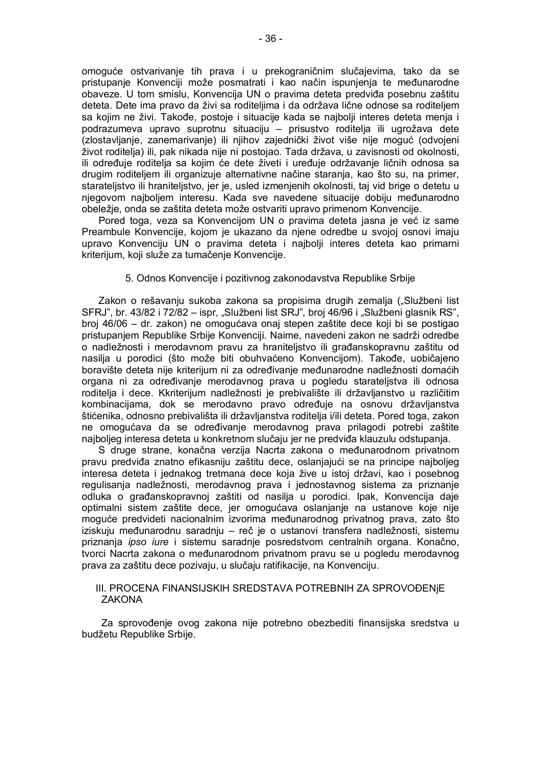omoguće ostvarivanje tih prava i u prekograničnim slučajevima, tako da se pristupanje Konvenciji može posmatrati i kao način ispunjenja te međunarodne obaveze. U tom smislu, Konvencija UN o pravima deteta predviđa posebnu zaštitu deteta. Dete ima pravo da živi sa roditeljima i da održava lične odnose sa roditeljem sa kojim ne živi. Takođe, postoje i situacije kada se najbolji interes deteta menja i podrazumeva upravo suprotnu situaciju – prisustvo roditelja ili ugrožava dete (zlostavljanje, zanemarivanje) ili njihov zajednički život više nije moguć (odvojeni život roditelja) ili, pak nikada nije ni postojao. Tada država, u zavisnosti od okolnosti, ili određuje roditelja sa kojim će dete živeti i uređuje održavanje ličnih odnosa sa drugim roditeljem ili organizuje alternativne načine staranja, kao što su, na primer, starateljstvo ili hraniteljstvo, jer je, usled izmenjenih okolnosti, taj vid brige o detetu u njegovom najboljem interesu. Kada sve navedene situacije dobiju međunarodno obeležje, onda se zaštita deteta može ostvariti upravo primenom Konvencije.

Pored toga, veza sa Konvencijom UN o pravima deteta jasna je već iz same Preambule Konvencije, kojom je ukazano da njene odredbe u svojoj osnovi imaju upravo Konvenciju UN o pravima deteta i najbolji interes deteta kao primarni kriterijum, koji služe za tumačenje Konvencije.

### 5. Odnos Konvencije i pozitivnog zakonodavstva Republike Srbije

Zakon o rešavanju sukoba zakona sa propisima drugih zemalja („Službeni list SFRJ", br. 43/82 i 72/82 – ispr, „Službeni list SRJ", broj 46/96 i „Službeni glasnik RS", broj 46/06 – dr. zakon) ne omogućava onaj stepen zaštite dece koji bi se postigao pristupanjem Republike Srbije Konvenciji. Naime, navedeni zakon ne sadrži odredbe o nadležnosti i merodavnom pravu za hraniteljstvo ili građanskopravnu zaštitu od nasilja u porodici (što može biti obuhvaćeno Konvencijom). Takođe, uobičajeno boravište deteta nije kriterijum ni za određivanje međunarodne nadležnosti domaćih organa ni za određivanje merodavnog prava u pogledu starateljstva ili odnosa roditelja i dece. Kkriterijum nadležnosti je prebivalište ili državljanstvo u različitim kombinacijama, dok se merodavno pravo određuje na osnovu državljanstva štićenika, odnosno prebivališta ili državljanstva roditelja i/ili deteta. Pored toga, zakon ne omogućava da se određivanje merodavnog prava prilagodi potrebi zaštite najboljeg interesa deteta u konkretnom slučaju jer ne predviđa klauzulu odstupanja.

S druge strane, konačna verzija Nacrta zakona o međunarodnom privatnom pravu predviđa znatno efikasniju zaštitu dece, oslanjajući se na principe najboljeg interesa deteta i jednakog tretmana dece koja žive u istoj državi, kao i posebnog regulisanja nadležnosti, merodavnog prava i jednostavnog sistema za priznanje odluka o građanskopravnoj zaštiti od nasilja u porodici. Ipak, Konvencija daje optimalni sistem zaštite dece, jer omogućava oslanjanje na ustanove koje nije moguće predvideti nacionalnim izvorima međunarodnog privatnog prava, zato što iziskuju međunarodnu saradnju – reč je o ustanovi transfera nadležnosti, sistemu priznanja *ipso iure* i sistemu saradnje posredstvom centralnih organa. Konačno, tvorci Nacrta zakona o međunarodnom privatnom pravu se u pogledu merodavnog prava za zaštitu dece pozivaju, u slučaju ratifikacije, na Konvenciju.

## III. PROCENA FINANSIJSKIH SREDSTAVA POTREBNIH ZA SPROVOĐENjE ZAKONA

Za sprovođenje ovog zakona nije potrebno obezbediti finansijska sredstva u budžetu Republike Srbije.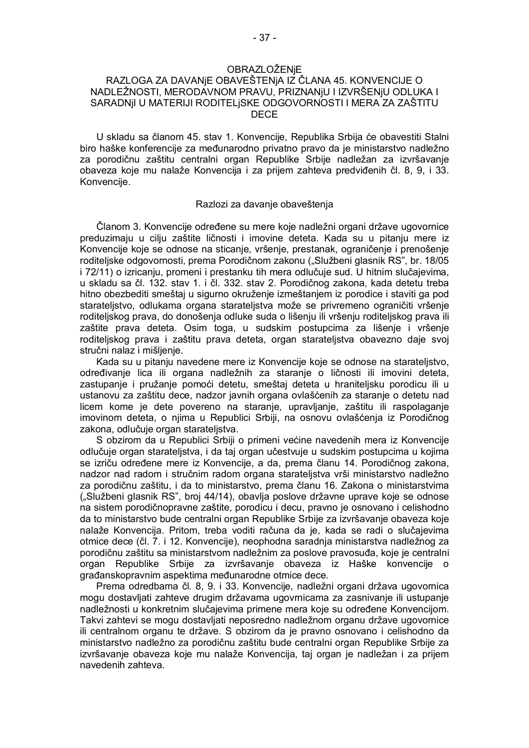## OBRAZLOŽENjE RAZLOGA ZA DAVANjE OBAVEŠTENjA IZ ČLANA 45. KONVENCIJE O NADLEŽNOSTI, MERODAVNOM PRAVU, PRIZNANjU I IZVRŠENjU ODLUKA I SARADNjI U MATERIJI RODITELjSKE ODGOVORNOSTI I MERA ZA ZAŠTITU DECE

U skladu sa članom 45. stav 1. Konvencije, Republika Srbija će obavestiti Stalni biro haške konferencije za međunarodno privatno pravo da je ministarstvo nadležno za porodičnu zaštitu centralni organ Republike Srbije nadležan za izvršavanje obaveza koje mu nalaže Konvencija i za prijem zahteva predviđenih čl. 8, 9, i 33. Konvencije.

### Razlozi za davanje obaveštenja

Članom 3. Konvencije određene su mere koje nadležni organi države ugovornice preduzimaju u cilju zaštite ličnosti i imovine deteta. Kada su u pitanju mere iz Konvencije koje se odnose na sticanje, vršenje, prestanak, ograničenje i prenošenje roditeljske odgovornosti, prema Porodičnom zakonu („Službeni glasnik RS", br. 18/05 i 72/11) o izricanju, promeni i prestanku tih mera odlučuje sud. U hitnim slučajevima, u skladu sa čl. 132. stav 1. i čl. 332. stav 2. Porodičnog zakona, kada detetu treba hitno obezbediti smeštaj u sigurno okruženje izmeštanjem iz porodice i staviti ga pod starateljstvo, odlukama organa starateljstva može se privremeno ograničiti vršenje roditeljskog prava, do donošenja odluke suda o lišenju ili vršenju roditeljskog prava ili zaštite prava deteta. Osim toga, u sudskim postupcima za lišenje i vršenje roditeljskog prava i zaštitu prava deteta, organ starateljstva obavezno daje svoj stručni nalaz i mišljenje.

Kada su u pitanju navedene mere iz Konvencije koje se odnose na starateljstvo, određivanje lica ili organa nadležnih za staranje o ličnosti ili imovini deteta, zastupanje i pružanje pomoći detetu, smeštaj deteta u hraniteljsku porodicu ili u ustanovu za zaštitu dece, nadzor javnih organa ovlašćenih za staranje o detetu nad licem kome je dete povereno na staranje, upravljanje, zaštitu ili raspolaganje imovinom deteta, o njima u Republici Srbiji, na osnovu ovlašćenja iz Porodičnog zakona, odlučuje organ starateljstva.

S obzirom da u Republici Srbiji o primeni većine navedenih mera iz Konvencije odlučuje organ starateljstva, i da taj organ učestvuje u sudskim postupcima u kojima se izriču određene mere iz Konvencije, a da, prema članu 14. Porodičnog zakona, nadzor nad radom i stručnim radom organa starateljstva vrši ministarstvo nadležno za porodičnu zaštitu, i da to ministarstvo, prema članu 16. Zakona o ministarstvima („Službeni glasnik RS", broj 44/14), obavlja poslove državne uprave koje se odnose na sistem porodičnopravne zaštite, porodicu i decu, pravno je osnovano i celishodno da to ministarstvo bude centralni organ Republike Srbije za izvršavanje obaveza koje nalaže Konvencija. Pritom, treba voditi računa da je, kada se radi o slučajevima otmice dece (čl. 7. i 12. Konvencije), neophodna saradnja ministarstva nadležnog za porodičnu zaštitu sa ministarstvom nadležnim za poslove pravosuđa, koje je centralni organ Republike Srbije za izvršavanje obaveza iz Haške konvencije o građanskopravnim aspektima međunarodne otmice dece.

Prema odredbama čl. 8, 9. i 33. Konvencije, nadležni organi država ugovornica mogu dostavljati zahteve drugim državama ugovornicama za zasnivanje ili ustupanje nadležnosti u konkretnim slučajevima primene mera koje su određene Konvencijom. Takvi zahtevi se mogu dostavljati neposredno nadležnom organu države ugovornice ili centralnom organu te države. S obzirom da je pravno osnovano i celishodno da ministarstvo nadležno za porodičnu zaštitu bude centralni organ Republike Srbije za izvršavanje obaveza koje mu nalaže Konvencija, taj organ je nadležan i za prijem navedenih zahteva.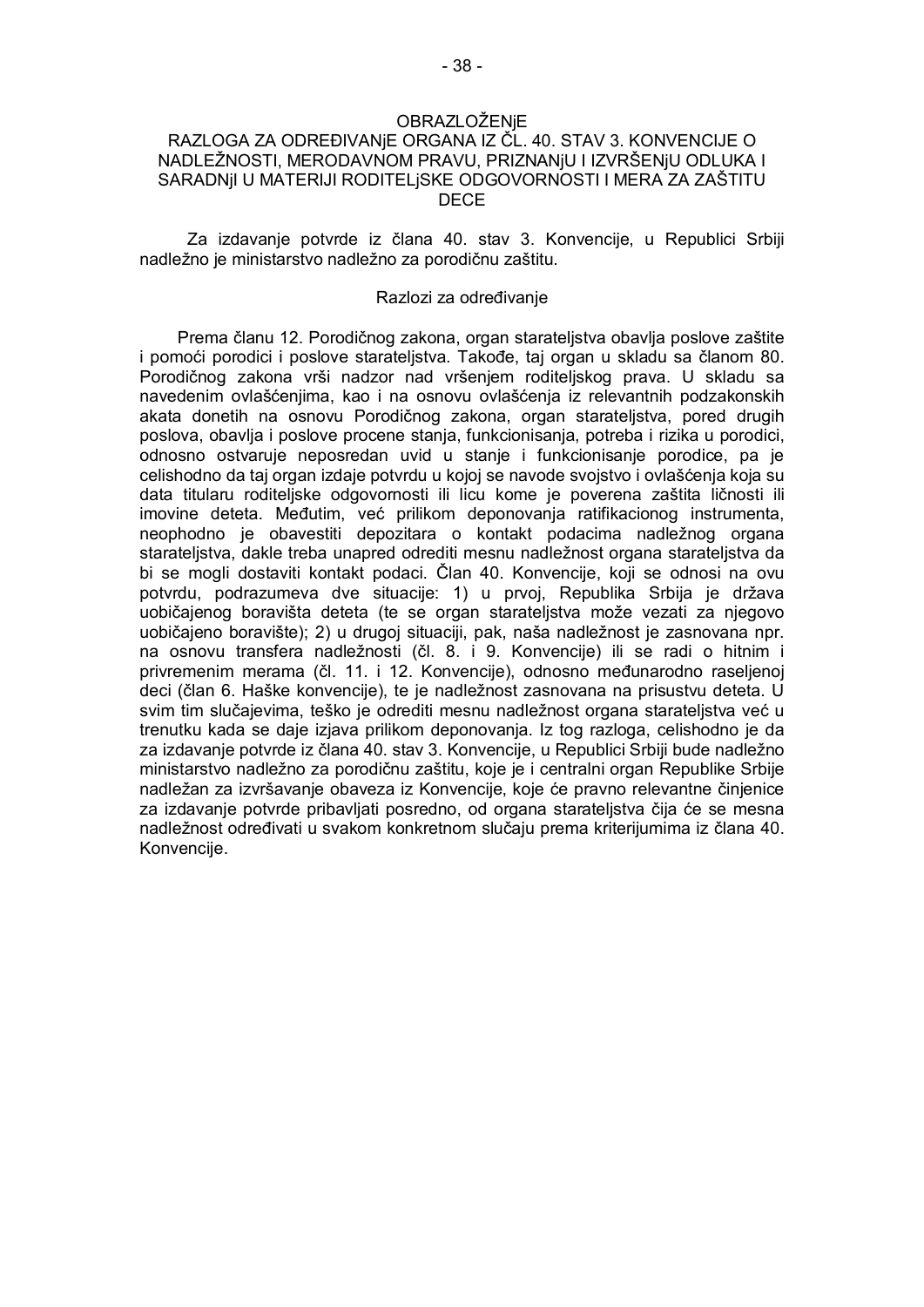# OBRAZLOŽENjE
# RAZLOGA ZA ODREĐIVANjE ORGANA IZ ČL. 40. STAV 3. KONVENCIJE O NADLEŽNOSTI, MERODAVNOM PRAVU, PRIZNANjU I IZVRŠENjU ODLUKA I SARADNjI U MATERIJI RODITELjSKE ODGOVORNOSTI I MERA ZA ZAŠTITU DECE

Za izdavanje potvrde iz člana 40. stav 3. Konvencije, u Republici Srbiji nadležno je ministarstvo nadležno za porodičnu zaštitu.

## Razlozi za određivanje

Prema članu 12. Porodičnog zakona, organ starateljstva obavlja poslove zaštite i pomoći porodici i poslove starateljstva. Takođe, taj organ u skladu sa članom 80. Porodičnog zakona vrši nadzor nad vršenjem roditeljskog prava. U skladu sa navedenim ovlašćenjima, kao i na osnovu ovlašćenja iz relevantnih podzakonskih akata donetih na osnovu Porodičnog zakona, organ starateljstva, pored drugih poslova, obavlja i poslove procene stanja, funkcionisanja, potreba i rizika u porodici, odnosno ostvaruje neposredan uvid u stanje i funkcionisanje porodice, pa je celishodno da taj organ izdaje potvrdu u kojoj se navode svojstvo i ovlašćenja koja su data titularu roditeljske odgovornosti ili licu kome je poverena zaštita ličnosti ili imovine deteta. Međutim, već prilikom deponovanja ratifikacionog instrumenta, neophodno je obavestiti depozitara o kontakt podacima nadležnog organa starateljstva, dakle treba unapred odrediti mesnu nadležnost organa starateljstva da bi se mogli dostaviti kontakt podaci. Član 40. Konvencije, koji se odnosi na ovu potvrdu, podrazumeva dve situacije: 1) u prvoj, Republika Srbija je država uobičajenog boravišta deteta (te se organ starateljstva može vezati za njegovo uobičajeno boravište); 2) u drugoj situaciji, pak, naša nadležnost je zasnovana npr. na osnovu transfera nadležnosti (čl. 8. i 9. Konvencije) ili se radi o hitnim i privremenim merama (čl. 11. i 12. Konvencije), odnosno međunarodno raseljenoj deci (član 6. Haške konvencije), te je nadležnost zasnovana na prisustvu deteta. U svim tim slučajevima, teško je odrediti mesnu nadležnost organa starateljstva već u trenutku kada se daje izjava prilikom deponovanja. Iz tog razloga, celishodno je da za izdavanje potvrde iz člana 40. stav 3. Konvencije, u Republici Srbiji bude nadležno ministarstvo nadležno za porodičnu zaštitu, koje je i centralni organ Republike Srbije nadležan za izvršavanje obaveza iz Konvencije, koje će pravno relevantne činjenice za izdavanje potvrde pribavljati posredno, od organa starateljstva čija će se mesna nadležnost određivati u svakom konkretnom slučaju prema kriterijumima iz člana 40. Konvencije.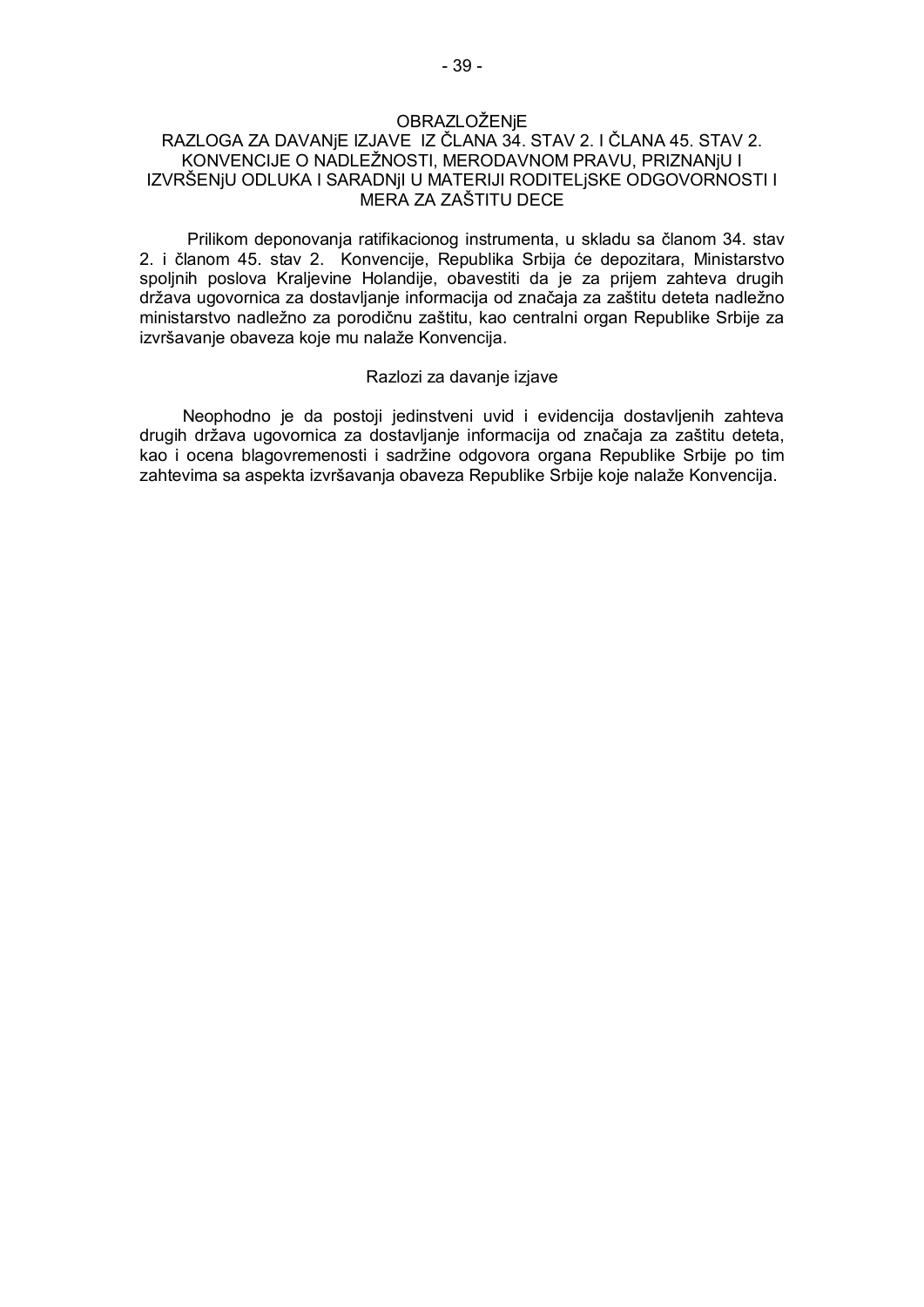# OBRAZLOŽENjE
## RAZLOGA ZA DAVANjE IZJAVE IZ ČLANA 34. STAV 2. I ČLANA 45. STAV 2. KONVENCIJE O NADLEŽNOSTI, MERODAVNOM PRAVU, PRIZNANjU I IZVRŠENjU ODLUKA I SARADNjI U MATERIJI RODITELjSKE ODGOVORNOSTI I MERA ZA ZAŠTITU DECE

Prilikom deponovanja ratifikacionog instrumenta, u skladu sa članom 34. stav 2. i članom 45. stav 2. Konvencije, Republika Srbija će depozitara, Ministarstvo spoljnih poslova Kraljevine Holandije, obavestiti da je za prijem zahteva drugih država ugovornica za dostavljanje informacija od značaja za zaštitu deteta nadležno ministarstvo nadležno za porodičnu zaštitu, kao centralni organ Republike Srbije za izvršavanje obaveza koje mu nalaže Konvencija.

Razlozi za davanje izjave

Neophodno je da postoji jedinstveni uvid i evidencija dostavljenih zahteva drugih država ugovornica za dostavljanje informacija od značaja za zaštitu deteta, kao i ocena blagovremenosti i sadržine odgovora organa Republike Srbije po tim zahtevima sa aspekta izvršavanja obaveza Republike Srbije koje nalaže Konvencija.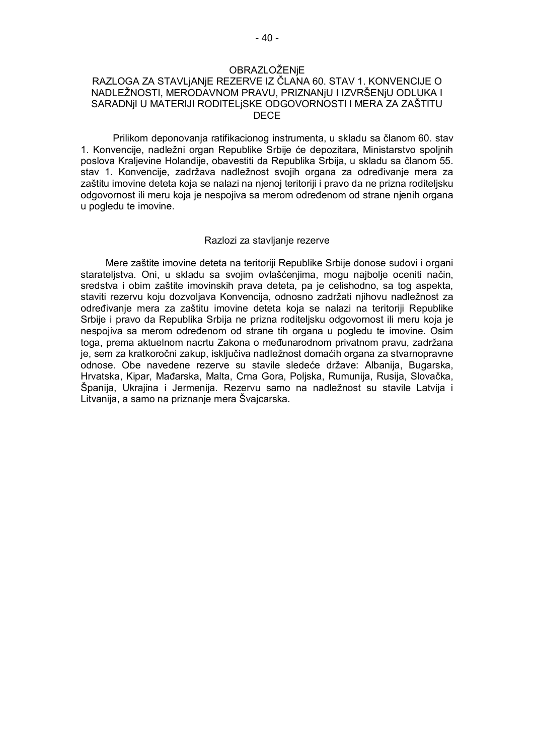## OBRAZLOŽENjE RAZLOGA ZA STAVLjANjE REZERVE IZ ČLANA 60. STAV 1. KONVENCIJE O NADLEŽNOSTI, MERODAVNOM PRAVU, PRIZNANjU I IZVRŠENjU ODLUKA I SARADNjI U MATERIJI RODITELjSKE ODGOVORNOSTI I MERA ZA ZAŠTITU DECE

Prilikom deponovanja ratifikacionog instrumenta, u skladu sa članom 60. stav 1. Konvencije, nadležni organ Republike Srbije će depozitara, Ministarstvo spoljnih poslova Kraljevine Holandije, obavestiti da Republika Srbija, u skladu sa članom 55. stav 1. Konvencije, zadržava nadležnost svojih organa za određivanje mera za zaštitu imovine deteta koja se nalazi na njenoj teritoriji i pravo da ne prizna roditeljsku odgovornost ili meru koja je nespojiva sa merom određenom od strane njenih organa u pogledu te imovine.

### Razlozi za stavljanje rezerve

Mere zaštite imovine deteta na teritoriji Republike Srbije donose sudovi i organi starateljstva. Oni, u skladu sa svojim ovlašćenjima, mogu najbolje oceniti način, sredstva i obim zaštite imovinskih prava deteta, pa je celishodno, sa tog aspekta, staviti rezervu koju dozvoljava Konvencija, odnosno zadržati njihovu nadležnost za određivanje mera za zaštitu imovine deteta koja se nalazi na teritoriji Republike Srbije i pravo da Republika Srbija ne prizna roditeljsku odgovornost ili meru koja je nespojiva sa merom određenom od strane tih organa u pogledu te imovine. Osim toga, prema aktuelnom nacrtu Zakona o međunarodnom privatnom pravu, zadržana je, sem za kratkoročni zakup, isključiva nadležnost domaćih organa za stvarnopravne odnose. Obe navedene rezerve su stavile sledeće države: Albanija, Bugarska, Hrvatska, Kipar, Mađarska, Malta, Crna Gora, Poljska, Rumunija, Rusija, Slovačka, Španija, Ukrajina i Jermenija. Rezervu samo na nadležnost su stavile Latvija i Litvanija, a samo na priznanje mera Švajcarska.